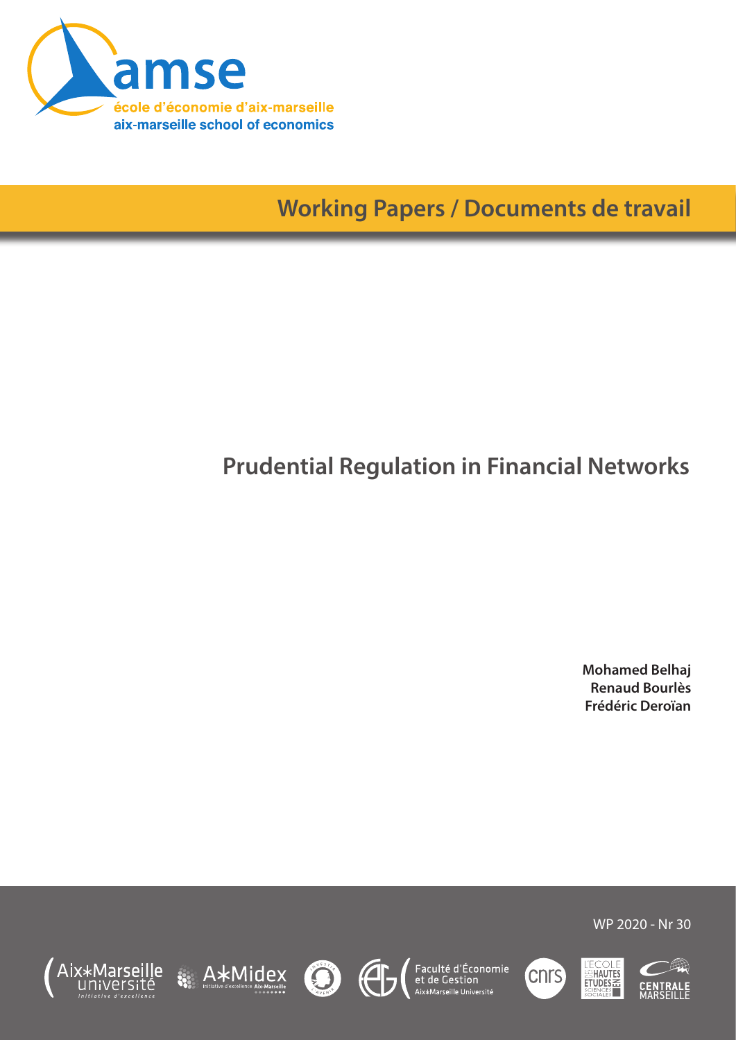amse

école d'économie d'aix-marseille
aix-marseille school of economics

## Working Papers / Documents de travail

# Prudential Regulation in Financial Networks

**Mohamed Belhaj**
**Renaud Bourlès**
**Frédéric Deroïan**

WP 2020 - Nr 30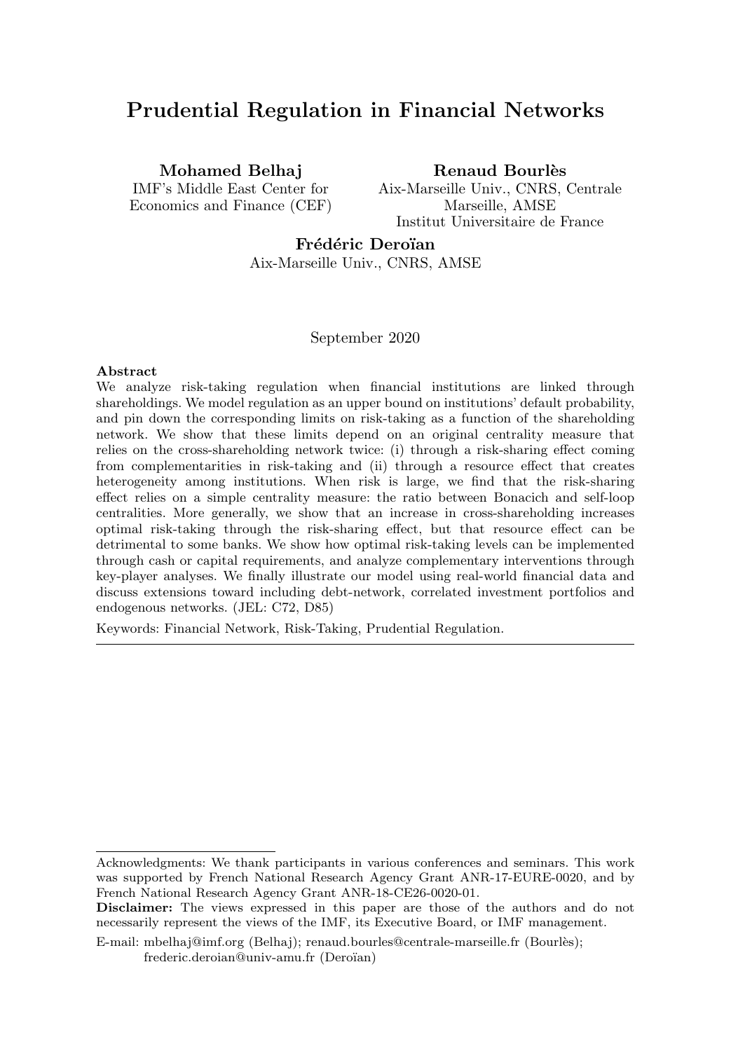# Prudential Regulation in Financial Networks

**Mohamed Belhaj**
IMF's Middle East Center for Economics and Finance (CEF)

**Renaud Bourlès**
Aix-Marseille Univ., CNRS, Centrale Marseille, AMSE
Institut Universitaire de France

**Frédéric Deroïan**
Aix-Marseille Univ., CNRS, AMSE

September 2020

**Abstract**

We analyze risk-taking regulation when financial institutions are linked through shareholdings. We model regulation as an upper bound on institutions' default probability, and pin down the corresponding limits on risk-taking as a function of the shareholding network. We show that these limits depend on an original centrality measure that relies on the cross-shareholding network twice: (i) through a risk-sharing effect coming from complementarities in risk-taking and (ii) through a resource effect that creates heterogeneity among institutions. When risk is large, we find that the risk-sharing effect relies on a simple centrality measure: the ratio between Bonacich and self-loop centralities. More generally, we show that an increase in cross-shareholding increases optimal risk-taking through the risk-sharing effect, but that resource effect can be detrimental to some banks. We show how optimal risk-taking levels can be implemented through cash or capital requirements, and analyze complementary interventions through key-player analyses. We finally illustrate our model using real-world financial data and discuss extensions toward including debt-network, correlated investment portfolios and endogenous networks. (JEL: C72, D85)

Keywords: Financial Network, Risk-Taking, Prudential Regulation.

---

Acknowledgments: We thank participants in various conferences and seminars. This work was supported by French National Research Agency Grant ANR-17-EURE-0020, and by French National Research Agency Grant ANR-18-CE26-0020-01.

**Disclaimer:** The views expressed in this paper are those of the authors and do not necessarily represent the views of the IMF, its Executive Board, or IMF management.

E-mail: mbelhaj@imf.org (Belhaj); renaud.bourles@centrale-marseille.fr (Bourlès); frederic.deroian@univ-amu.fr (Deroïan)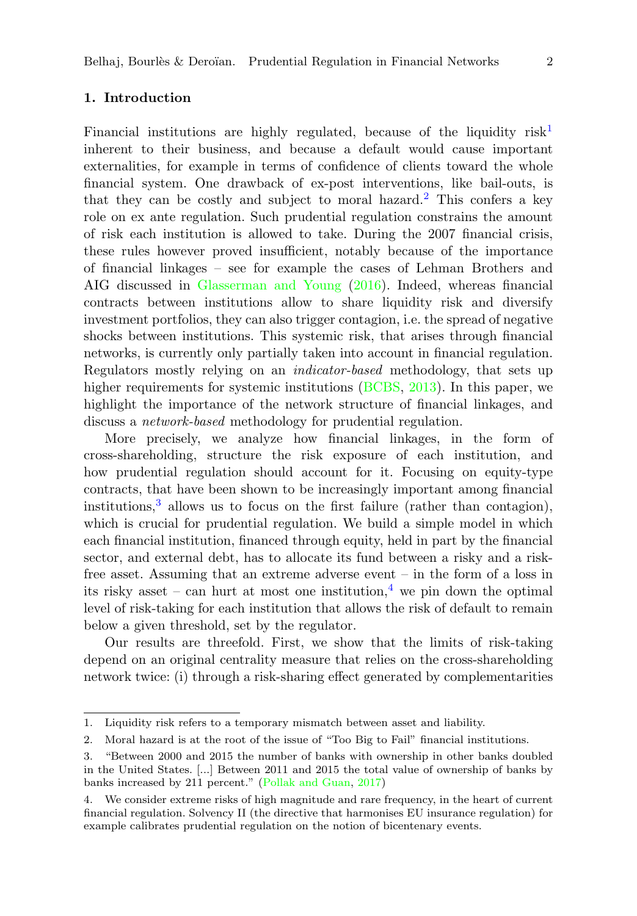## 1. Introduction

Financial institutions are highly regulated, because of the liquidity risk[1] inherent to their business, and because a default would cause important externalities, for example in terms of confidence of clients toward the whole financial system. One drawback of ex-post interventions, like bail-outs, is that they can be costly and subject to moral hazard.[2] This confers a key role on ex ante regulation. Such prudential regulation constrains the amount of risk each institution is allowed to take. During the 2007 financial crisis, these rules however proved insufficient, notably because of the importance of financial linkages – see for example the cases of Lehman Brothers and AIG discussed in Glasserman and Young (2016). Indeed, whereas financial contracts between institutions allow to share liquidity risk and diversify investment portfolios, they can also trigger contagion, i.e. the spread of negative shocks between institutions. This systemic risk, that arises through financial networks, is currently only partially taken into account in financial regulation. Regulators mostly relying on an *indicator-based* methodology, that sets up higher requirements for systemic institutions (BCBS, 2013). In this paper, we highlight the importance of the network structure of financial linkages, and discuss a *network-based* methodology for prudential regulation.

More precisely, we analyze how financial linkages, in the form of cross-shareholding, structure the risk exposure of each institution, and how prudential regulation should account for it. Focusing on equity-type contracts, that have been shown to be increasingly important among financial institutions,[3] allows us to focus on the first failure (rather than contagion), which is crucial for prudential regulation. We build a simple model in which each financial institution, financed through equity, held in part by the financial sector, and external debt, has to allocate its fund between a risky and a risk-free asset. Assuming that an extreme adverse event – in the form of a loss in its risky asset – can hurt at most one institution,[4] we pin down the optimal level of risk-taking for each institution that allows the risk of default to remain below a given threshold, set by the regulator.

Our results are threefold. First, we show that the limits of risk-taking depend on an original centrality measure that relies on the cross-shareholding network twice: (i) through a risk-sharing effect generated by complementarities

---

1. Liquidity risk refers to a temporary mismatch between asset and liability.

2. Moral hazard is at the root of the issue of "Too Big to Fail" financial institutions.

3. "Between 2000 and 2015 the number of banks with ownership in other banks doubled in the United States. [...] Between 2011 and 2015 the total value of ownership of banks by banks increased by 211 percent." (Pollak and Guan, 2017)

4. We consider extreme risks of high magnitude and rare frequency, in the heart of current financial regulation. Solvency II (the directive that harmonises EU insurance regulation) for example calibrates prudential regulation on the notion of bicentenary events.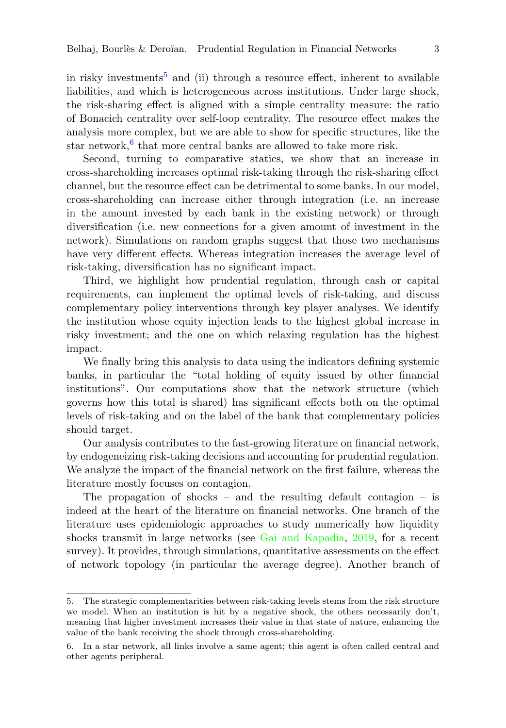in risky investments[5] and (ii) through a resource effect, inherent to available liabilities, and which is heterogeneous across institutions. Under large shock, the risk-sharing effect is aligned with a simple centrality measure: the ratio of Bonacich centrality over self-loop centrality. The resource effect makes the analysis more complex, but we are able to show for specific structures, like the star network,[6] that more central banks are allowed to take more risk.

Second, turning to comparative statics, we show that an increase in cross-shareholding increases optimal risk-taking through the risk-sharing effect channel, but the resource effect can be detrimental to some banks. In our model, cross-shareholding can increase either through integration (i.e. an increase in the amount invested by each bank in the existing network) or through diversification (i.e. new connections for a given amount of investment in the network). Simulations on random graphs suggest that those two mechanisms have very different effects. Whereas integration increases the average level of risk-taking, diversification has no significant impact.

Third, we highlight how prudential regulation, through cash or capital requirements, can implement the optimal levels of risk-taking, and discuss complementary policy interventions through key player analyses. We identify the institution whose equity injection leads to the highest global increase in risky investment; and the one on which relaxing regulation has the highest impact.

We finally bring this analysis to data using the indicators defining systemic banks, in particular the "total holding of equity issued by other financial institutions". Our computations show that the network structure (which governs how this total is shared) has significant effects both on the optimal levels of risk-taking and on the label of the bank that complementary policies should target.

Our analysis contributes to the fast-growing literature on financial network, by endogeneizing risk-taking decisions and accounting for prudential regulation. We analyze the impact of the financial network on the first failure, whereas the literature mostly focuses on contagion.

The propagation of shocks – and the resulting default contagion – is indeed at the heart of the literature on financial networks. One branch of the literature uses epidemiologic approaches to study numerically how liquidity shocks transmit in large networks (see Gai and Kapadia, 2019, for a recent survey). It provides, through simulations, quantitative assessments on the effect of network topology (in particular the average degree). Another branch of

5. The strategic complementarities between risk-taking levels stems from the risk structure we model. When an institution is hit by a negative shock, the others necessarily don't, meaning that higher investment increases their value in that state of nature, enhancing the value of the bank receiving the shock through cross-shareholding.

6. In a star network, all links involve a same agent; this agent is often called central and other agents peripheral.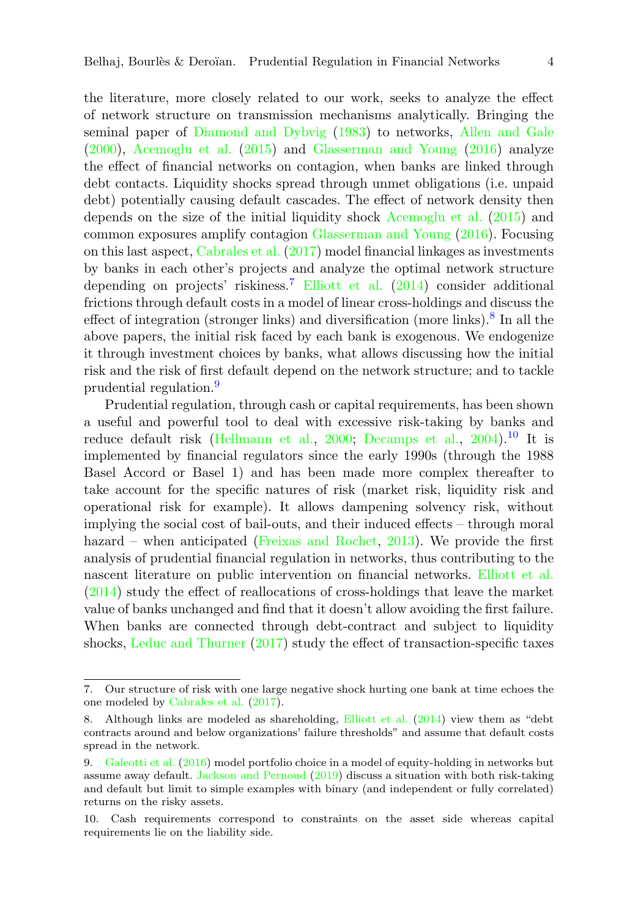the literature, more closely related to our work, seeks to analyze the effect of network structure on transmission mechanisms analytically. Bringing the seminal paper of Diamond and Dybvig (1983) to networks, Allen and Gale (2000), Acemoglu et al. (2015) and Glasserman and Young (2016) analyze the effect of financial networks on contagion, when banks are linked through debt contacts. Liquidity shocks spread through unmet obligations (i.e. unpaid debt) potentially causing default cascades. The effect of network density then depends on the size of the initial liquidity shock Acemoglu et al. (2015) and common exposures amplify contagion Glasserman and Young (2016). Focusing on this last aspect, Cabrales et al. (2017) model financial linkages as investments by banks in each other's projects and analyze the optimal network structure depending on projects' riskiness.[7] Elliott et al. (2014) consider additional frictions through default costs in a model of linear cross-holdings and discuss the effect of integration (stronger links) and diversification (more links).[8] In all the above papers, the initial risk faced by each bank is exogenous. We endogenize it through investment choices by banks, what allows discussing how the initial risk and the risk of first default depend on the network structure; and to tackle prudential regulation.[9]

Prudential regulation, through cash or capital requirements, has been shown a useful and powerful tool to deal with excessive risk-taking by banks and reduce default risk (Hellmann et al., 2000; Decamps et al., 2004).[10] It is implemented by financial regulators since the early 1990s (through the 1988 Basel Accord or Basel 1) and has been made more complex thereafter to take account for the specific natures of risk (market risk, liquidity risk and operational risk for example). It allows dampening solvency risk, without implying the social cost of bail-outs, and their induced effects – through moral hazard – when anticipated (Freixas and Rochet, 2013). We provide the first analysis of prudential financial regulation in networks, thus contributing to the nascent literature on public intervention on financial networks. Elliott et al. (2014) study the effect of reallocations of cross-holdings that leave the market value of banks unchanged and find that it doesn't allow avoiding the first failure. When banks are connected through debt-contract and subject to liquidity shocks, Leduc and Thurner (2017) study the effect of transaction-specific taxes

7. Our structure of risk with one large negative shock hurting one bank at time echoes the one modeled by Cabrales et al. (2017).

8. Although links are modeled as shareholding, Elliott et al. (2014) view them as "debt contracts around and below organizations' failure thresholds" and assume that default costs spread in the network.

9. Galeotti et al. (2016) model portfolio choice in a model of equity-holding in networks but assume away default. Jackson and Pernoud (2019) discuss a situation with both risk-taking and default but limit to simple examples with binary (and independent or fully correlated) returns on the risky assets.

10. Cash requirements correspond to constraints on the asset side whereas capital requirements lie on the liability side.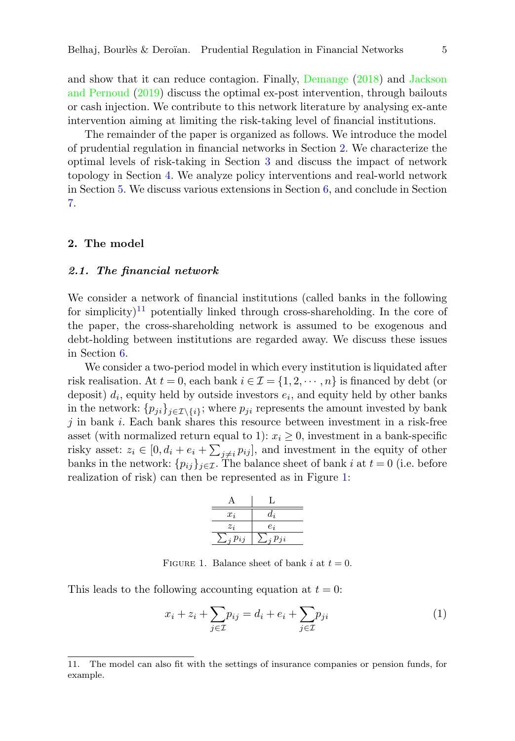and show that it can reduce contagion. Finally, Demange (2018) and Jackson and Pernoud (2019) discuss the optimal ex-post intervention, through bailouts or cash injection. We contribute to this network literature by analysing ex-ante intervention aiming at limiting the risk-taking level of financial institutions.

The remainder of the paper is organized as follows. We introduce the model of prudential regulation in financial networks in Section 2. We characterize the optimal levels of risk-taking in Section 3 and discuss the impact of network topology in Section 4. We analyze policy interventions and real-world network in Section 5. We discuss various extensions in Section 6, and conclude in Section 7.

## 2. The model

### *2.1. The financial network*

We consider a network of financial institutions (called banks in the following for simplicity)[11] potentially linked through cross-shareholding. In the core of the paper, the cross-shareholding network is assumed to be exogenous and debt-holding between institutions are regarded away. We discuss these issues in Section 6.

We consider a two-period model in which every institution is liquidated after risk realisation. At $t = 0$, each bank $i \in \mathcal{I} = \{1, 2, \cdots, n\}$ is financed by debt (or deposit) $d_i$, equity held by outside investors $e_i$, and equity held by other banks in the network: $\{p_{ji}\}_{j\in\mathcal{I}\setminus\{i\}}$; where $p_{ji}$ represents the amount invested by bank $j$ in bank $i$. Each bank shares this resource between investment in a risk-free asset (with normalized return equal to 1): $x_i \geq 0$, investment in a bank-specific risky asset: $z_i \in [0, d_i + e_i + \sum_{j\neq i} p_{ij}]$, and investment in the equity of other banks in the network: $\{p_{ij}\}_{j\in\mathcal{I}}$. The balance sheet of bank $i$ at $t = 0$ (i.e. before realization of risk) can then be represented as in Figure 1:

| A | L |
|---|---|
| $x_i$ | $d_i$ |
| $z_i$ | $e_i$ |
| $\sum_j p_{ij}$ | $\sum_j p_{ji}$ |

FIGURE 1. Balance sheet of bank $i$ at $t = 0$.

This leads to the following accounting equation at $t = 0$:

$$x_i + z_i + \sum_{j\in\mathcal{I}} p_{ij} = d_i + e_i + \sum_{j\in\mathcal{I}} p_{ji} \tag{1}$$

11. The model can also fit with the settings of insurance companies or pension funds, for example.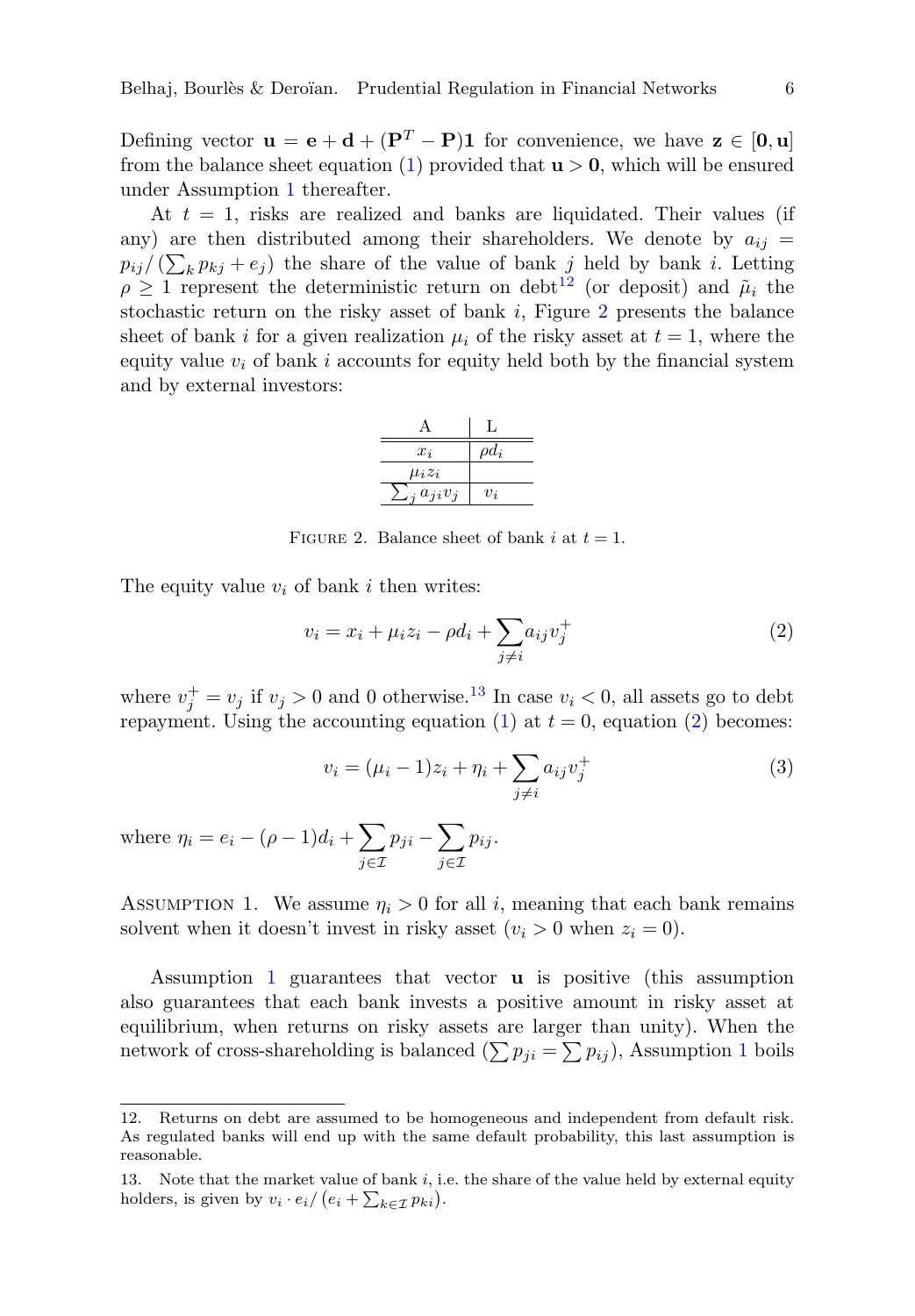Defining vector $\mathbf{u} = \mathbf{e} + \mathbf{d} + (\mathbf{P}^T - \mathbf{P})\mathbf{1}$ for convenience, we have $\mathbf{z} \in [\mathbf{0}, \mathbf{u}]$ from the balance sheet equation (1) provided that $\mathbf{u} > \mathbf{0}$, which will be ensured under Assumption 1 thereafter.

At $t = 1$, risks are realized and banks are liquidated. Their values (if any) are then distributed among their shareholders. We denote by $a_{ij} = p_{ij}/(\sum_k p_{kj} + e_j)$ the share of the value of bank $j$ held by bank $i$. Letting $\rho \geq 1$ represent the deterministic return on debt[12] (or deposit) and $\tilde{\mu}_i$ the stochastic return on the risky asset of bank $i$, Figure 2 presents the balance sheet of bank $i$ for a given realization $\mu_i$ of the risky asset at $t = 1$, where the equity value $v_i$ of bank $i$ accounts for equity held both by the financial system and by external investors:

| A | L |
|---|---|
| $x_i$ | $\rho d_i$ |
| $\mu_i z_i$ | |
| $\sum_j a_{ji} v_j$ | $v_i$ |

FIGURE 2. Balance sheet of bank $i$ at $t = 1$.

The equity value $v_i$ of bank $i$ then writes:

$$v_i = x_i + \mu_i z_i - \rho d_i + \sum_{j \neq i} a_{ij} v_j^+ \tag{2}$$

where $v_j^+ = v_j$ if $v_j > 0$ and 0 otherwise.[13] In case $v_i < 0$, all assets go to debt repayment. Using the accounting equation (1) at $t = 0$, equation (2) becomes:

$$v_i = (\mu_i - 1) z_i + \eta_i + \sum_{j \neq i} a_{ij} v_j^+ \tag{3}$$

where $\eta_i = e_i - (\rho - 1) d_i + \sum_{j \in \mathcal{I}} p_{ji} - \sum_{j \in \mathcal{I}} p_{ij}$.

ASSUMPTION 1. We assume $\eta_i > 0$ for all $i$, meaning that each bank remains solvent when it doesn't invest in risky asset ($v_i > 0$ when $z_i = 0$).

Assumption 1 guarantees that vector $\mathbf{u}$ is positive (this assumption also guarantees that each bank invests a positive amount in risky asset at equilibrium, when returns on risky assets are larger than unity). When the network of cross-shareholding is balanced ($\sum p_{ji} = \sum p_{ij}$), Assumption 1 boils

---

12. Returns on debt are assumed to be homogeneous and independent from default risk. As regulated banks will end up with the same default probability, this last assumption is reasonable.

13. Note that the market value of bank $i$, i.e. the share of the value held by external equity holders, is given by $v_i \cdot e_i / (e_i + \sum_{k \in \mathcal{I}} p_{ki})$.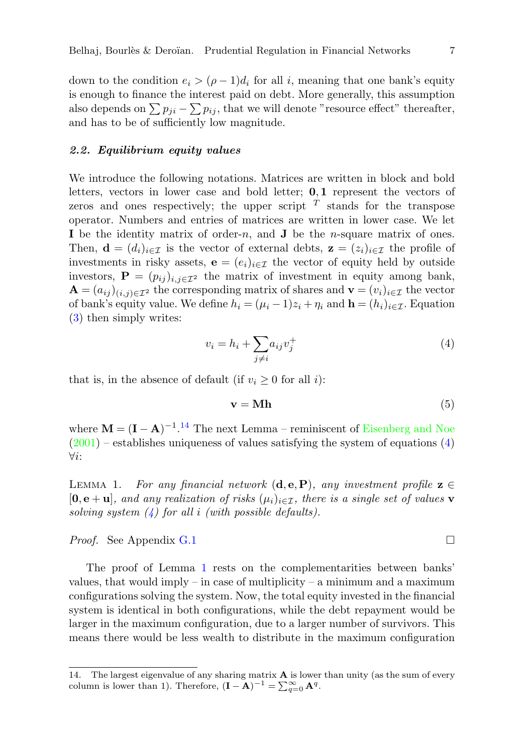down to the condition $e_i > (\rho - 1)d_i$ for all $i$, meaning that one bank's equity is enough to finance the interest paid on debt. More generally, this assumption also depends on $\sum p_{ji} - \sum p_{ij}$, that we will denote "resource effect" thereafter, and has to be of sufficiently low magnitude.

### *2.2. Equilibrium equity values*

We introduce the following notations. Matrices are written in block and bold letters, vectors in lower case and bold letter; $\mathbf{0}, \mathbf{1}$ represent the vectors of zeros and ones respectively; the upper script $^T$ stands for the transpose operator. Numbers and entries of matrices are written in lower case. We let $\mathbf{I}$ be the identity matrix of order-$n$, and $\mathbf{J}$ be the $n$-square matrix of ones. Then, $\mathbf{d} = (d_i)_{i \in \mathcal{I}}$ is the vector of external debts, $\mathbf{z} = (z_i)_{i \in \mathcal{I}}$ the profile of investments in risky assets, $\mathbf{e} = (e_i)_{i \in \mathcal{I}}$ the vector of equity held by outside investors, $\mathbf{P} = (p_{ij})_{i,j \in \mathcal{I}^2}$ the matrix of investment in equity among bank, $\mathbf{A} = (a_{ij})_{(i,j) \in \mathcal{I}^2}$ the corresponding matrix of shares and $\mathbf{v} = (v_i)_{i \in \mathcal{I}}$ the vector of bank's equity value. We define $h_i = (\mu_i - 1)z_i + \eta_i$ and $\mathbf{h} = (h_i)_{i \in \mathcal{I}}$. Equation (3) then simply writes:

$$v_i = h_i + \sum_{j \neq i} a_{ij} v_j^+ \tag{4}$$

that is, in the absence of default (if $v_i \geq 0$ for all $i$):

$$\mathbf{v} = \mathbf{M}\mathbf{h} \tag{5}$$

where $\mathbf{M} = (\mathbf{I} - \mathbf{A})^{-1}$.[14] The next Lemma – reminiscent of Eisenberg and Noe (2001) – establishes uniqueness of values satisfying the system of equations (4) $\forall i$:

Lemma 1. *For any financial network $(\mathbf{d}, \mathbf{e}, \mathbf{P})$, any investment profile $\mathbf{z} \in [\mathbf{0}, \mathbf{e} + \mathbf{u}]$, and any realization of risks $(\mu_i)_{i \in \mathcal{I}}$, there is a single set of values $\mathbf{v}$ solving system (4) for all $i$ (with possible defaults).*

*Proof.* See Appendix G.1 □

The proof of Lemma 1 rests on the complementarities between banks' values, that would imply – in case of multiplicity – a minimum and a maximum configurations solving the system. Now, the total equity invested in the financial system is identical in both configurations, while the debt repayment would be larger in the maximum configuration, due to a larger number of survivors. This means there would be less wealth to distribute in the maximum configuration

14. The largest eigenvalue of any sharing matrix $\mathbf{A}$ is lower than unity (as the sum of every column is lower than 1). Therefore, $(\mathbf{I} - \mathbf{A})^{-1} = \sum_{q=0}^{\infty} \mathbf{A}^q$.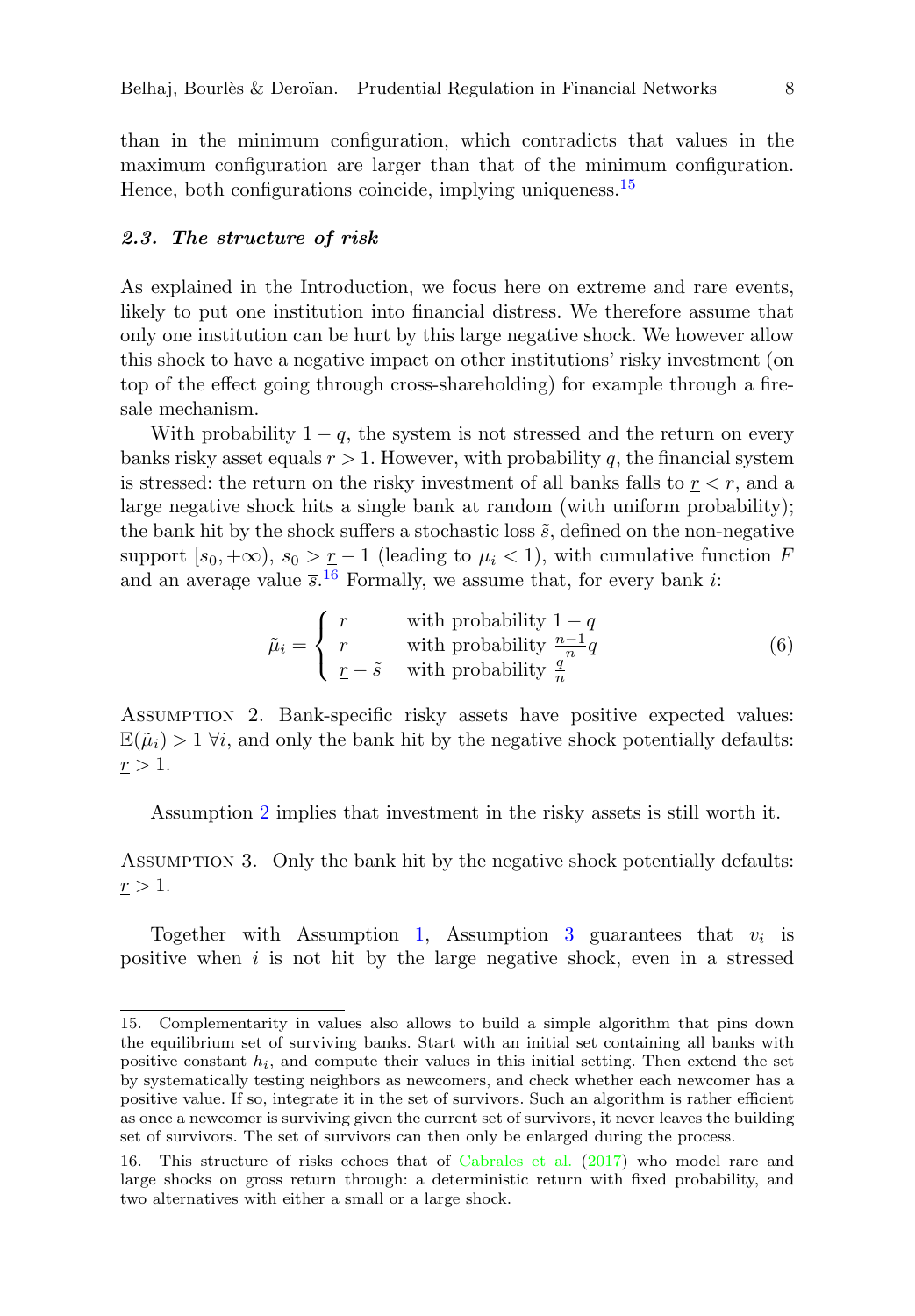than in the minimum configuration, which contradicts that values in the maximum configuration are larger than that of the minimum configuration. Hence, both configurations coincide, implying uniqueness.[15]

### *2.3. The structure of risk*

As explained in the Introduction, we focus here on extreme and rare events, likely to put one institution into financial distress. We therefore assume that only one institution can be hurt by this large negative shock. We however allow this shock to have a negative impact on other institutions' risky investment (on top of the effect going through cross-shareholding) for example through a fire-sale mechanism.

With probability $1-q$, the system is not stressed and the return on every banks risky asset equals $r > 1$. However, with probability $q$, the financial system is stressed: the return on the risky investment of all banks falls to $\underline{r} < r$, and a large negative shock hits a single bank at random (with uniform probability); the bank hit by the shock suffers a stochastic loss $\tilde{s}$, defined on the non-negative support $[s_0, +\infty)$, $s_0 > \underline{r} - 1$ (leading to $\mu_i < 1$), with cumulative function $F$ and an average value $\overline{s}$.[16] Formally, we assume that, for every bank $i$:

$$\tilde{\mu}_i = \begin{cases} r & \text{with probability } 1-q \\ \underline{r} & \text{with probability } \frac{n-1}{n}q \\ \underline{r} - \tilde{s} & \text{with probability } \frac{q}{n} \end{cases} \tag{6}$$

Assumption 2. Bank-specific risky assets have positive expected values: $\mathbb{E}(\tilde{\mu}_i) > 1 \; \forall i$, and only the bank hit by the negative shock potentially defaults: $\underline{r} > 1$.

Assumption 2 implies that investment in the risky assets is still worth it.

Assumption 3. Only the bank hit by the negative shock potentially defaults: $\underline{r} > 1$.

Together with Assumption 1, Assumption 3 guarantees that $v_i$ is positive when $i$ is not hit by the large negative shock, even in a stressed

---

15. Complementarity in values also allows to build a simple algorithm that pins down the equilibrium set of surviving banks. Start with an initial set containing all banks with positive constant $h_i$, and compute their values in this initial setting. Then extend the set by systematically testing neighbors as newcomers, and check whether each newcomer has a positive value. If so, integrate it in the set of survivors. Such an algorithm is rather efficient as once a newcomer is surviving given the current set of survivors, it never leaves the building set of survivors. The set of survivors can then only be enlarged during the process.

16. This structure of risks echoes that of Cabrales et al. (2017) who model rare and large shocks on gross return through: a deterministic return with fixed probability, and two alternatives with either a small or a large shock.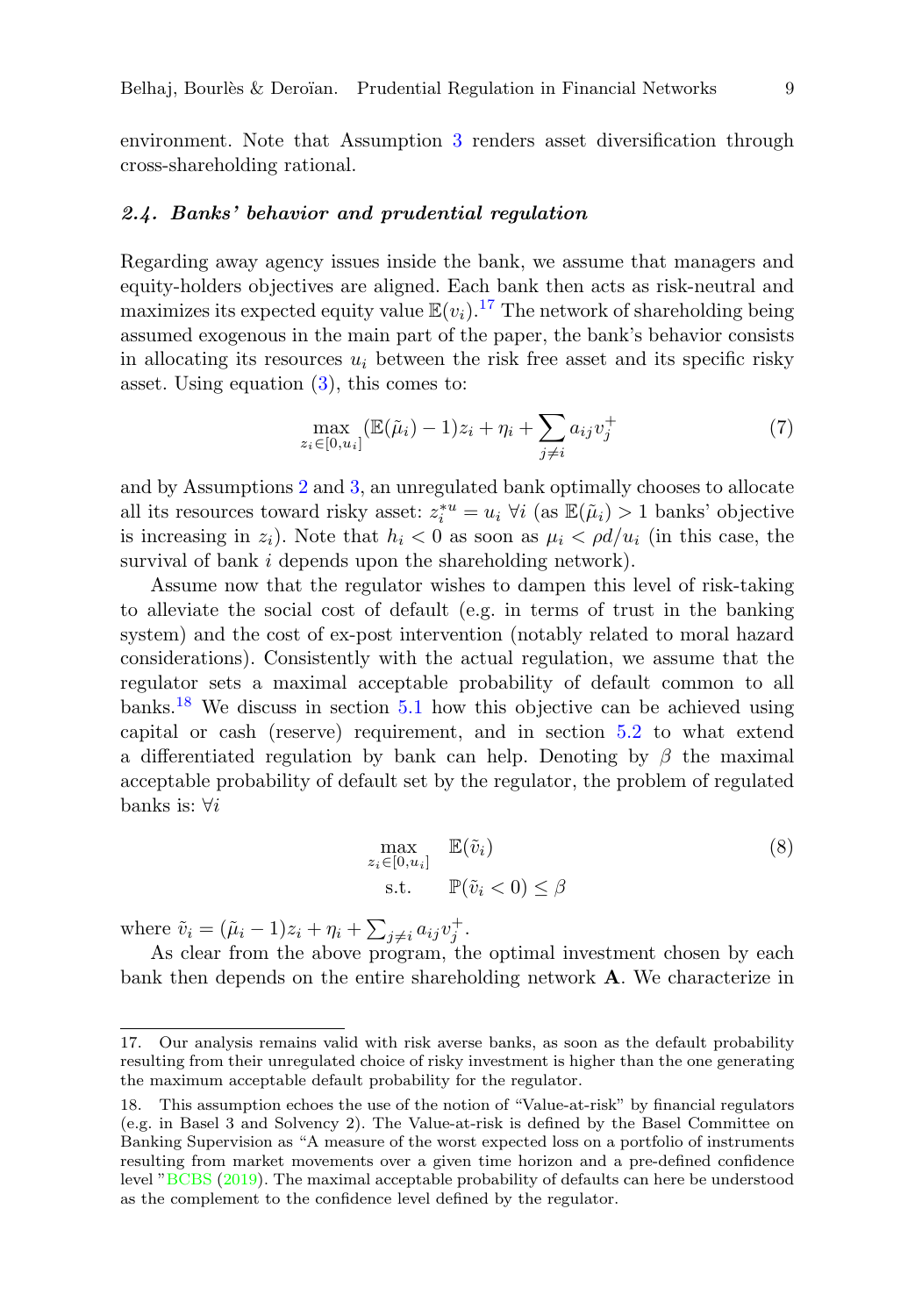environment. Note that Assumption 3 renders asset diversification through cross-shareholding rational.

### *2.4. Banks' behavior and prudential regulation*

Regarding away agency issues inside the bank, we assume that managers and equity-holders objectives are aligned. Each bank then acts as risk-neutral and maximizes its expected equity value $\mathbb{E}(v_i)$.[17] The network of shareholding being assumed exogenous in the main part of the paper, the bank's behavior consists in allocating its resources $u_i$ between the risk free asset and its specific risky asset. Using equation (3), this comes to:

$$\max_{z_i \in [0, u_i]} (\mathbb{E}(\tilde{\mu}_i) - 1) z_i + \eta_i + \sum_{j \neq i} a_{ij} v_j^+ \tag{7}$$

and by Assumptions 2 and 3, an unregulated bank optimally chooses to allocate all its resources toward risky asset: $z_i^{*u} = u_i \ \forall i$ (as $\mathbb{E}(\tilde{\mu}_i) > 1$ banks' objective is increasing in $z_i$). Note that $h_i < 0$ as soon as $\mu_i < \rho d / u_i$ (in this case, the survival of bank $i$ depends upon the shareholding network).

Assume now that the regulator wishes to dampen this level of risk-taking to alleviate the social cost of default (e.g. in terms of trust in the banking system) and the cost of ex-post intervention (notably related to moral hazard considerations). Consistently with the actual regulation, we assume that the regulator sets a maximal acceptable probability of default common to all banks.[18] We discuss in section 5.1 how this objective can be achieved using capital or cash (reserve) requirement, and in section 5.2 to what extend a differentiated regulation by bank can help. Denoting by $\beta$ the maximal acceptable probability of default set by the regulator, the problem of regulated banks is: $\forall i$

$$\begin{aligned} \max_{z_i \in [0, u_i]} \quad & \mathbb{E}(\tilde{v}_i) \\ \text{s.t.} \quad & \mathbb{P}(\tilde{v}_i < 0) \leq \beta \end{aligned} \tag{8}$$

where $\tilde{v}_i = (\tilde{\mu}_i - 1) z_i + \eta_i + \sum_{j \neq i} a_{ij} v_j^+$.

As clear from the above program, the optimal investment chosen by each bank then depends on the entire shareholding network $\mathbf{A}$. We characterize in

---

17. Our analysis remains valid with risk averse banks, as soon as the default probability resulting from their unregulated choice of risky investment is higher than the one generating the maximum acceptable default probability for the regulator.

18. This assumption echoes the use of the notion of "Value-at-risk" by financial regulators (e.g. in Basel 3 and Solvency 2). The Value-at-risk is defined by the Basel Committee on Banking Supervision as "A measure of the worst expected loss on a portfolio of instruments resulting from market movements over a given time horizon and a pre-defined confidence level "BCBS (2019). The maximal acceptable probability of defaults can here be understood as the complement to the confidence level defined by the regulator.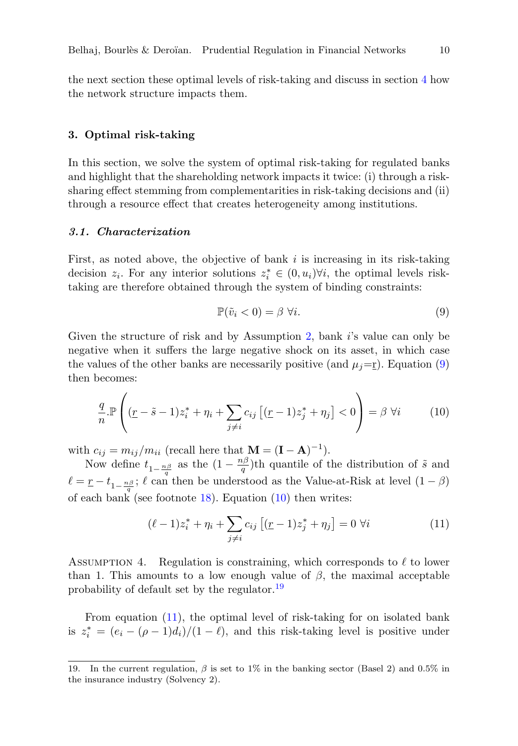the next section these optimal levels of risk-taking and discuss in section 4 how the network structure impacts them.

## 3. Optimal risk-taking

In this section, we solve the system of optimal risk-taking for regulated banks and highlight that the shareholding network impacts it twice: (i) through a risk-sharing effect stemming from complementarities in risk-taking decisions and (ii) through a resource effect that creates heterogeneity among institutions.

### *3.1. Characterization*

First, as noted above, the objective of bank $i$ is increasing in its risk-taking decision $z_i$. For any interior solutions $z_i^* \in (0, u_i) \forall i$, the optimal levels risk-taking are therefore obtained through the system of binding constraints:

$$\mathbb{P}(\tilde{v}_i < 0) = \beta \;\forall i. \tag{9}$$

Given the structure of risk and by Assumption 2, bank $i$'s value can only be negative when it suffers the large negative shock on its asset, in which case the values of the other banks are necessarily positive (and $\mu_j$=$\underline{r}$). Equation (9) then becomes:

$$\frac{q}{n}.\mathbb{P}\left((\underline{r} - \tilde{s} - 1)z_i^* + \eta_i + \sum_{j \neq i} c_{ij}\left[(\underline{r} - 1)z_j^* + \eta_j\right] < 0\right) = \beta \;\forall i \tag{10}$$

with $c_{ij} = m_{ij}/m_{ii}$ (recall here that $\mathbf{M} = (\mathbf{I} - \mathbf{A})^{-1}$).

Now define $t_{1-\frac{n\beta}{q}}$ as the $(1 - \frac{n\beta}{q})$th quantile of the distribution of $\tilde{s}$ and $\ell = \underline{r} - t_{1-\frac{n\beta}{q}}$; $\ell$ can then be understood as the Value-at-Risk at level $(1 - \beta)$ of each bank (see footnote 18). Equation (10) then writes:

$$(\ell - 1)z_i^* + \eta_i + \sum_{j \neq i} c_{ij}\left[(\underline{r} - 1)z_j^* + \eta_j\right] = 0 \;\forall i \tag{11}$$

Assumption 4. Regulation is constraining, which corresponds to $\ell$ to lower than 1. This amounts to a low enough value of $\beta$, the maximal acceptable probability of default set by the regulator.[19]

From equation (11), the optimal level of risk-taking for on isolated bank is $z_i^* = (e_i - (\rho - 1)d_i)/(1 - \ell)$, and this risk-taking level is positive under

---

19. In the current regulation, $\beta$ is set to 1% in the banking sector (Basel 2) and 0.5% in the insurance industry (Solvency 2).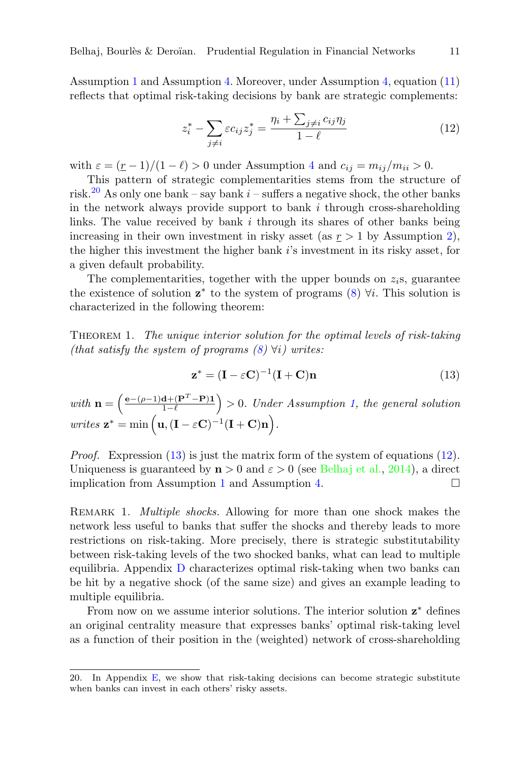Assumption 1 and Assumption 4. Moreover, under Assumption 4, equation (11) reflects that optimal risk-taking decisions by bank are strategic complements:

$$z_i^* - \sum_{j \neq i} \varepsilon c_{ij} z_j^* = \frac{\eta_i + \sum_{j \neq i} c_{ij}\eta_j}{1 - \ell} \tag{12}$$

with $\varepsilon = (\underline{r} - 1)/(1 - \ell) > 0$ under Assumption 4 and $c_{ij} = m_{ij}/m_{ii} > 0$.

This pattern of strategic complementarities stems from the structure of risk.[20] As only one bank – say bank $i$ – suffers a negative shock, the other banks in the network always provide support to bank $i$ through cross-shareholding links. The value received by bank $i$ through its shares of other banks being increasing in their own investment in risky asset (as $\underline{r} > 1$ by Assumption 2), the higher this investment the higher bank $i$'s investment in its risky asset, for a given default probability.

The complementarities, together with the upper bounds on $z_i$s, guarantee the existence of solution $\mathbf{z}^*$ to the system of programs (8) $\forall i$. This solution is characterized in the following theorem:

Theorem 1. *The unique interior solution for the optimal levels of risk-taking (that satisfy the system of programs (8) $\forall i$) writes:*

$$\mathbf{z}^* = (\mathbf{I} - \varepsilon\mathbf{C})^{-1}(\mathbf{I} + \mathbf{C})\mathbf{n} \tag{13}$$

*with* $\mathbf{n} = \left(\frac{\mathbf{e} - (\rho - 1)\mathbf{d} + (\mathbf{P}^T - \mathbf{P})\mathbf{1}}{1 - \ell}\right) > 0$. *Under Assumption 1, the general solution writes* $\mathbf{z}^* = \min\left(\mathbf{u}, (\mathbf{I} - \varepsilon\mathbf{C})^{-1}(\mathbf{I} + \mathbf{C})\mathbf{n}\right)$.

*Proof.* Expression (13) is just the matrix form of the system of equations (12). Uniqueness is guaranteed by $\mathbf{n} > 0$ and $\varepsilon > 0$ (see Belhaj et al., 2014), a direct implication from Assumption 1 and Assumption 4. □

Remark 1. *Multiple shocks.* Allowing for more than one shock makes the network less useful to banks that suffer the shocks and thereby leads to more restrictions on risk-taking. More precisely, there is strategic substitutability between risk-taking levels of the two shocked banks, what can lead to multiple equilibria. Appendix D characterizes optimal risk-taking when two banks can be hit by a negative shock (of the same size) and gives an example leading to multiple equilibria.

From now on we assume interior solutions. The interior solution $\mathbf{z}^*$ defines an original centrality measure that expresses banks' optimal risk-taking level as a function of their position in the (weighted) network of cross-shareholding

20. In Appendix E, we show that risk-taking decisions can become strategic substitute when banks can invest in each others' risky assets.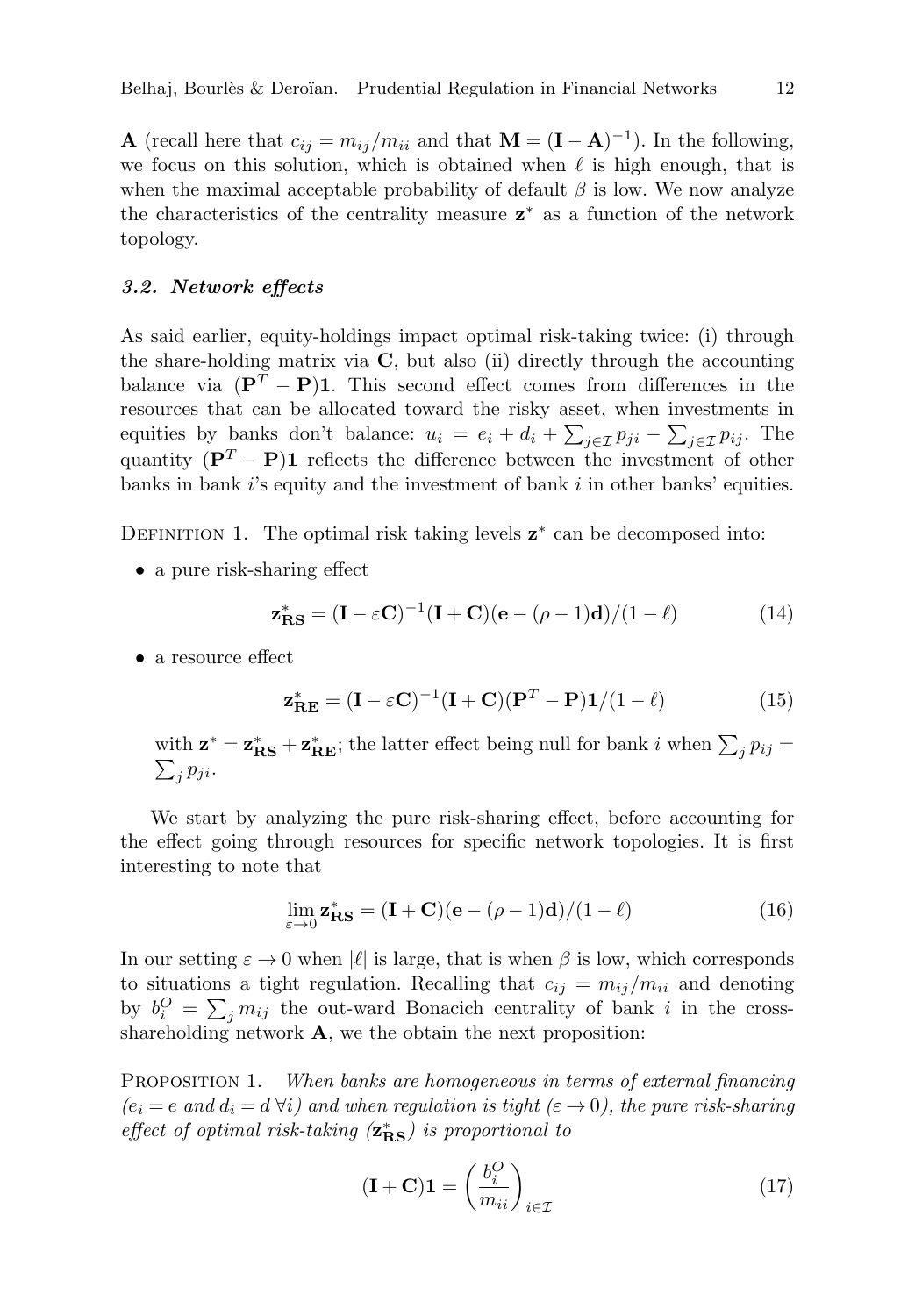$\mathbf{A}$ (recall here that $c_{ij} = m_{ij}/m_{ii}$ and that $\mathbf{M} = (\mathbf{I} - \mathbf{A})^{-1}$). In the following, we focus on this solution, which is obtained when $\ell$ is high enough, that is when the maximal acceptable probability of default $\beta$ is low. We now analyze the characteristics of the centrality measure $\mathbf{z}^*$ as a function of the network topology.

### *3.2. Network effects*

As said earlier, equity-holdings impact optimal risk-taking twice: (i) through the share-holding matrix via $\mathbf{C}$, but also (ii) directly through the accounting balance via $(\mathbf{P}^T - \mathbf{P})\mathbf{1}$. This second effect comes from differences in the resources that can be allocated toward the risky asset, when investments in equities by banks don't balance: $u_i = e_i + d_i + \sum_{j \in \mathcal{I}} p_{ji} - \sum_{j \in \mathcal{I}} p_{ij}$. The quantity $(\mathbf{P}^T - \mathbf{P})\mathbf{1}$ reflects the difference between the investment of other banks in bank $i$'s equity and the investment of bank $i$ in other banks' equities.

Definition 1. The optimal risk taking levels $\mathbf{z}^*$ can be decomposed into:

- a pure risk-sharing effect

$$\mathbf{z}^*_{\mathbf{RS}} = (\mathbf{I} - \varepsilon \mathbf{C})^{-1}(\mathbf{I} + \mathbf{C})(\mathbf{e} - (\rho - 1)\mathbf{d})/(1 - \ell) \tag{14}$$

- a resource effect

$$\mathbf{z}^*_{\mathbf{RE}} = (\mathbf{I} - \varepsilon \mathbf{C})^{-1}(\mathbf{I} + \mathbf{C})(\mathbf{P}^T - \mathbf{P})\mathbf{1}/(1 - \ell) \tag{15}$$

with $\mathbf{z}^* = \mathbf{z}^*_{\mathbf{RS}} + \mathbf{z}^*_{\mathbf{RE}}$; the latter effect being null for bank $i$ when $\sum_j p_{ij} = \sum_j p_{ji}$.

We start by analyzing the pure risk-sharing effect, before accounting for the effect going through resources for specific network topologies. It is first interesting to note that

$$\lim_{\varepsilon \to 0} \mathbf{z}^*_{\mathbf{RS}} = (\mathbf{I} + \mathbf{C})(\mathbf{e} - (\rho - 1)\mathbf{d})/(1 - \ell) \tag{16}$$

In our setting $\varepsilon \to 0$ when $|\ell|$ is large, that is when $\beta$ is low, which corresponds to situations a tight regulation. Recalling that $c_{ij} = m_{ij}/m_{ii}$ and denoting by $b_i^O = \sum_j m_{ij}$ the out-ward Bonacich centrality of bank $i$ in the cross-shareholding network $\mathbf{A}$, we the obtain the next proposition:

Proposition 1. *When banks are homogeneous in terms of external financing ($e_i = e$ and $d_i = d \; \forall i$) and when regulation is tight ($\varepsilon \to 0$), the pure risk-sharing effect of optimal risk-taking ($\mathbf{z}^*_{\mathbf{RS}}$) is proportional to*

$$(\mathbf{I} + \mathbf{C})\mathbf{1} = \left( \frac{b_i^O}{m_{ii}} \right)_{i \in \mathcal{I}} \tag{17}$$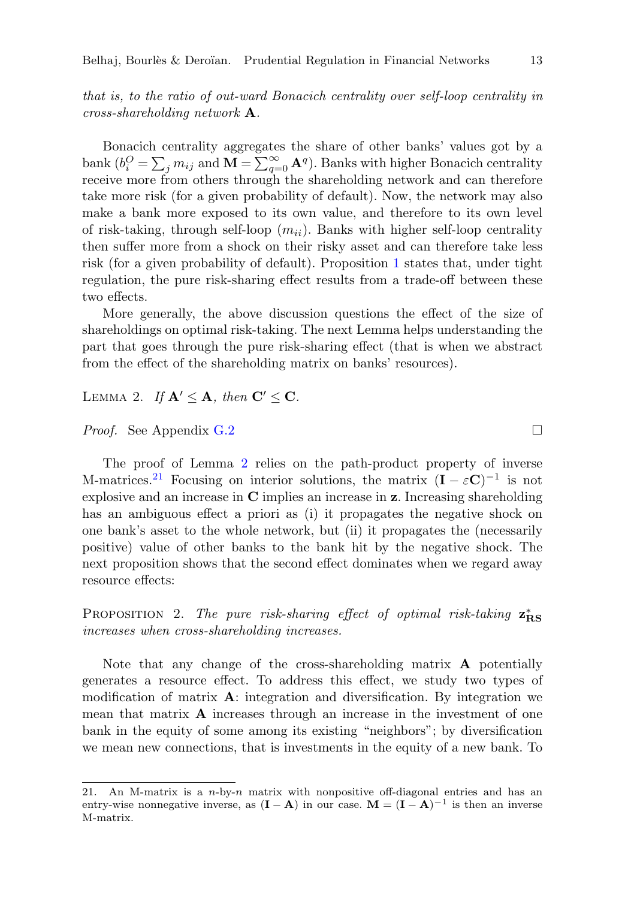*that is, to the ratio of out-ward Bonacich centrality over self-loop centrality in cross-shareholding network* $\mathbf{A}$.

Bonacich centrality aggregates the share of other banks' values got by a bank ($b_i^O = \sum_j m_{ij}$ and $\mathbf{M} = \sum_{q=0}^{\infty} \mathbf{A}^q$). Banks with higher Bonacich centrality receive more from others through the shareholding network and can therefore take more risk (for a given probability of default). Now, the network may also make a bank more exposed to its own value, and therefore to its own level of risk-taking, through self-loop ($m_{ii}$). Banks with higher self-loop centrality then suffer more from a shock on their risky asset and can therefore take less risk (for a given probability of default). Proposition 1 states that, under tight regulation, the pure risk-sharing effect results from a trade-off between these two effects.

More generally, the above discussion questions the effect of the size of shareholdings on optimal risk-taking. The next Lemma helps understanding the part that goes through the pure risk-sharing effect (that is when we abstract from the effect of the shareholding matrix on banks' resources).

LEMMA 2. *If* $\mathbf{A}' \leq \mathbf{A}$, *then* $\mathbf{C}' \leq \mathbf{C}$.

*Proof.* See Appendix G.2 □

The proof of Lemma 2 relies on the path-product property of inverse M-matrices.[21] Focusing on interior solutions, the matrix $(\mathbf{I} - \varepsilon\mathbf{C})^{-1}$ is not explosive and an increase in $\mathbf{C}$ implies an increase in $\mathbf{z}$. Increasing shareholding has an ambiguous effect a priori as (i) it propagates the negative shock on one bank's asset to the whole network, but (ii) it propagates the (necessarily positive) value of other banks to the bank hit by the negative shock. The next proposition shows that the second effect dominates when we regard away resource effects:

PROPOSITION 2. *The pure risk-sharing effect of optimal risk-taking* $\mathbf{z}^*_{\mathbf{RS}}$ *increases when cross-shareholding increases.*

Note that any change of the cross-shareholding matrix $\mathbf{A}$ potentially generates a resource effect. To address this effect, we study two types of modification of matrix $\mathbf{A}$: integration and diversification. By integration we mean that matrix $\mathbf{A}$ increases through an increase in the investment of one bank in the equity of some among its existing "neighbors"; by diversification we mean new connections, that is investments in the equity of a new bank. To

21. An M-matrix is a $n$-by-$n$ matrix with nonpositive off-diagonal entries and has an entry-wise nonnegative inverse, as $(\mathbf{I} - \mathbf{A})$ in our case. $\mathbf{M} = (\mathbf{I} - \mathbf{A})^{-1}$ is then an inverse M-matrix.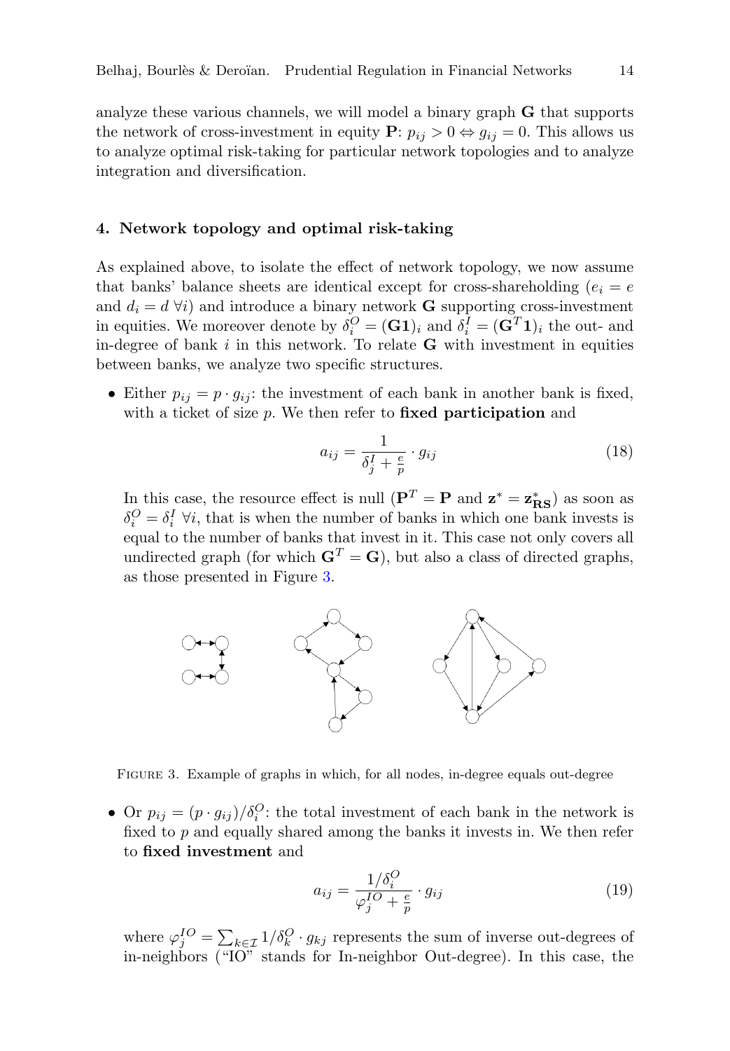analyze these various channels, we will model a binary graph $\mathbf{G}$ that supports the network of cross-investment in equity $\mathbf{P}$: $p_{ij} > 0 \Leftrightarrow g_{ij} = 0$. This allows us to analyze optimal risk-taking for particular network topologies and to analyze integration and diversification.

## 4. Network topology and optimal risk-taking

As explained above, to isolate the effect of network topology, we now assume that banks' balance sheets are identical except for cross-shareholding ($e_i = e$ and $d_i = d \ \forall i$) and introduce a binary network $\mathbf{G}$ supporting cross-investment in equities. We moreover denote by $\delta_i^O = (\mathbf{G1})_i$ and $\delta_i^I = (\mathbf{G}^T\mathbf{1})_i$ the out- and in-degree of bank $i$ in this network. To relate $\mathbf{G}$ with investment in equities between banks, we analyze two specific structures.

- Either $p_{ij} = p \cdot g_{ij}$: the investment of each bank in another bank is fixed, with a ticket of size $p$. We then refer to **fixed participation** and

$$a_{ij} = \frac{1}{\delta_j^I + \frac{e}{p}} \cdot g_{ij} \tag{18}$$

  In this case, the resource effect is null ($\mathbf{P}^T = \mathbf{P}$ and $\mathbf{z}^* = \mathbf{z}^*_{\mathbf{RS}}$) as soon as $\delta_i^O = \delta_i^I \ \forall i$, that is when the number of banks in which one bank invests is equal to the number of banks that invest in it. This case not only covers all undirected graph (for which $\mathbf{G}^T = \mathbf{G}$), but also a class of directed graphs, as those presented in Figure 3.

Figure 3. Example of graphs in which, for all nodes, in-degree equals out-degree

- Or $p_{ij} = (p \cdot g_{ij})/\delta_i^O$: the total investment of each bank in the network is fixed to $p$ and equally shared among the banks it invests in. We then refer to **fixed investment** and

$$a_{ij} = \frac{1/\delta_i^O}{\varphi_j^{IO} + \frac{e}{p}} \cdot g_{ij} \tag{19}$$

  where $\varphi_j^{IO} = \sum_{k \in \mathcal{I}} 1/\delta_k^O \cdot g_{kj}$ represents the sum of inverse out-degrees of in-neighbors ("IO" stands for In-neighbor Out-degree). In this case, the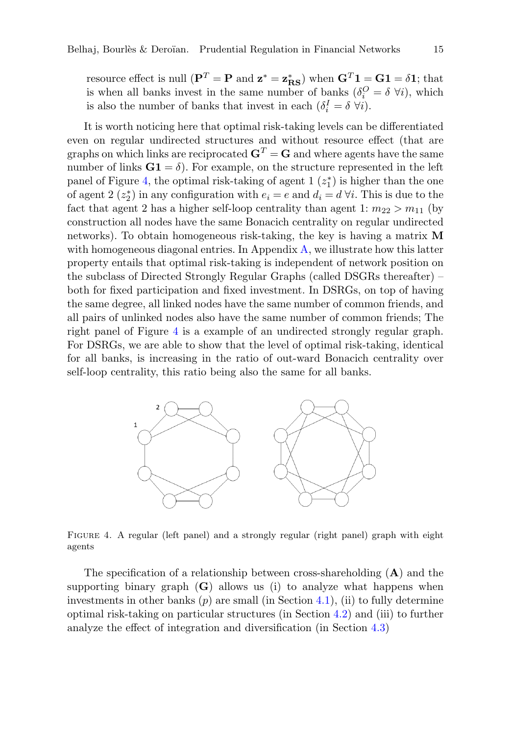resource effect is null ($\mathbf{P}^T = \mathbf{P}$ and $\mathbf{z}^* = \mathbf{z}^*_{\mathbf{RS}}$) when $\mathbf{G}^T\mathbf{1} = \mathbf{G}\mathbf{1} = \delta\mathbf{1}$; that is when all banks invest in the same number of banks ($\delta^O_i = \delta \ \forall i$), which is also the number of banks that invest in each ($\delta^I_i = \delta \ \forall i$).

It is worth noticing here that optimal risk-taking levels can be differentiated even on regular undirected structures and without resource effect (that are graphs on which links are reciprocated $\mathbf{G}^T = \mathbf{G}$ and where agents have the same number of links $\mathbf{G}\mathbf{1} = \delta$). For example, on the structure represented in the left panel of Figure 4, the optimal risk-taking of agent 1 ($z^*_1$) is higher than the one of agent 2 ($z^*_2$) in any configuration with $e_i = e$ and $d_i = d \ \forall i$. This is due to the fact that agent 2 has a higher self-loop centrality than agent 1: $m_{22} > m_{11}$ (by construction all nodes have the same Bonacich centrality on regular undirected networks). To obtain homogeneous risk-taking, the key is having a matrix $\mathbf{M}$ with homogeneous diagonal entries. In Appendix A, we illustrate how this latter property entails that optimal risk-taking is independent of network position on the subclass of Directed Strongly Regular Graphs (called DSGRs thereafter) – both for fixed participation and fixed investment. In DSRGs, on top of having the same degree, all linked nodes have the same number of common friends, and all pairs of unlinked nodes also have the same number of common friends; The right panel of Figure 4 is a example of an undirected strongly regular graph. For DSRGs, we are able to show that the level of optimal risk-taking, identical for all banks, is increasing in the ratio of out-ward Bonacich centrality over self-loop centrality, this ratio being also the same for all banks.

FIGURE 4. A regular (left panel) and a strongly regular (right panel) graph with eight agents

The specification of a relationship between cross-shareholding ($\mathbf{A}$) and the supporting binary graph ($\mathbf{G}$) allows us (i) to analyze what happens when investments in other banks ($p$) are small (in Section 4.1), (ii) to fully determine optimal risk-taking on particular structures (in Section 4.2) and (iii) to further analyze the effect of integration and diversification (in Section 4.3)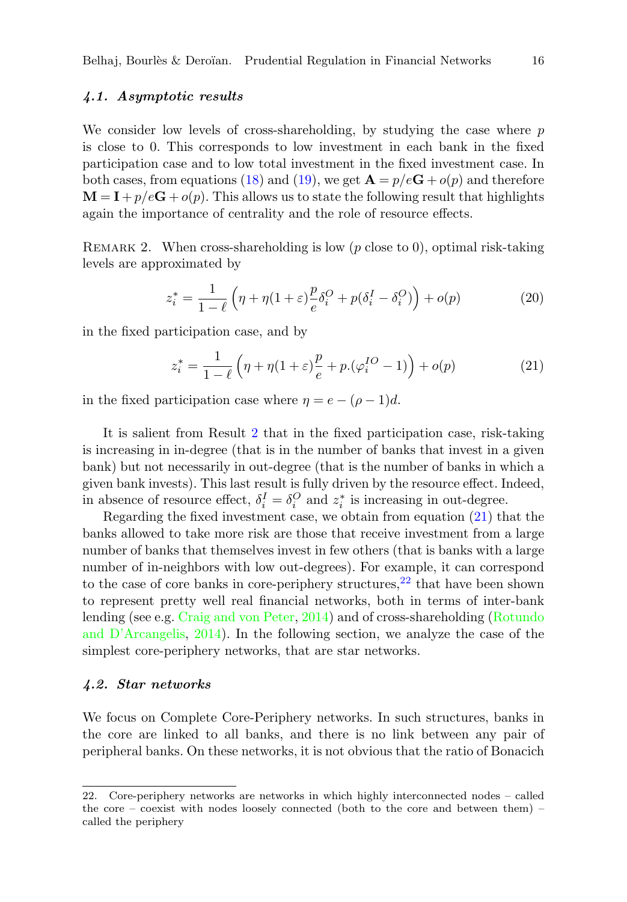### 4.1. Asymptotic results

We consider low levels of cross-shareholding, by studying the case where $p$ is close to 0. This corresponds to low investment in each bank in the fixed participation case and to low total investment in the fixed investment case. In both cases, from equations (18) and (19), we get $\mathbf{A} = p/e\mathbf{G} + o(p)$ and therefore $\mathbf{M} = \mathbf{I} + p/e\mathbf{G} + o(p)$. This allows us to state the following result that highlights again the importance of centrality and the role of resource effects.

Remark 2. When cross-shareholding is low ($p$ close to 0), optimal risk-taking levels are approximated by

$$z_i^* = \frac{1}{1-\ell}\left(\eta + \eta(1+\varepsilon)\frac{p}{e}\delta_i^O + p(\delta_i^I - \delta_i^O)\right) + o(p) \tag{20}$$

in the fixed participation case, and by

$$z_i^* = \frac{1}{1-\ell}\left(\eta + \eta(1+\varepsilon)\frac{p}{e} + p.(\varphi_i^{IO} - 1)\right) + o(p) \tag{21}$$

in the fixed participation case where $\eta = e - (\rho - 1)d$.

It is salient from Result 2 that in the fixed participation case, risk-taking is increasing in in-degree (that is in the number of banks that invest in a given bank) but not necessarily in out-degree (that is the number of banks in which a given bank invests). This last result is fully driven by the resource effect. Indeed, in absence of resource effect, $\delta_i^I = \delta_i^O$ and $z_i^*$ is increasing in out-degree.

Regarding the fixed investment case, we obtain from equation (21) that the banks allowed to take more risk are those that receive investment from a large number of banks that themselves invest in few others (that is banks with a large number of in-neighbors with low out-degrees). For example, it can correspond to the case of core banks in core-periphery structures,[22] that have been shown to represent pretty well real financial networks, both in terms of inter-bank lending (see e.g. Craig and von Peter, 2014) and of cross-shareholding (Rotundo and D'Arcangelis, 2014). In the following section, we analyze the case of the simplest core-periphery networks, that are star networks.

### 4.2. Star networks

We focus on Complete Core-Periphery networks. In such structures, banks in the core are linked to all banks, and there is no link between any pair of peripheral banks. On these networks, it is not obvious that the ratio of Bonacich

22. Core-periphery networks are networks in which highly interconnected nodes – called the core – coexist with nodes loosely connected (both to the core and between them) – called the periphery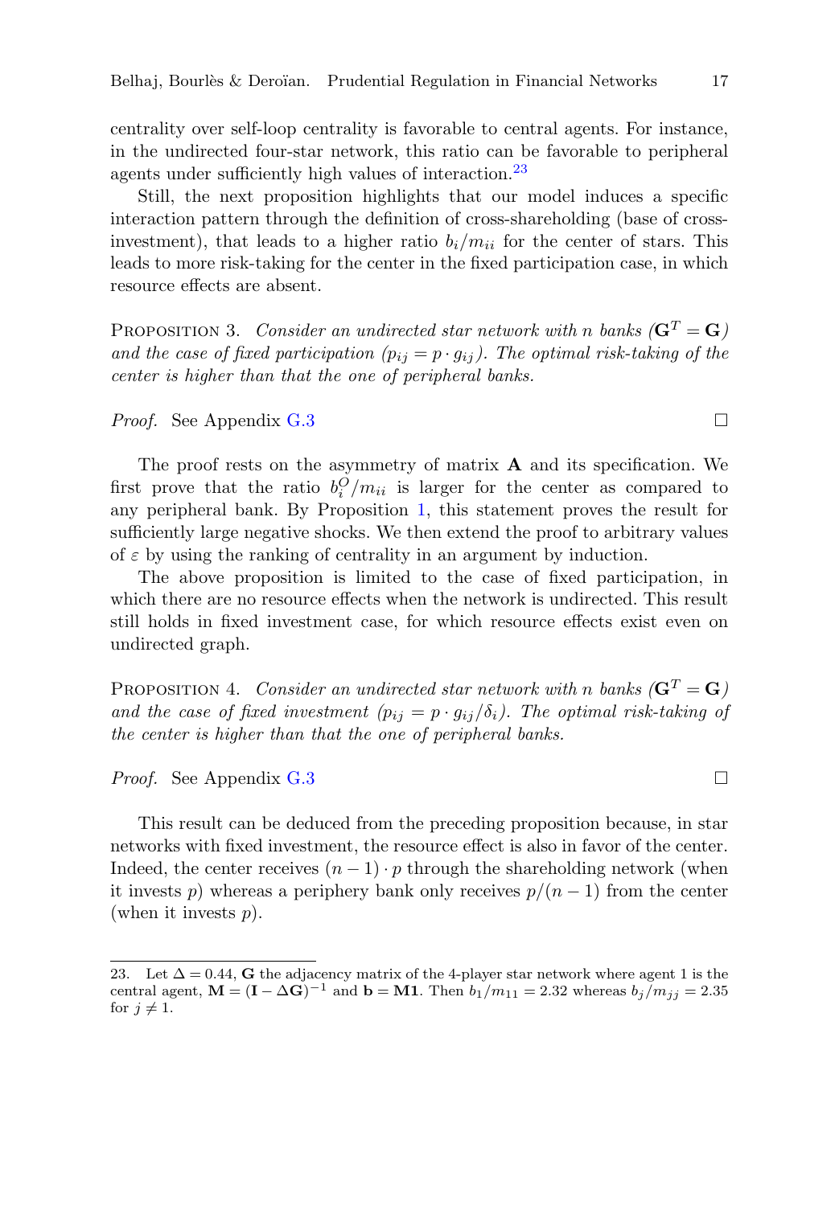centrality over self-loop centrality is favorable to central agents. For instance, in the undirected four-star network, this ratio can be favorable to peripheral agents under sufficiently high values of interaction.[23]

Still, the next proposition highlights that our model induces a specific interaction pattern through the definition of cross-shareholding (base of cross-investment), that leads to a higher ratio $b_i/m_{ii}$ for the center of stars. This leads to more risk-taking for the center in the fixed participation case, in which resource effects are absent.

Proposition 3. *Consider an undirected star network with n banks ($\mathbf{G}^T = \mathbf{G}$) and the case of fixed participation ($p_{ij} = p \cdot g_{ij}$). The optimal risk-taking of the center is higher than that the one of peripheral banks.*

*Proof.* See Appendix G.3 □

The proof rests on the asymmetry of matrix $\mathbf{A}$ and its specification. We first prove that the ratio $b_i^O/m_{ii}$ is larger for the center as compared to any peripheral bank. By Proposition 1, this statement proves the result for sufficiently large negative shocks. We then extend the proof to arbitrary values of $\varepsilon$ by using the ranking of centrality in an argument by induction.

The above proposition is limited to the case of fixed participation, in which there are no resource effects when the network is undirected. This result still holds in fixed investment case, for which resource effects exist even on undirected graph.

Proposition 4. *Consider an undirected star network with n banks ($\mathbf{G}^T = \mathbf{G}$) and the case of fixed investment ($p_{ij} = p \cdot g_{ij}/\delta_i$). The optimal risk-taking of the center is higher than that the one of peripheral banks.*

*Proof.* See Appendix G.3 □

This result can be deduced from the preceding proposition because, in star networks with fixed investment, the resource effect is also in favor of the center. Indeed, the center receives $(n-1) \cdot p$ through the shareholding network (when it invests $p$) whereas a periphery bank only receives $p/(n-1)$ from the center (when it invests $p$).

---

23. Let $\Delta = 0.44$, $\mathbf{G}$ the adjacency matrix of the 4-player star network where agent 1 is the central agent, $\mathbf{M} = (\mathbf{I} - \Delta\mathbf{G})^{-1}$ and $\mathbf{b} = \mathbf{M}\mathbf{1}$. Then $b_1/m_{11} = 2.32$ whereas $b_j/m_{jj} = 2.35$ for $j \neq 1$.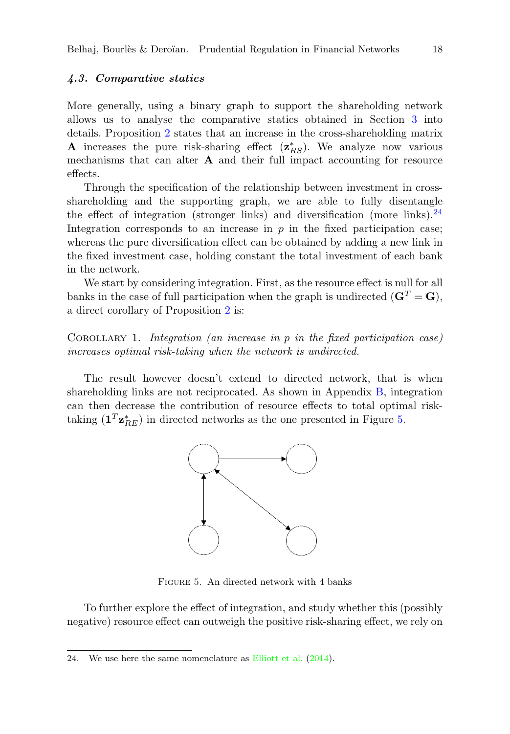### 4.3. *Comparative statics*

More generally, using a binary graph to support the shareholding network allows us to analyse the comparative statics obtained in Section 3 into details. Proposition 2 states that an increase in the cross-shareholding matrix $\mathbf{A}$ increases the pure risk-sharing effect ($\mathbf{z}^*_{RS}$). We analyze now various mechanisms that can alter $\mathbf{A}$ and their full impact accounting for resource effects.

Through the specification of the relationship between investment in cross-shareholding and the supporting graph, we are able to fully disentangle the effect of integration (stronger links) and diversification (more links).[24] Integration corresponds to an increase in $p$ in the fixed participation case; whereas the pure diversification effect can be obtained by adding a new link in the fixed investment case, holding constant the total investment of each bank in the network.

We start by considering integration. First, as the resource effect is null for all banks in the case of full participation when the graph is undirected ($\mathbf{G}^T = \mathbf{G}$), a direct corollary of Proposition 2 is:

Corollary 1. *Integration (an increase in $p$ in the fixed participation case) increases optimal risk-taking when the network is undirected.*

The result however doesn't extend to directed network, that is when shareholding links are not reciprocated. As shown in Appendix B, integration can then decrease the contribution of resource effects to total optimal risk-taking ($\mathbf{1}^T\mathbf{z}^*_{RE}$) in directed networks as the one presented in Figure 5.

Figure 5. An directed network with 4 banks

To further explore the effect of integration, and study whether this (possibly negative) resource effect can outweigh the positive risk-sharing effect, we rely on

24. We use here the same nomenclature as Elliott et al. (2014).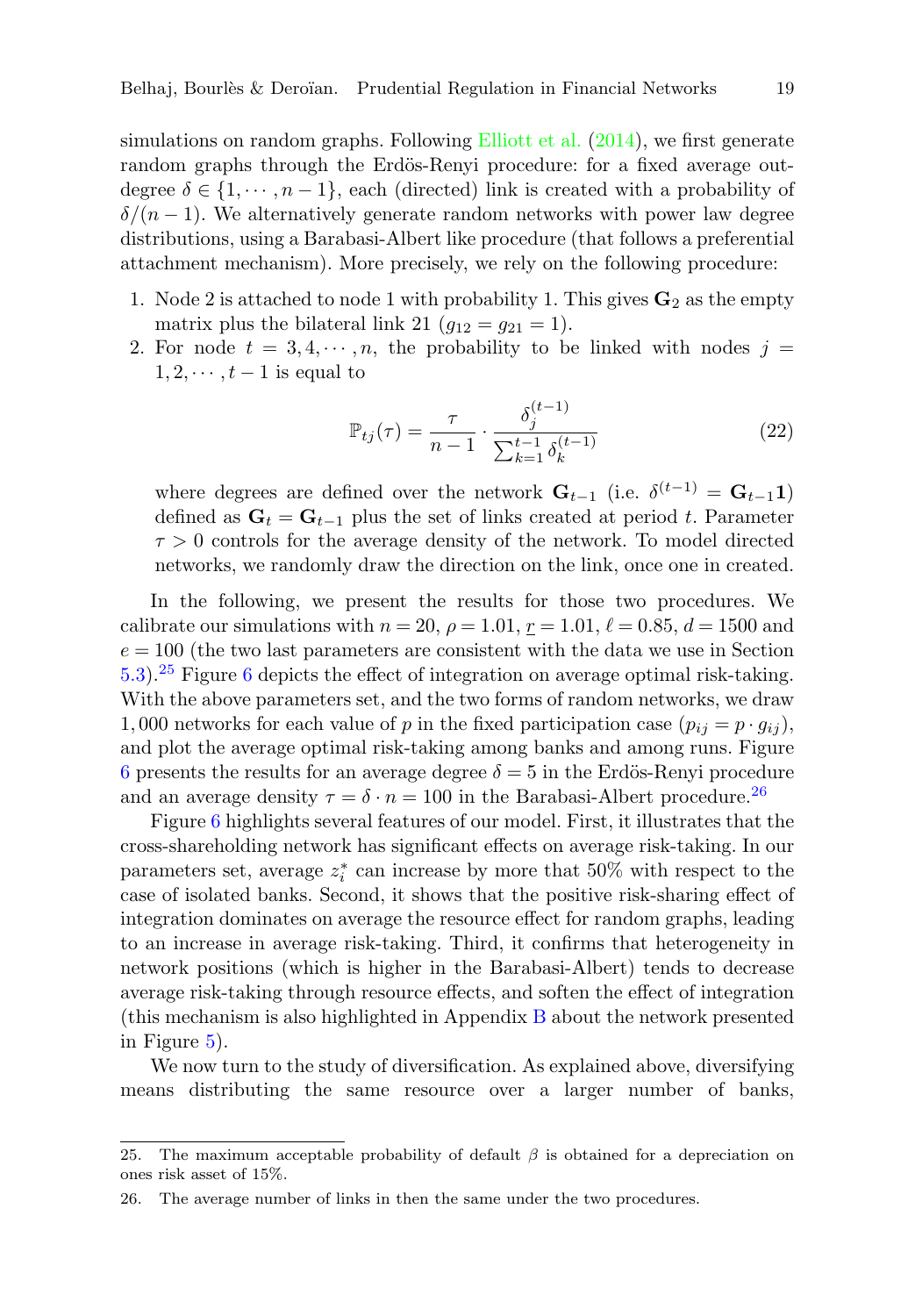simulations on random graphs. Following Elliott et al. (2014), we first generate random graphs through the Erdös-Renyi procedure: for a fixed average out-degree $\delta \in \{1, \cdots, n-1\}$, each (directed) link is created with a probability of $\delta/(n-1)$. We alternatively generate random networks with power law degree distributions, using a Barabasi-Albert like procedure (that follows a preferential attachment mechanism). More precisely, we rely on the following procedure:

1. Node 2 is attached to node 1 with probability 1. This gives $\mathbf{G}_2$ as the empty matrix plus the bilateral link 21 ($g_{12} = g_{21} = 1$).
2. For node $t = 3, 4, \cdots, n$, the probability to be linked with nodes $j = 1, 2, \cdots, t-1$ is equal to

$$\mathbb{P}_{tj}(\tau) = \frac{\tau}{n-1} \cdot \frac{\delta_j^{(t-1)}}{\sum_{k=1}^{t-1} \delta_k^{(t-1)}} \tag{22}$$

   where degrees are defined over the network $\mathbf{G}_{t-1}$ (i.e. $\delta^{(t-1)} = \mathbf{G}_{t-1}\mathbf{1}$) defined as $\mathbf{G}_t = \mathbf{G}_{t-1}$ plus the set of links created at period $t$. Parameter $\tau > 0$ controls for the average density of the network. To model directed networks, we randomly draw the direction on the link, once one in created.

In the following, we present the results for those two procedures. We calibrate our simulations with $n = 20$, $\rho = 1.01$, $\underline{r} = 1.01$, $\ell = 0.85$, $d = 1500$ and $e = 100$ (the two last parameters are consistent with the data we use in Section 5.3).[25] Figure 6 depicts the effect of integration on average optimal risk-taking. With the above parameters set, and the two forms of random networks, we draw 1,000 networks for each value of $p$ in the fixed participation case ($p_{ij} = p \cdot g_{ij}$), and plot the average optimal risk-taking among banks and among runs. Figure 6 presents the results for an average degree $\delta = 5$ in the Erdös-Renyi procedure and an average density $\tau = \delta \cdot n = 100$ in the Barabasi-Albert procedure.[26]

Figure 6 highlights several features of our model. First, it illustrates that the cross-shareholding network has significant effects on average risk-taking. In our parameters set, average $z_i^*$ can increase by more that 50% with respect to the case of isolated banks. Second, it shows that the positive risk-sharing effect of integration dominates on average the resource effect for random graphs, leading to an increase in average risk-taking. Third, it confirms that heterogeneity in network positions (which is higher in the Barabasi-Albert) tends to decrease average risk-taking through resource effects, and soften the effect of integration (this mechanism is also highlighted in Appendix B about the network presented in Figure 5).

We now turn to the study of diversification. As explained above, diversifying means distributing the same resource over a larger number of banks,

25. The maximum acceptable probability of default $\beta$ is obtained for a depreciation on ones risk asset of 15%.

26. The average number of links in then the same under the two procedures.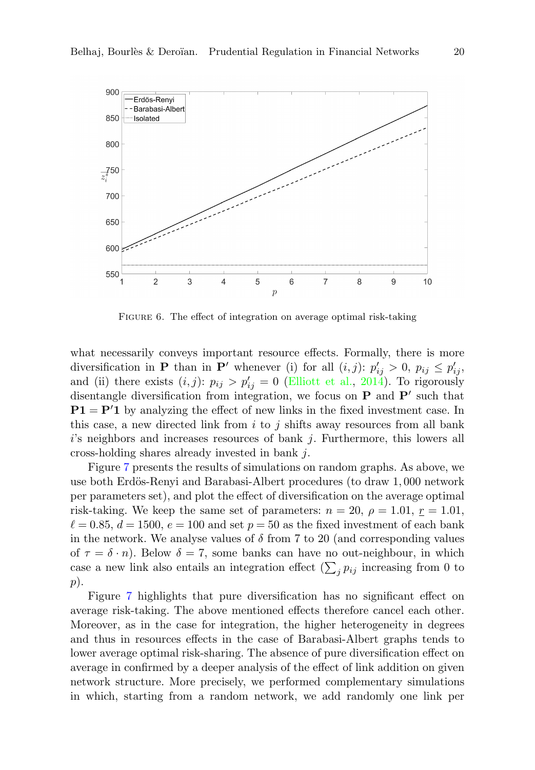FIGURE 6. The effect of integration on average optimal risk-taking

what necessarily conveys important resource effects. Formally, there is more diversification in $\mathbf{P}$ than in $\mathbf{P}'$ whenever (i) for all $(i,j)$: $p'_{ij} > 0$, $p_{ij} \leq p'_{ij}$, and (ii) there exists $(i,j)$: $p_{ij} > p'_{ij} = 0$ (Elliott et al., 2014). To rigorously disentangle diversification from integration, we focus on $\mathbf{P}$ and $\mathbf{P}'$ such that $\mathbf{P1} = \mathbf{P}'\mathbf{1}$ by analyzing the effect of new links in the fixed investment case. In this case, a new directed link from $i$ to $j$ shifts away resources from all bank $i$'s neighbors and increases resources of bank $j$. Furthermore, this lowers all cross-holding shares already invested in bank $j$.

Figure 7 presents the results of simulations on random graphs. As above, we use both Erdös-Renyi and Barabasi-Albert procedures (to draw 1,000 network per parameters set), and plot the effect of diversification on the average optimal risk-taking. We keep the same set of parameters: $n = 20$, $\rho = 1.01$, $\underline{r} = 1.01$, $\ell = 0.85$, $d = 1500$, $e = 100$ and set $p = 50$ as the fixed investment of each bank in the network. We analyse values of $\delta$ from 7 to 20 (and corresponding values of $\tau = \delta \cdot n$). Below $\delta = 7$, some banks can have no out-neighbour, in which case a new link also entails an integration effect ($\sum_j p_{ij}$ increasing from 0 to $p$).

Figure 7 highlights that pure diversification has no significant effect on average risk-taking. The above mentioned effects therefore cancel each other. Moreover, as in the case for integration, the higher heterogeneity in degrees and thus in resources effects in the case of Barabasi-Albert graphs tends to lower average optimal risk-sharing. The absence of pure diversification effect on average in confirmed by a deeper analysis of the effect of link addition on given network structure. More precisely, we performed complementary simulations in which, starting from a random network, we add randomly one link per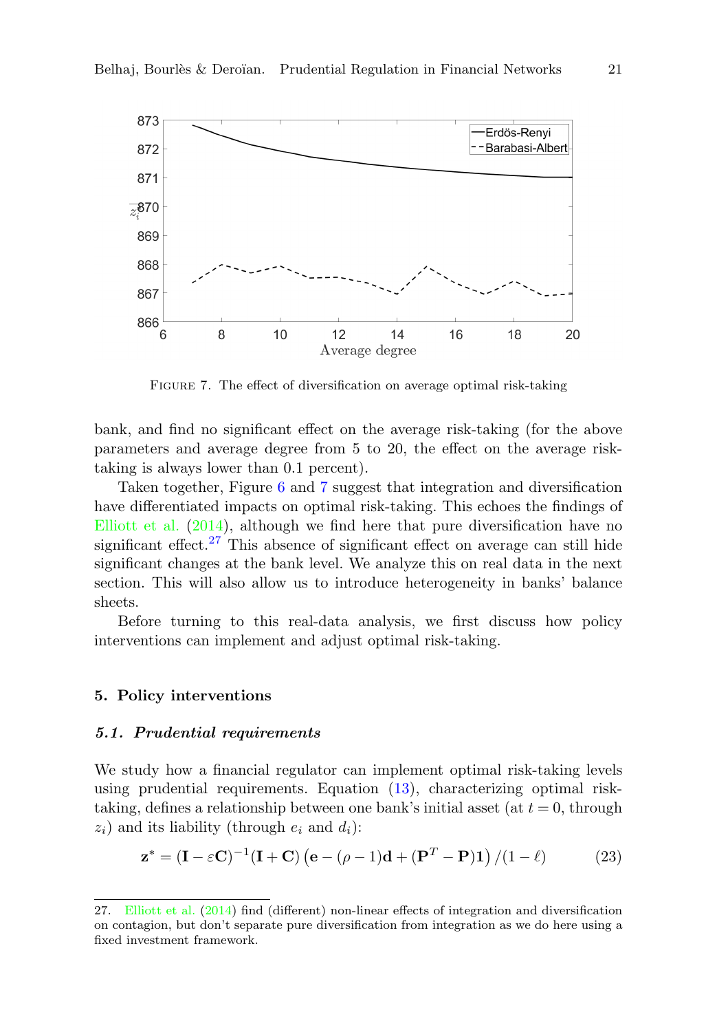FIGURE 7. The effect of diversification on average optimal risk-taking

bank, and find no significant effect on the average risk-taking (for the above parameters and average degree from 5 to 20, the effect on the average risk-taking is always lower than 0.1 percent).

Taken together, Figure 6 and 7 suggest that integration and diversification have differentiated impacts on optimal risk-taking. This echoes the findings of Elliott et al. (2014), although we find here that pure diversification have no significant effect.[27] This absence of significant effect on average can still hide significant changes at the bank level. We analyze this on real data in the next section. This will also allow us to introduce heterogeneity in banks' balance sheets.

Before turning to this real-data analysis, we first discuss how policy interventions can implement and adjust optimal risk-taking.

## 5. Policy interventions

### *5.1. Prudential requirements*

We study how a financial regulator can implement optimal risk-taking levels using prudential requirements. Equation (13), characterizing optimal risk-taking, defines a relationship between one bank's initial asset (at $t = 0$, through $z_i$) and its liability (through $e_i$ and $d_i$):

$$\mathbf{z}^* = (\mathbf{I} - \varepsilon\mathbf{C})^{-1}(\mathbf{I} + \mathbf{C})\left(\mathbf{e} - (\rho - 1)\mathbf{d} + (\mathbf{P}^T - \mathbf{P})\mathbf{1}\right)/(1 - \ell) \tag{23}$$

27. Elliott et al. (2014) find (different) non-linear effects of integration and diversification on contagion, but don't separate pure diversification from integration as we do here using a fixed investment framework.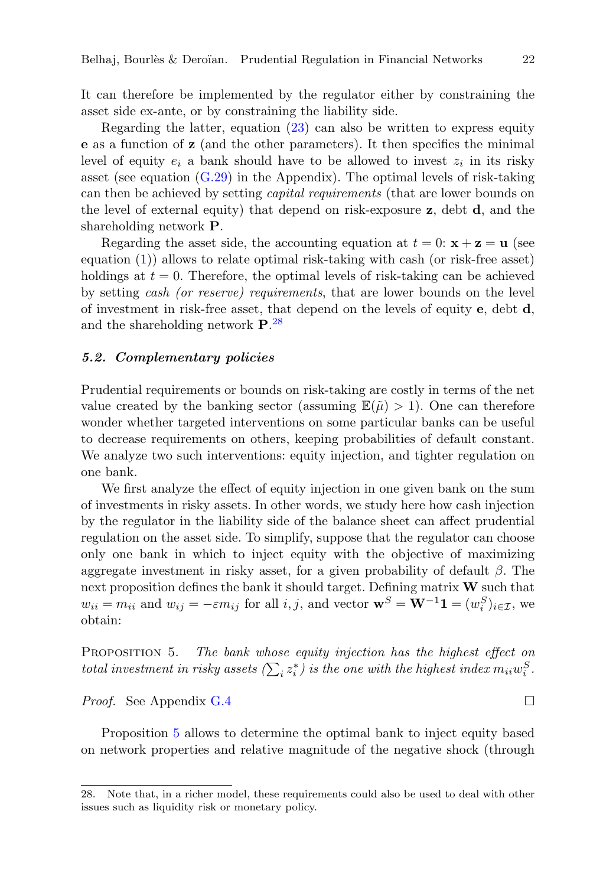It can therefore be implemented by the regulator either by constraining the asset side ex-ante, or by constraining the liability side.

Regarding the latter, equation (23) can also be written to express equity $\mathbf{e}$ as a function of $\mathbf{z}$ (and the other parameters). It then specifies the minimal level of equity $e_i$ a bank should have to be allowed to invest $z_i$ in its risky asset (see equation (G.29) in the Appendix). The optimal levels of risk-taking can then be achieved by setting *capital requirements* (that are lower bounds on the level of external equity) that depend on risk-exposure $\mathbf{z}$, debt $\mathbf{d}$, and the shareholding network $\mathbf{P}$.

Regarding the asset side, the accounting equation at $t = 0$: $\mathbf{x} + \mathbf{z} = \mathbf{u}$ (see equation (1)) allows to relate optimal risk-taking with cash (or risk-free asset) holdings at $t = 0$. Therefore, the optimal levels of risk-taking can be achieved by setting *cash (or reserve) requirements*, that are lower bounds on the level of investment in risk-free asset, that depend on the levels of equity $\mathbf{e}$, debt $\mathbf{d}$, and the shareholding network $\mathbf{P}$.[28]

### *5.2. Complementary policies*

Prudential requirements or bounds on risk-taking are costly in terms of the net value created by the banking sector (assuming $\mathbb{E}(\tilde{\mu}) > 1$). One can therefore wonder whether targeted interventions on some particular banks can be useful to decrease requirements on others, keeping probabilities of default constant. We analyze two such interventions: equity injection, and tighter regulation on one bank.

We first analyze the effect of equity injection in one given bank on the sum of investments in risky assets. In other words, we study here how cash injection by the regulator in the liability side of the balance sheet can affect prudential regulation on the asset side. To simplify, suppose that the regulator can choose only one bank in which to inject equity with the objective of maximizing aggregate investment in risky asset, for a given probability of default $\beta$. The next proposition defines the bank it should target. Defining matrix $\mathbf{W}$ such that $w_{ii} = m_{ii}$ and $w_{ij} = -\varepsilon m_{ij}$ for all $i, j$, and vector $\mathbf{w}^S = \mathbf{W}^{-1}\mathbf{1} = (w_i^S)_{i\in\mathcal{I}}$, we obtain:

PROPOSITION 5. *The bank whose equity injection has the highest effect on total investment in risky assets ($\sum_i z_i^*$) is the one with the highest index $m_{ii}w_i^S$.*

*Proof.* See Appendix G.4 □

Proposition 5 allows to determine the optimal bank to inject equity based on network properties and relative magnitude of the negative shock (through

28. Note that, in a richer model, these requirements could also be used to deal with other issues such as liquidity risk or monetary policy.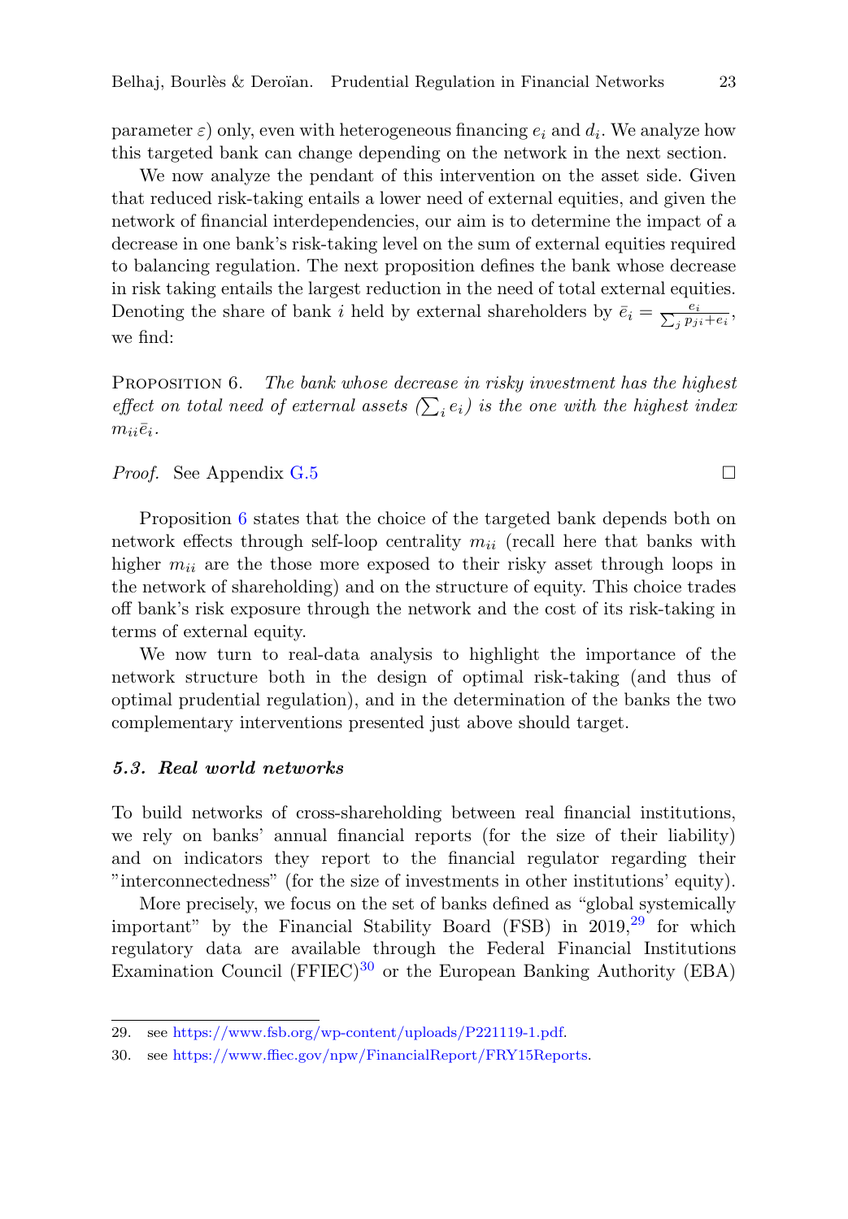parameter $\varepsilon$) only, even with heterogeneous financing $e_i$ and $d_i$. We analyze how this targeted bank can change depending on the network in the next section.

We now analyze the pendant of this intervention on the asset side. Given that reduced risk-taking entails a lower need of external equities, and given the network of financial interdependencies, our aim is to determine the impact of a decrease in one bank's risk-taking level on the sum of external equities required to balancing regulation. The next proposition defines the bank whose decrease in risk taking entails the largest reduction in the need of total external equities. Denoting the share of bank $i$ held by external shareholders by $\bar{e}_i = \frac{e_i}{\sum_j p_{ji} + e_i}$, we find:

Proposition 6. *The bank whose decrease in risky investment has the highest effect on total need of external assets ($\sum_i e_i$) is the one with the highest index $m_{ii}\bar{e}_i$.*

*Proof.* See Appendix G.5 □

Proposition 6 states that the choice of the targeted bank depends both on network effects through self-loop centrality $m_{ii}$ (recall here that banks with higher $m_{ii}$ are the those more exposed to their risky asset through loops in the network of shareholding) and on the structure of equity. This choice trades off bank's risk exposure through the network and the cost of its risk-taking in terms of external equity.

We now turn to real-data analysis to highlight the importance of the network structure both in the design of optimal risk-taking (and thus of optimal prudential regulation), and in the determination of the banks the two complementary interventions presented just above should target.

### *5.3. Real world networks*

To build networks of cross-shareholding between real financial institutions, we rely on banks' annual financial reports (for the size of their liability) and on indicators they report to the financial regulator regarding their "interconnectedness" (for the size of investments in other institutions' equity).

More precisely, we focus on the set of banks defined as "global systemically important" by the Financial Stability Board (FSB) in 2019,[29] for which regulatory data are available through the Federal Financial Institutions Examination Council (FFIEC)[30] or the European Banking Authority (EBA)

29. see https://www.fsb.org/wp-content/uploads/P221119-1.pdf.

30. see https://www.ffiec.gov/npw/FinancialReport/FRY15Reports.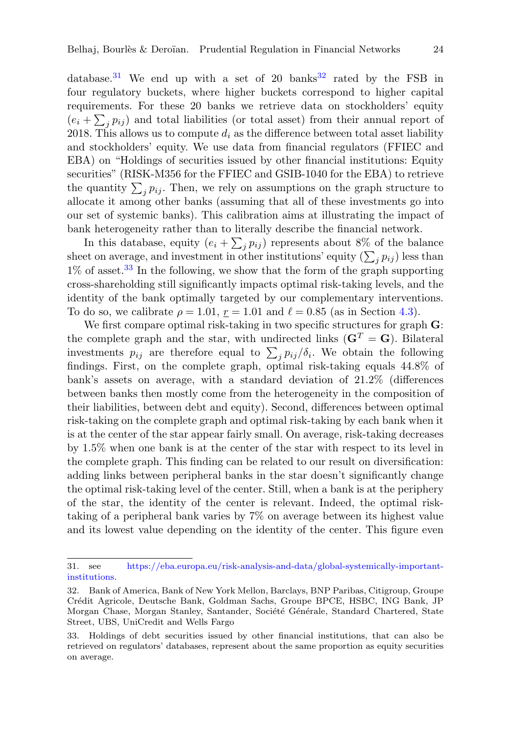database.[31] We end up with a set of 20 banks[32] rated by the FSB in four regulatory buckets, where higher buckets correspond to higher capital requirements. For these 20 banks we retrieve data on stockholders' equity ($e_i + \sum_j p_{ij}$) and total liabilities (or total asset) from their annual report of 2018. This allows us to compute $d_i$ as the difference between total asset liability and stockholders' equity. We use data from financial regulators (FFIEC and EBA) on "Holdings of securities issued by other financial institutions: Equity securities" (RISK-M356 for the FFIEC and GSIB-1040 for the EBA) to retrieve the quantity $\sum_j p_{ij}$. Then, we rely on assumptions on the graph structure to allocate it among other banks (assuming that all of these investments go into our set of systemic banks). This calibration aims at illustrating the impact of bank heterogeneity rather than to literally describe the financial network.

In this database, equity ($e_i + \sum_j p_{ij}$) represents about 8% of the balance sheet on average, and investment in other institutions' equity ($\sum_j p_{ij}$) less than 1% of asset.[33] In the following, we show that the form of the graph supporting cross-shareholding still significantly impacts optimal risk-taking levels, and the identity of the bank optimally targeted by our complementary interventions. To do so, we calibrate $\rho = 1.01$, $\underline{r} = 1.01$ and $\ell = 0.85$ (as in Section 4.3).

We first compare optimal risk-taking in two specific structures for graph $\mathbf{G}$: the complete graph and the star, with undirected links ($\mathbf{G}^T = \mathbf{G}$). Bilateral investments $p_{ij}$ are therefore equal to $\sum_j p_{ij}/\delta_i$. We obtain the following findings. First, on the complete graph, optimal risk-taking equals 44.8% of bank's assets on average, with a standard deviation of 21.2% (differences between banks then mostly come from the heterogeneity in the composition of their liabilities, between debt and equity). Second, differences between optimal risk-taking on the complete graph and optimal risk-taking by each bank when it is at the center of the star appear fairly small. On average, risk-taking decreases by 1.5% when one bank is at the center of the star with respect to its level in the complete graph. This finding can be related to our result on diversification: adding links between peripheral banks in the star doesn't significantly change the optimal risk-taking level of the center. Still, when a bank is at the periphery of the star, the identity of the center is relevant. Indeed, the optimal risk-taking of a peripheral bank varies by 7% on average between its highest value and its lowest value depending on the identity of the center. This figure even

31. see https://eba.europa.eu/risk-analysis-and-data/global-systemically-important-institutions.

32. Bank of America, Bank of New York Mellon, Barclays, BNP Paribas, Citigroup, Groupe Crédit Agricole, Deutsche Bank, Goldman Sachs, Groupe BPCE, HSBC, ING Bank, JP Morgan Chase, Morgan Stanley, Santander, Société Générale, Standard Chartered, State Street, UBS, UniCredit and Wells Fargo

33. Holdings of debt securities issued by other financial institutions, that can also be retrieved on regulators' databases, represent about the same proportion as equity securities on average.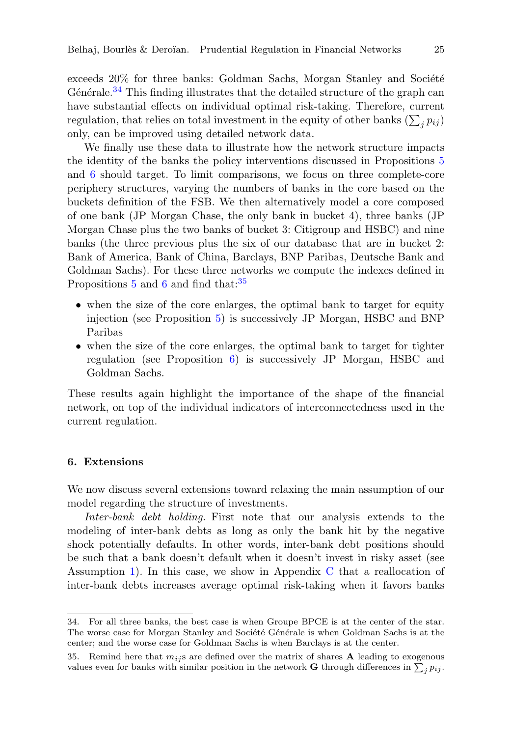exceeds 20% for three banks: Goldman Sachs, Morgan Stanley and Société Générale.[34] This finding illustrates that the detailed structure of the graph can have substantial effects on individual optimal risk-taking. Therefore, current regulation, that relies on total investment in the equity of other banks ($\sum_j p_{ij}$) only, can be improved using detailed network data.

We finally use these data to illustrate how the network structure impacts the identity of the banks the policy interventions discussed in Propositions 5 and 6 should target. To limit comparisons, we focus on three complete-core periphery structures, varying the numbers of banks in the core based on the buckets definition of the FSB. We then alternatively model a core composed of one bank (JP Morgan Chase, the only bank in bucket 4), three banks (JP Morgan Chase plus the two banks of bucket 3: Citigroup and HSBC) and nine banks (the three previous plus the six of our database that are in bucket 2: Bank of America, Bank of China, Barclays, BNP Paribas, Deutsche Bank and Goldman Sachs). For these three networks we compute the indexes defined in Propositions 5 and 6 and find that:[35]

- when the size of the core enlarges, the optimal bank to target for equity injection (see Proposition 5) is successively JP Morgan, HSBC and BNP Paribas
- when the size of the core enlarges, the optimal bank to target for tighter regulation (see Proposition 6) is successively JP Morgan, HSBC and Goldman Sachs.

These results again highlight the importance of the shape of the financial network, on top of the individual indicators of interconnectedness used in the current regulation.

## 6. Extensions

We now discuss several extensions toward relaxing the main assumption of our model regarding the structure of investments.

*Inter-bank debt holding.* First note that our analysis extends to the modeling of inter-bank debts as long as only the bank hit by the negative shock potentially defaults. In other words, inter-bank debt positions should be such that a bank doesn't default when it doesn't invest in risky asset (see Assumption 1). In this case, we show in Appendix C that a reallocation of inter-bank debts increases average optimal risk-taking when it favors banks

---

34. For all three banks, the best case is when Groupe BPCE is at the center of the star. The worse case for Morgan Stanley and Société Générale is when Goldman Sachs is at the center; and the worse case for Goldman Sachs is when Barclays is at the center.

35. Remind here that $m_{ij}$s are defined over the matrix of shares $\mathbf{A}$ leading to exogenous values even for banks with similar position in the network $\mathbf{G}$ through differences in $\sum_j p_{ij}$.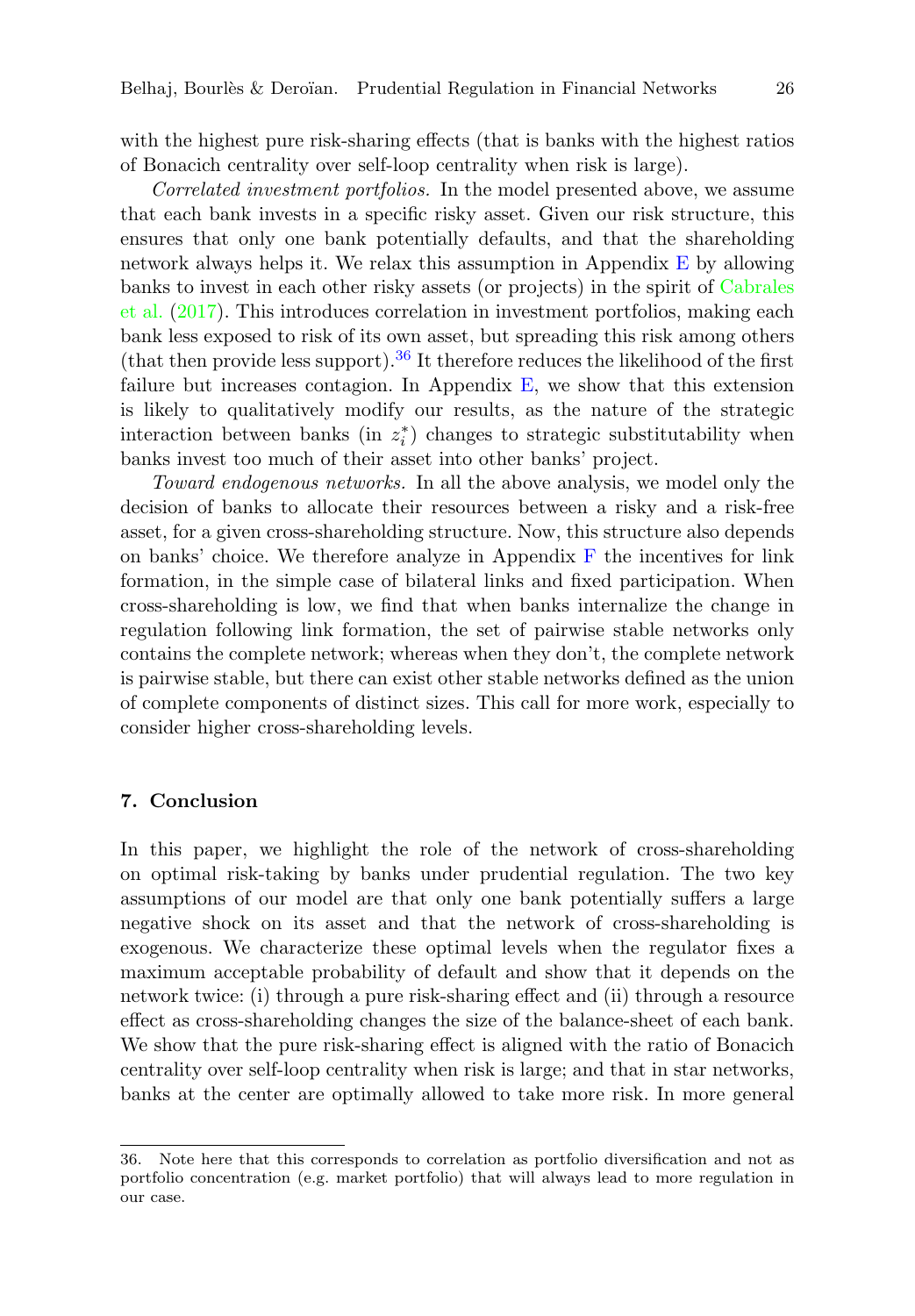with the highest pure risk-sharing effects (that is banks with the highest ratios of Bonacich centrality over self-loop centrality when risk is large).

*Correlated investment portfolios.* In the model presented above, we assume that each bank invests in a specific risky asset. Given our risk structure, this ensures that only one bank potentially defaults, and that the shareholding network always helps it. We relax this assumption in Appendix E by allowing banks to invest in each other risky assets (or projects) in the spirit of Cabrales et al. (2017). This introduces correlation in investment portfolios, making each bank less exposed to risk of its own asset, but spreading this risk among others (that then provide less support).[36] It therefore reduces the likelihood of the first failure but increases contagion. In Appendix E, we show that this extension is likely to qualitatively modify our results, as the nature of the strategic interaction between banks (in $z_i^*$) changes to strategic substitutability when banks invest too much of their asset into other banks' project.

*Toward endogenous networks.* In all the above analysis, we model only the decision of banks to allocate their resources between a risky and a risk-free asset, for a given cross-shareholding structure. Now, this structure also depends on banks' choice. We therefore analyze in Appendix F the incentives for link formation, in the simple case of bilateral links and fixed participation. When cross-shareholding is low, we find that when banks internalize the change in regulation following link formation, the set of pairwise stable networks only contains the complete network; whereas when they don't, the complete network is pairwise stable, but there can exist other stable networks defined as the union of complete components of distinct sizes. This call for more work, especially to consider higher cross-shareholding levels.

## 7. Conclusion

In this paper, we highlight the role of the network of cross-shareholding on optimal risk-taking by banks under prudential regulation. The two key assumptions of our model are that only one bank potentially suffers a large negative shock on its asset and that the network of cross-shareholding is exogenous. We characterize these optimal levels when the regulator fixes a maximum acceptable probability of default and show that it depends on the network twice: (i) through a pure risk-sharing effect and (ii) through a resource effect as cross-shareholding changes the size of the balance-sheet of each bank. We show that the pure risk-sharing effect is aligned with the ratio of Bonacich centrality over self-loop centrality when risk is large; and that in star networks, banks at the center are optimally allowed to take more risk. In more general

36. Note here that this corresponds to correlation as portfolio diversification and not as portfolio concentration (e.g. market portfolio) that will always lead to more regulation in our case.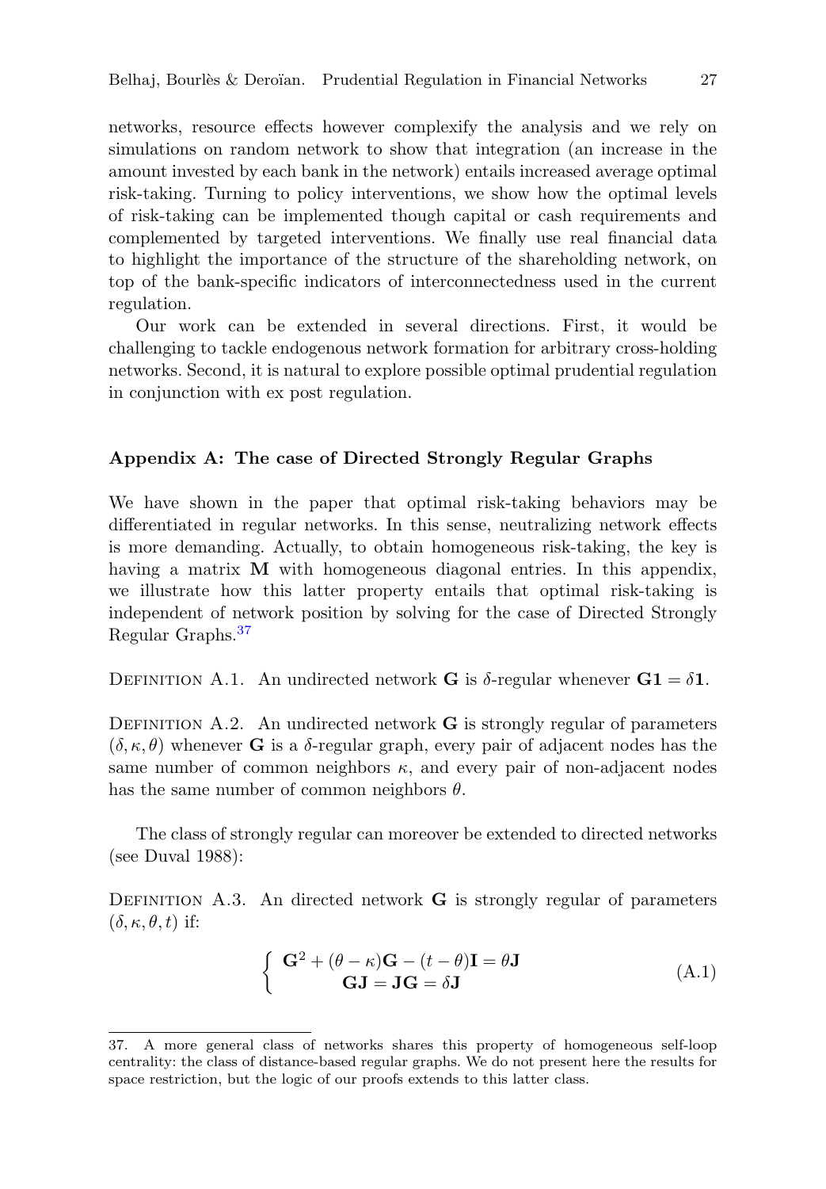networks, resource effects however complexify the analysis and we rely on simulations on random network to show that integration (an increase in the amount invested by each bank in the network) entails increased average optimal risk-taking. Turning to policy interventions, we show how the optimal levels of risk-taking can be implemented though capital or cash requirements and complemented by targeted interventions. We finally use real financial data to highlight the importance of the structure of the shareholding network, on top of the bank-specific indicators of interconnectedness used in the current regulation.

Our work can be extended in several directions. First, it would be challenging to tackle endogenous network formation for arbitrary cross-holding networks. Second, it is natural to explore possible optimal prudential regulation in conjunction with ex post regulation.

## Appendix A: The case of Directed Strongly Regular Graphs

We have shown in the paper that optimal risk-taking behaviors may be differentiated in regular networks. In this sense, neutralizing network effects is more demanding. Actually, to obtain homogeneous risk-taking, the key is having a matrix $\mathbf{M}$ with homogeneous diagonal entries. In this appendix, we illustrate how this latter property entails that optimal risk-taking is independent of network position by solving for the case of Directed Strongly Regular Graphs.[37]

Definition A.1. An undirected network $\mathbf{G}$ is $\delta$-regular whenever $\mathbf{G1} = \delta\mathbf{1}$.

Definition A.2. An undirected network $\mathbf{G}$ is strongly regular of parameters $(\delta, \kappa, \theta)$ whenever $\mathbf{G}$ is a $\delta$-regular graph, every pair of adjacent nodes has the same number of common neighbors $\kappa$, and every pair of non-adjacent nodes has the same number of common neighbors $\theta$.

The class of strongly regular can moreover be extended to directed networks (see Duval 1988):

Definition A.3. An directed network $\mathbf{G}$ is strongly regular of parameters $(\delta, \kappa, \theta, t)$ if:

$$\left\{ \begin{array}{c} \mathbf{G}^2 + (\theta - \kappa)\mathbf{G} - (t - \theta)\mathbf{I} = \theta\mathbf{J} \\ \mathbf{GJ} = \mathbf{JG} = \delta\mathbf{J} \end{array} \right. \tag{A.1}$$

37. A more general class of networks shares this property of homogeneous self-loop centrality: the class of distance-based regular graphs. We do not present here the results for space restriction, but the logic of our proofs extends to this latter class.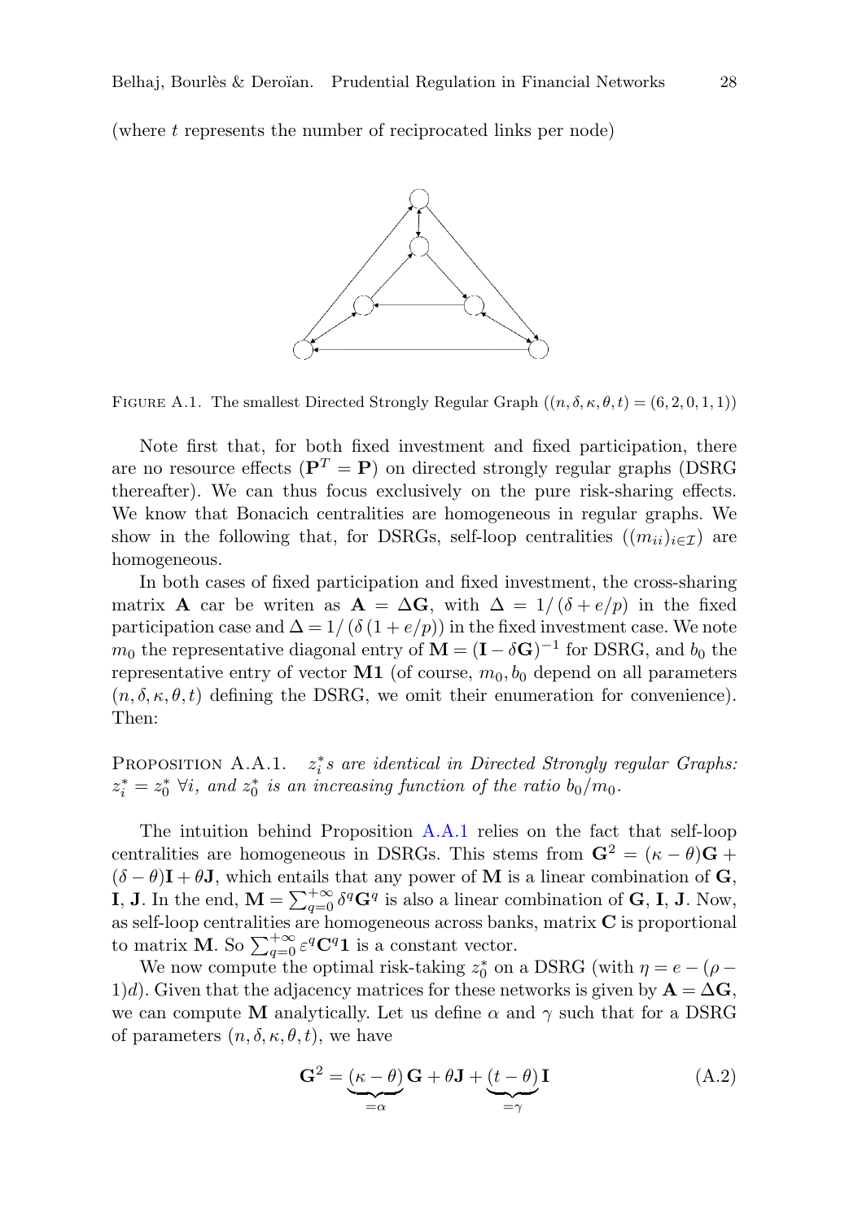(where $t$ represents the number of reciprocated links per node)

FIGURE A.1. The smallest Directed Strongly Regular Graph ($(n, \delta, \kappa, \theta, t) = (6, 2, 0, 1, 1)$)

Note first that, for both fixed investment and fixed participation, there are no resource effects ($\mathbf{P}^T = \mathbf{P}$) on directed strongly regular graphs (DSRG thereafter). We can thus focus exclusively on the pure risk-sharing effects. We know that Bonacich centralities are homogeneous in regular graphs. We show in the following that, for DSRGs, self-loop centralities ($(m_{ii})_{i\in\mathcal{I}}$) are homogeneous.

In both cases of fixed participation and fixed investment, the cross-sharing matrix $\mathbf{A}$ car be writen as $\mathbf{A} = \Delta\mathbf{G}$, with $\Delta = 1/(\delta + e/p)$ in the fixed participation case and $\Delta = 1/(\delta(1 + e/p))$ in the fixed investment case. We note $m_0$ the representative diagonal entry of $\mathbf{M} = (\mathbf{I} - \delta\mathbf{G})^{-1}$ for DSRG, and $b_0$ the representative entry of vector $\mathbf{M1}$ (of course, $m_0, b_0$ depend on all parameters $(n, \delta, \kappa, \theta, t)$ defining the DSRG, we omit their enumeration for convenience). Then:

PROPOSITION A.A.1. *$z_i^*$s are identical in Directed Strongly regular Graphs: $z_i^* = z_0^*$ $\forall i$, and $z_0^*$ is an increasing function of the ratio $b_0/m_0$.*

The intuition behind Proposition A.A.1 relies on the fact that self-loop centralities are homogeneous in DSRGs. This stems from $\mathbf{G}^2 = (\kappa - \theta)\mathbf{G} + (\delta - \theta)\mathbf{I} + \theta\mathbf{J}$, which entails that any power of $\mathbf{M}$ is a linear combination of $\mathbf{G}$, $\mathbf{I}$, $\mathbf{J}$. In the end, $\mathbf{M} = \sum_{q=0}^{+\infty} \delta^q \mathbf{G}^q$ is also a linear combination of $\mathbf{G}$, $\mathbf{I}$, $\mathbf{J}$. Now, as self-loop centralities are homogeneous across banks, matrix $\mathbf{C}$ is proportional to matrix $\mathbf{M}$. So $\sum_{q=0}^{+\infty} \varepsilon^q \mathbf{C}^q \mathbf{1}$ is a constant vector.

We now compute the optimal risk-taking $z_0^*$ on a DSRG (with $\eta = e - (\rho - 1)d$). Given that the adjacency matrices for these networks is given by $\mathbf{A} = \Delta\mathbf{G}$, we can compute $\mathbf{M}$ analytically. Let us define $\alpha$ and $\gamma$ such that for a DSRG of parameters $(n, \delta, \kappa, \theta, t)$, we have

$$\mathbf{G}^2 = \underbrace{(\kappa - \theta)}_{=\alpha}\mathbf{G} + \theta\mathbf{J} + \underbrace{(t - \theta)}_{=\gamma}\mathbf{I} \tag{A.2}$$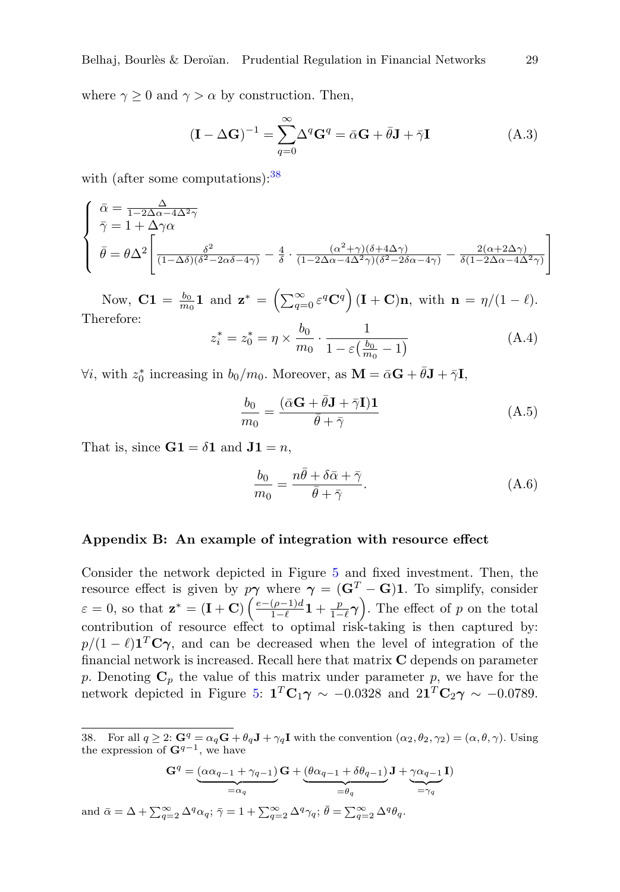where $\gamma \geq 0$ and $\gamma > \alpha$ by construction. Then,

$$(\mathbf{I} - \Delta\mathbf{G})^{-1} = \sum_{q=0}^{\infty} \Delta^q \mathbf{G}^q = \bar{\alpha}\mathbf{G} + \bar{\theta}\mathbf{J} + \bar{\gamma}\mathbf{I} \tag{A.3}$$

with (after some computations):[38]

$$\begin{cases} \bar{\alpha} = \frac{\Delta}{1-2\Delta\alpha-4\Delta^2\gamma} \\ \bar{\gamma} = 1 + \Delta\gamma\alpha \\ \bar{\theta} = \theta\Delta^2\left[\frac{\delta^2}{(1-\Delta\delta)(\delta^2-2\alpha\delta-4\gamma)} - \frac{4}{\delta}\cdot\frac{(\alpha^2+\gamma)(\delta+4\Delta\gamma)}{(1-2\Delta\alpha-4\Delta^2\gamma)(\delta^2-2\delta\alpha-4\gamma)} - \frac{2(\alpha+2\Delta\gamma)}{\delta(1-2\Delta\alpha-4\Delta^2\gamma)}\right] \end{cases}$$

Now, $\mathbf{C1} = \frac{b_0}{m_0}\mathbf{1}$ and $\mathbf{z}^* = \left(\sum_{q=0}^{\infty} \varepsilon^q \mathbf{C}^q\right)(\mathbf{I} + \mathbf{C})\mathbf{n}$, with $\mathbf{n} = \eta/(1-\ell)$. Therefore:

$$z_i^* = z_0^* = \eta \times \frac{b_0}{m_0} \cdot \frac{1}{1 - \varepsilon\left(\frac{b_0}{m_0} - 1\right)} \tag{A.4}$$

$\forall i$, with $z_0^*$ increasing in $b_0/m_0$. Moreover, as $\mathbf{M} = \bar{\alpha}\mathbf{G} + \bar{\theta}\mathbf{J} + \bar{\gamma}\mathbf{I}$,

$$\frac{b_0}{m_0} = \frac{(\bar{\alpha}\mathbf{G} + \bar{\theta}\mathbf{J} + \bar{\gamma}\mathbf{I})\mathbf{1}}{\bar{\theta} + \bar{\gamma}} \tag{A.5}$$

That is, since $\mathbf{G1} = \delta\mathbf{1}$ and $\mathbf{J1} = n$,

$$\frac{b_0}{m_0} = \frac{n\bar{\theta} + \delta\bar{\alpha} + \bar{\gamma}}{\bar{\theta} + \bar{\gamma}}. \tag{A.6}$$

### Appendix B: An example of integration with resource effect

Consider the network depicted in Figure 5 and fixed investment. Then, the resource effect is given by $p\boldsymbol{\gamma}$ where $\boldsymbol{\gamma} = (\mathbf{G}^T - \mathbf{G})\mathbf{1}$. To simplify, consider $\varepsilon = 0$, so that $\mathbf{z}^* = (\mathbf{I} + \mathbf{C})\left(\frac{e-(\rho-1)d}{1-\ell}\mathbf{1} + \frac{p}{1-\ell}\boldsymbol{\gamma}\right)$. The effect of $p$ on the total contribution of resource effect to optimal risk-taking is then captured by: $p/(1-\ell)\mathbf{1}^T\mathbf{C}\boldsymbol{\gamma}$, and can be decreased when the level of integration of the financial network is increased. Recall here that matrix $\mathbf{C}$ depends on parameter $p$. Denoting $\mathbf{C}_p$ the value of this matrix under parameter $p$, we have for the network depicted in Figure 5: $\mathbf{1}^T\mathbf{C}_1\boldsymbol{\gamma} \sim -0.0328$ and $\mathbf{2}\mathbf{1}^T\mathbf{C}_2\boldsymbol{\gamma} \sim -0.0789$.

---

38. For all $q \geq 2$: $\mathbf{G}^q = \alpha_q\mathbf{G} + \theta_q\mathbf{J} + \gamma_q\mathbf{I}$ with the convention $(\alpha_2, \theta_2, \gamma_2) = (\alpha, \theta, \gamma)$. Using the expression of $\mathbf{G}^{q-1}$, we have

$$\mathbf{G}^q = \underbrace{(\alpha\alpha_{q-1} + \gamma_{q-1})}_{=\alpha_q}\mathbf{G} + \underbrace{(\theta\alpha_{q-1} + \delta\theta_{q-1})}_{=\theta_q}\mathbf{J} + \underbrace{\gamma\alpha_{q-1}}_{=\gamma_q}\mathbf{I})$$

and $\bar{\alpha} = \Delta + \sum_{q=2}^{\infty} \Delta^q \alpha_q$; $\bar{\gamma} = 1 + \sum_{q=2}^{\infty} \Delta^q \gamma_q$; $\bar{\theta} = \sum_{q=2}^{\infty} \Delta^q \theta_q$.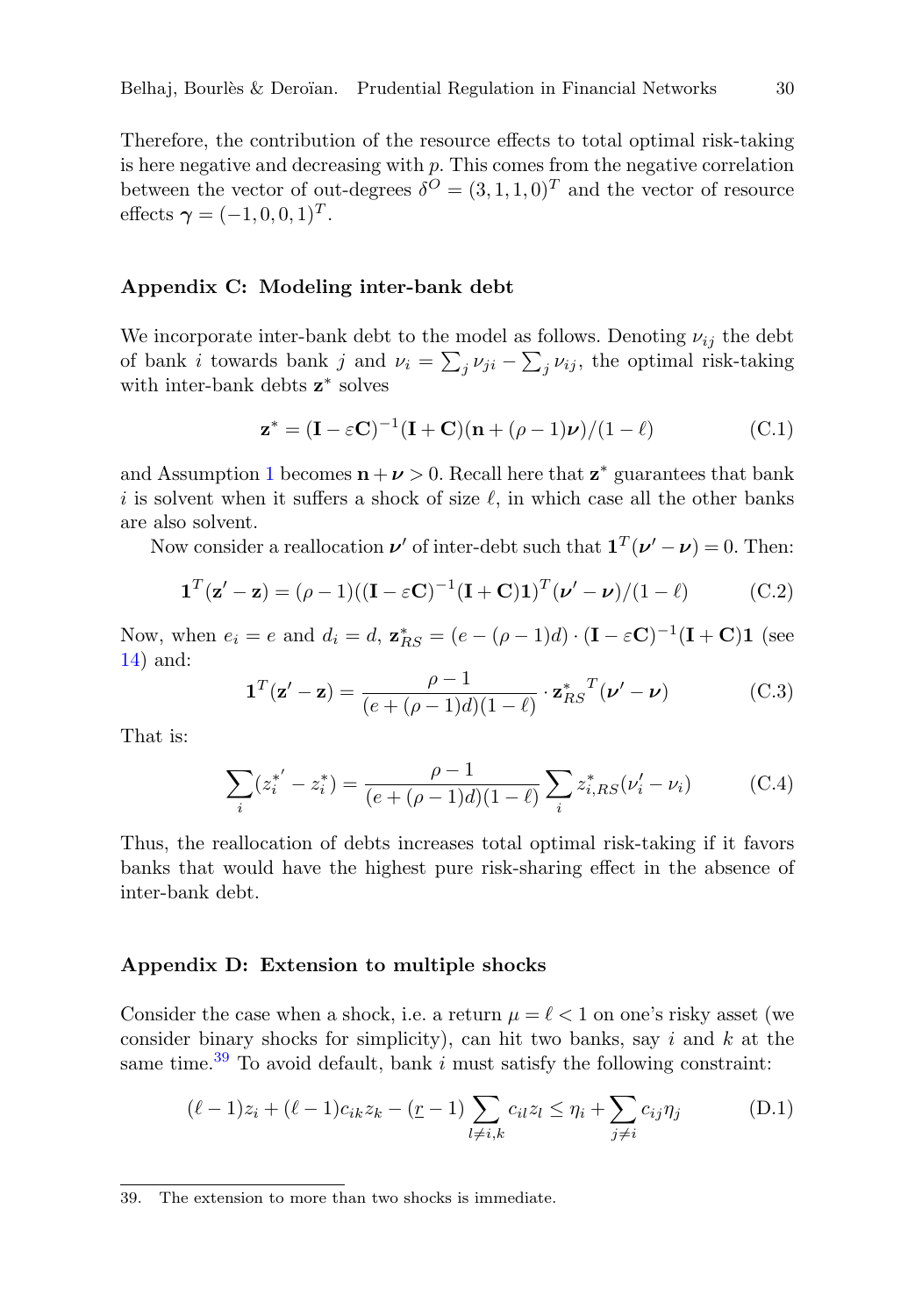Therefore, the contribution of the resource effects to total optimal risk-taking is here negative and decreasing with $p$. This comes from the negative correlation between the vector of out-degrees $\delta^O = (3, 1, 1, 0)^T$ and the vector of resource effects $\boldsymbol{\gamma} = (-1, 0, 0, 1)^T$.

### Appendix C: Modeling inter-bank debt

We incorporate inter-bank debt to the model as follows. Denoting $\nu_{ij}$ the debt of bank $i$ towards bank $j$ and $\nu_i = \sum_j \nu_{ji} - \sum_j \nu_{ij}$, the optimal risk-taking with inter-bank debts $\mathbf{z}^*$ solves

$$\mathbf{z}^* = (\mathbf{I} - \varepsilon \mathbf{C})^{-1}(\mathbf{I} + \mathbf{C})(\mathbf{n} + (\rho - 1)\boldsymbol{\nu})/(1 - \ell) \tag{C.1}$$

and Assumption 1 becomes $\mathbf{n} + \boldsymbol{\nu} > 0$. Recall here that $\mathbf{z}^*$ guarantees that bank $i$ is solvent when it suffers a shock of size $\ell$, in which case all the other banks are also solvent.

Now consider a reallocation $\boldsymbol{\nu}'$ of inter-debt such that $\mathbf{1}^T(\boldsymbol{\nu}' - \boldsymbol{\nu}) = 0$. Then:

$$\mathbf{1}^T(\mathbf{z}' - \mathbf{z}) = (\rho - 1)((\mathbf{I} - \varepsilon \mathbf{C})^{-1}(\mathbf{I} + \mathbf{C})\mathbf{1})^T(\boldsymbol{\nu}' - \boldsymbol{\nu})/(1 - \ell) \tag{C.2}$$

Now, when $e_i = e$ and $d_i = d$, $\mathbf{z}^*_{RS} = (e - (\rho - 1)d) \cdot (\mathbf{I} - \varepsilon \mathbf{C})^{-1}(\mathbf{I} + \mathbf{C})\mathbf{1}$ (see 14) and:

$$\mathbf{1}^T(\mathbf{z}' - \mathbf{z}) = \frac{\rho - 1}{(e + (\rho - 1)d)(1 - \ell)} \cdot {\mathbf{z}^*_{RS}}^T(\boldsymbol{\nu}' - \boldsymbol{\nu}) \tag{C.3}$$

That is:

$$\sum_i (z_i^{*'} - z_i^*) = \frac{\rho - 1}{(e + (\rho - 1)d)(1 - \ell)} \sum_i z^*_{i,RS}(\nu_i' - \nu_i) \tag{C.4}$$

Thus, the reallocation of debts increases total optimal risk-taking if it favors banks that would have the highest pure risk-sharing effect in the absence of inter-bank debt.

### Appendix D: Extension to multiple shocks

Consider the case when a shock, i.e. a return $\mu = \ell < 1$ on one's risky asset (we consider binary shocks for simplicity), can hit two banks, say $i$ and $k$ at the same time.[39] To avoid default, bank $i$ must satisfy the following constraint:

$$(\ell - 1)z_i + (\ell - 1)c_{ik}z_k - (\underline{r} - 1)\sum_{l \neq i,k} c_{il}z_l \leq \eta_i + \sum_{j \neq i} c_{ij}\eta_j \tag{D.1}$$

39. The extension to more than two shocks is immediate.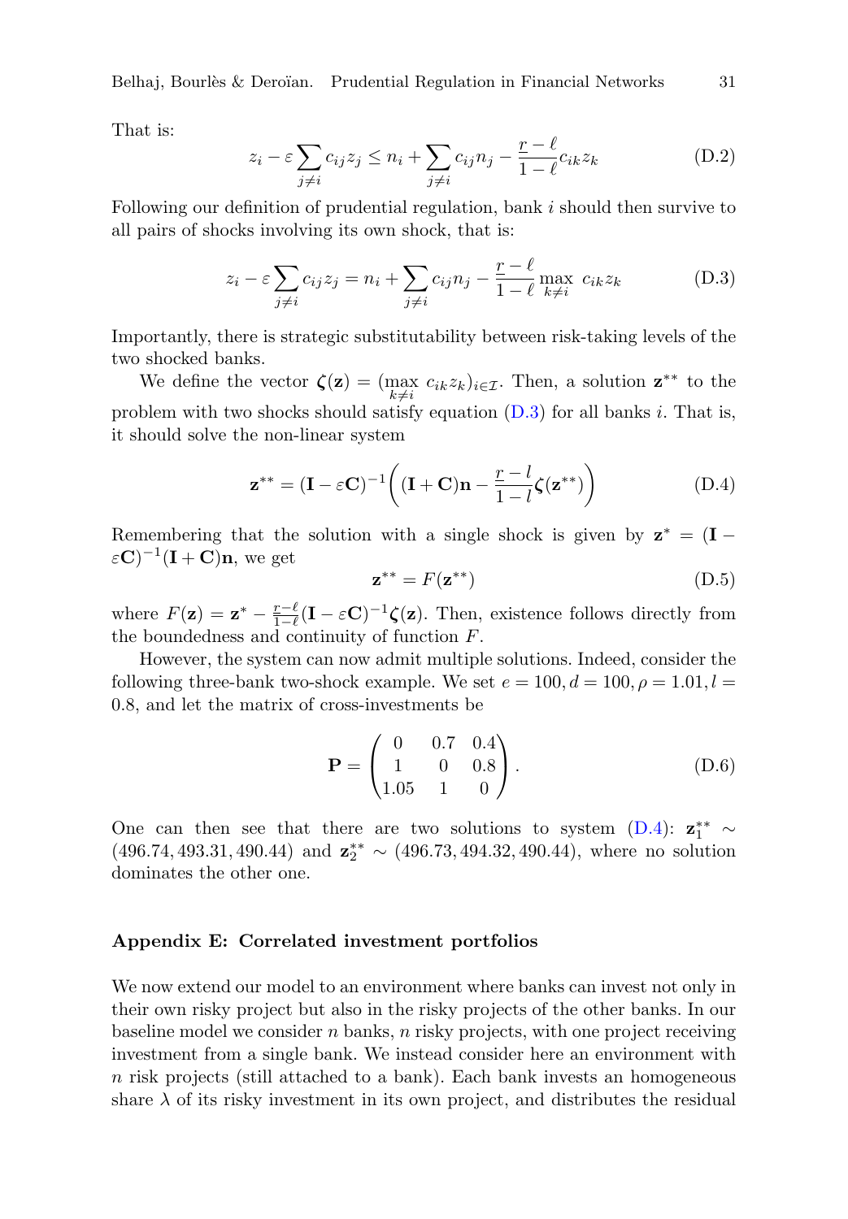That is:

$$z_i - \varepsilon \sum_{j \neq i} c_{ij} z_j \leq n_i + \sum_{j \neq i} c_{ij} n_j - \frac{r - \ell}{1 - \ell} c_{ik} z_k \tag{D.2}$$

Following our definition of prudential regulation, bank $i$ should then survive to all pairs of shocks involving its own shock, that is:

$$z_i - \varepsilon \sum_{j \neq i} c_{ij} z_j = n_i + \sum_{j \neq i} c_{ij} n_j - \frac{r - \ell}{1 - \ell} \max_{k \neq i} \; c_{ik} z_k \tag{D.3}$$

Importantly, there is strategic substitutability between risk-taking levels of the two shocked banks.

We define the vector $\boldsymbol{\zeta}(\mathbf{z}) = (\max_{k \neq i} \; c_{ik} z_k)_{i \in \mathcal{I}}$. Then, a solution $\mathbf{z}^{**}$ to the problem with two shocks should satisfy equation (D.3) for all banks $i$. That is, it should solve the non-linear system

$$\mathbf{z}^{**} = (\mathbf{I} - \varepsilon \mathbf{C})^{-1} \left( (\mathbf{I} + \mathbf{C}) \mathbf{n} - \frac{r - l}{1 - l} \boldsymbol{\zeta}(\mathbf{z}^{**}) \right) \tag{D.4}$$

Remembering that the solution with a single shock is given by $\mathbf{z}^* = (\mathbf{I} - \varepsilon \mathbf{C})^{-1} (\mathbf{I} + \mathbf{C}) \mathbf{n}$, we get

$$\mathbf{z}^{**} = F(\mathbf{z}^{**}) \tag{D.5}$$

where $F(\mathbf{z}) = \mathbf{z}^* - \frac{r - \ell}{1 - \ell} (\mathbf{I} - \varepsilon \mathbf{C})^{-1} \boldsymbol{\zeta}(\mathbf{z})$. Then, existence follows directly from the boundedness and continuity of function $F$.

However, the system can now admit multiple solutions. Indeed, consider the following three-bank two-shock example. We set $e = 100, d = 100, \rho = 1.01, l = 0.8$, and let the matrix of cross-investments be

$$\mathbf{P} = \begin{pmatrix} 0 & 0.7 & 0.4 \\ 1 & 0 & 0.8 \\ 1.05 & 1 & 0 \end{pmatrix}. \tag{D.6}$$

One can then see that there are two solutions to system (D.4): $\mathbf{z}_1^{**} \sim (496.74, 493.31, 490.44)$ and $\mathbf{z}_2^{**} \sim (496.73, 494.32, 490.44)$, where no solution dominates the other one.

### Appendix E: Correlated investment portfolios

We now extend our model to an environment where banks can invest not only in their own risky project but also in the risky projects of the other banks. In our baseline model we consider $n$ banks, $n$ risky projects, with one project receiving investment from a single bank. We instead consider here an environment with $n$ risk projects (still attached to a bank). Each bank invests an homogeneous share $\lambda$ of its risky investment in its own project, and distributes the residual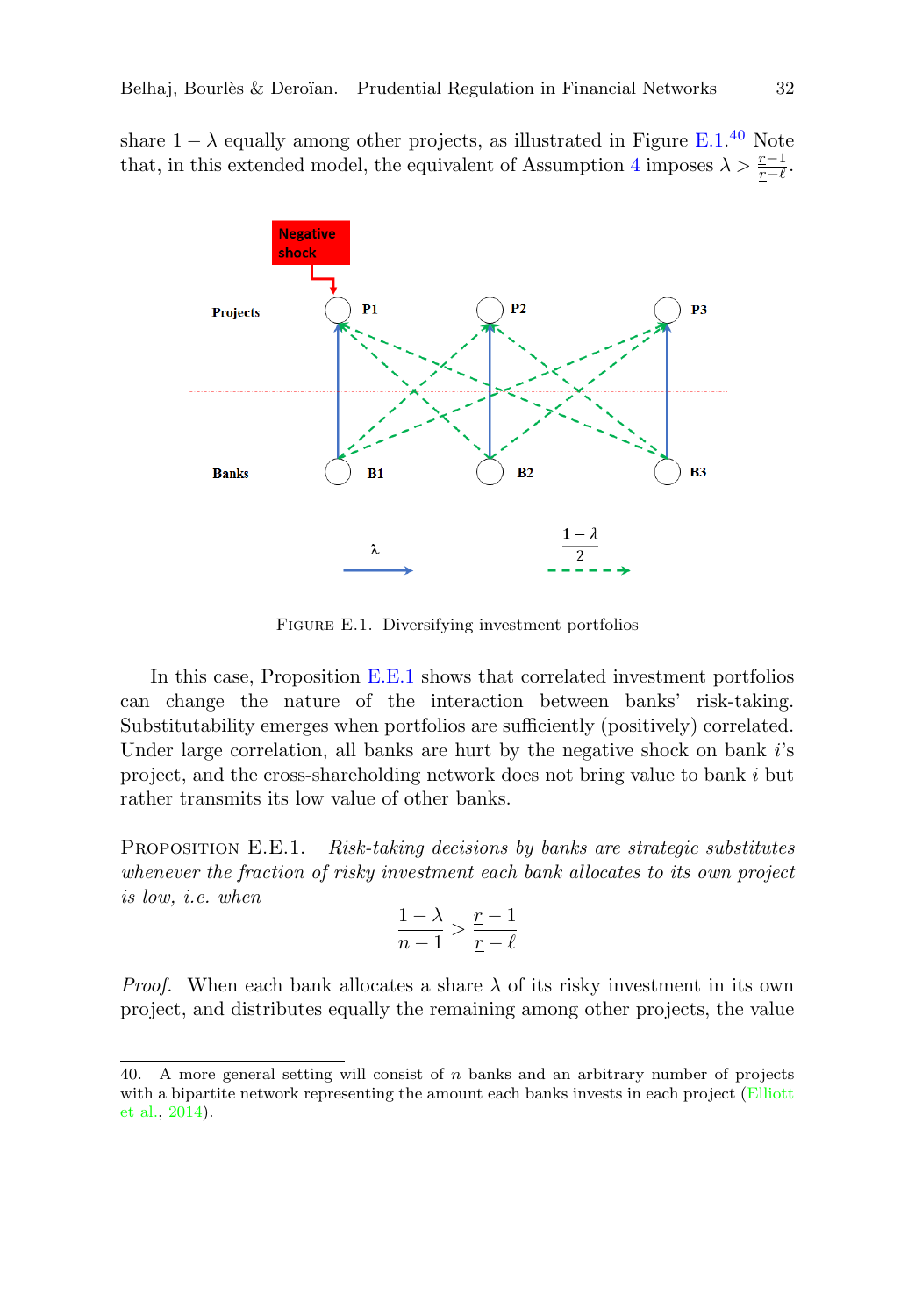share $1 - \lambda$ equally among other projects, as illustrated in Figure E.1.[40] Note that, in this extended model, the equivalent of Assumption 4 imposes $\lambda > \frac{\underline{r}-1}{\underline{r}-\ell}$.

FIGURE E.1. Diversifying investment portfolios

In this case, Proposition E.E.1 shows that correlated investment portfolios can change the nature of the interaction between banks' risk-taking. Substitutability emerges when portfolios are sufficiently (positively) correlated. Under large correlation, all banks are hurt by the negative shock on bank $i$'s project, and the cross-shareholding network does not bring value to bank $i$ but rather transmits its low value of other banks.

PROPOSITION E.E.1. *Risk-taking decisions by banks are strategic substitutes whenever the fraction of risky investment each bank allocates to its own project is low, i.e. when*

$$\frac{1-\lambda}{n-1} > \frac{\underline{r}-1}{\underline{r}-\ell}$$

*Proof.* When each bank allocates a share $\lambda$ of its risky investment in its own project, and distributes equally the remaining among other projects, the value

40. A more general setting will consist of $n$ banks and an arbitrary number of projects with a bipartite network representing the amount each banks invests in each project (Elliott et al., 2014).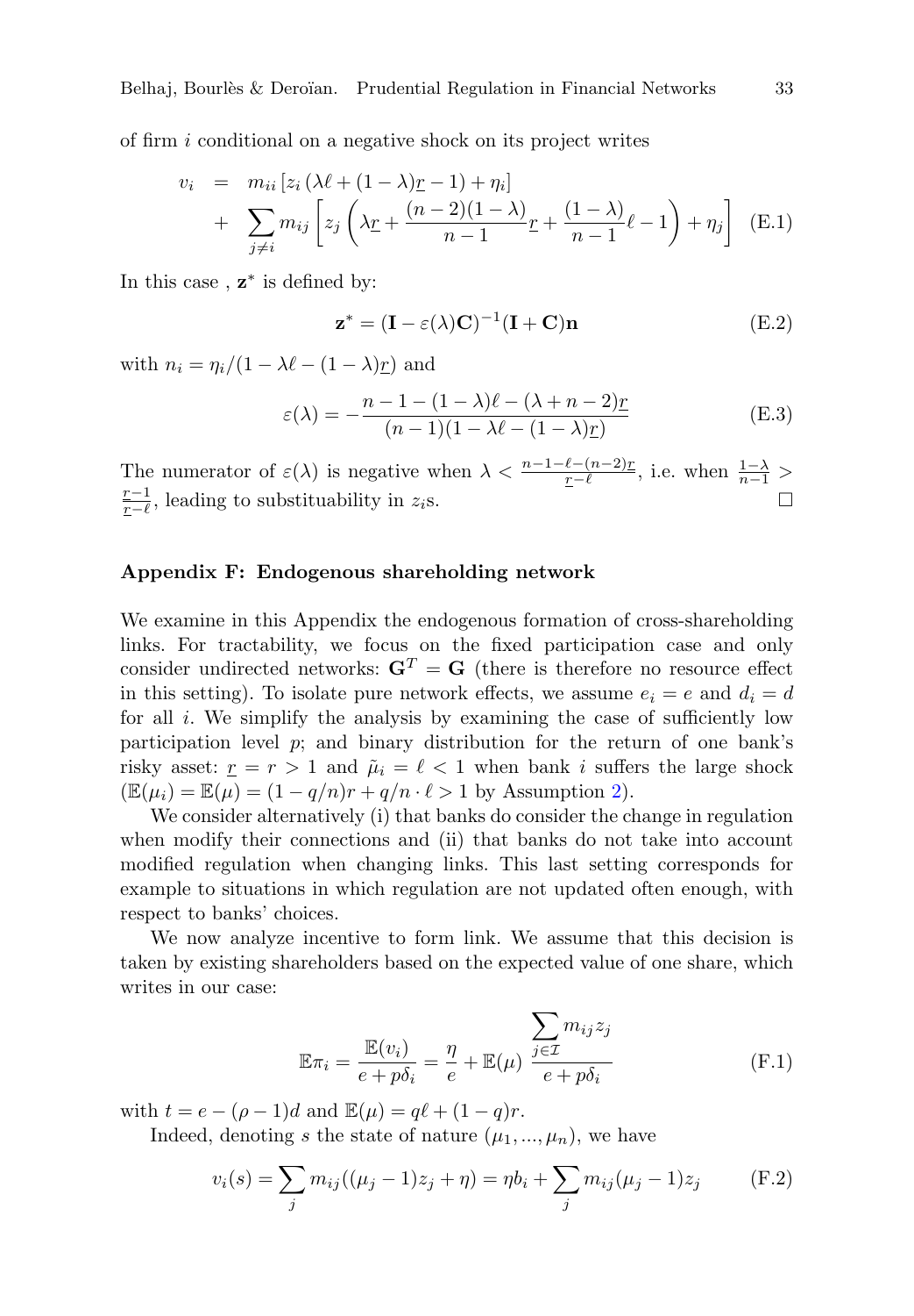of firm $i$ conditional on a negative shock on its project writes

$$
\begin{aligned}
v_i &= m_{ii}\left[z_i\left(\lambda\ell+(1-\lambda)\underline{r}-1\right)+\eta_i\right] \\
&+ \sum_{j\neq i} m_{ij}\left[z_j\left(\lambda\underline{r}+\frac{(n-2)(1-\lambda)}{n-1}\underline{r}+\frac{(1-\lambda)}{n-1}\ell-1\right)+\eta_j\right] \quad \text{(E.1)}
\end{aligned}
$$

In this case , $\mathbf{z}^*$ is defined by:

$$
\mathbf{z}^* = (\mathbf{I}-\varepsilon(\lambda)\mathbf{C})^{-1}(\mathbf{I}+\mathbf{C})\mathbf{n} \quad \text{(E.2)}
$$

with $n_i = \eta_i/(1-\lambda\ell-(1-\lambda)\underline{r})$ and

$$
\varepsilon(\lambda) = -\frac{n-1-(1-\lambda)\ell-(\lambda+n-2)\underline{r}}{(n-1)(1-\lambda\ell-(1-\lambda)\underline{r})} \quad \text{(E.3)}
$$

The numerator of $\varepsilon(\lambda)$ is negative when $\lambda < \frac{n-1-\ell-(n-2)\underline{r}}{\underline{r}-\ell}$, i.e. when $\frac{1-\lambda}{n-1} > \frac{\underline{r}-1}{\underline{r}-\ell}$, leading to substituability in $z_i$s. □

### Appendix F: Endogenous shareholding network

We examine in this Appendix the endogenous formation of cross-shareholding links. For tractability, we focus on the fixed participation case and only consider undirected networks: $\mathbf{G}^T = \mathbf{G}$ (there is therefore no resource effect in this setting). To isolate pure network effects, we assume $e_i = e$ and $d_i = d$ for all $i$. We simplify the analysis by examining the case of sufficiently low participation level $p$; and binary distribution for the return of one bank's risky asset: $\underline{r} = r > 1$ and $\tilde{\mu}_i = \ell < 1$ when bank $i$ suffers the large shock ($\mathbb{E}(\mu_i) = \mathbb{E}(\mu) = (1-q/n)r + q/n \cdot \ell > 1$ by Assumption 2).

We consider alternatively (i) that banks do consider the change in regulation when modify their connections and (ii) that banks do not take into account modified regulation when changing links. This last setting corresponds for example to situations in which regulation are not updated often enough, with respect to banks' choices.

We now analyze incentive to form link. We assume that this decision is taken by existing shareholders based on the expected value of one share, which writes in our case:

$$
\mathbb{E}\pi_i = \frac{\mathbb{E}(v_i)}{e+p\delta_i} = \frac{\eta}{e} + \mathbb{E}(\mu)\,\frac{\displaystyle\sum_{j\in\mathcal{I}} m_{ij}z_j}{e+p\delta_i} \quad \text{(F.1)}
$$

with $t = e-(\rho-1)d$ and $\mathbb{E}(\mu) = q\ell + (1-q)r$.

Indeed, denoting $s$ the state of nature $(\mu_1, ..., \mu_n)$, we have

$$
v_i(s) = \sum_j m_{ij}((\mu_j-1)z_j+\eta) = \eta b_i + \sum_j m_{ij}(\mu_j-1)z_j \quad \text{(F.2)}
$$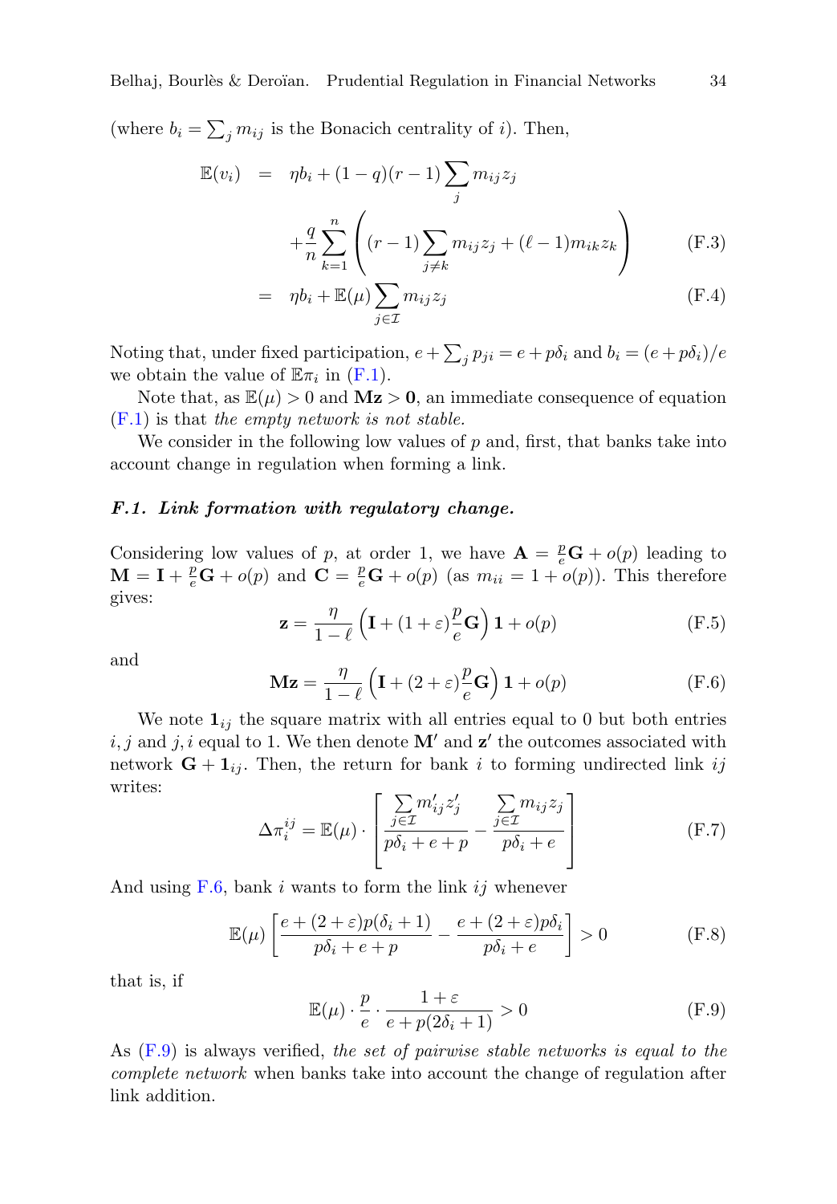(where $b_i = \sum_j m_{ij}$ is the Bonacich centrality of $i$). Then,

$$\begin{aligned}
\mathbb{E}(v_i) &= \eta b_i + (1-q)(r-1)\sum_j m_{ij} z_j \\
&\quad + \frac{q}{n}\sum_{k=1}^{n}\left((r-1)\sum_{j\neq k} m_{ij} z_j + (\ell-1) m_{ik} z_k\right) \qquad \text{(F.3)} \\
&= \eta b_i + \mathbb{E}(\mu)\sum_{j\in\mathcal{I}} m_{ij} z_j \qquad \text{(F.4)}
\end{aligned}$$

Noting that, under fixed participation, $e + \sum_j p_{ji} = e + p\delta_i$ and $b_i = (e + p\delta_i)/e$ we obtain the value of $\mathbb{E}\pi_i$ in (F.1).

Note that, as $\mathbb{E}(\mu) > 0$ and $\mathbf{Mz} > \mathbf{0}$, an immediate consequence of equation (F.1) is that *the empty network is not stable.*

We consider in the following low values of $p$ and, first, that banks take into account change in regulation when forming a link.

### *F.1. Link formation with regulatory change.*

Considering low values of $p$, at order 1, we have $\mathbf{A} = \frac{p}{e}\mathbf{G} + o(p)$ leading to $\mathbf{M} = \mathbf{I} + \frac{p}{e}\mathbf{G} + o(p)$ and $\mathbf{C} = \frac{p}{e}\mathbf{G} + o(p)$ (as $m_{ii} = 1 + o(p)$). This therefore gives:

$$\mathbf{z} = \frac{\eta}{1-\ell}\left(\mathbf{I} + (1+\varepsilon)\frac{p}{e}\mathbf{G}\right)\mathbf{1} + o(p) \qquad \text{(F.5)}$$

and

$$\mathbf{Mz} = \frac{\eta}{1-\ell}\left(\mathbf{I} + (2+\varepsilon)\frac{p}{e}\mathbf{G}\right)\mathbf{1} + o(p) \qquad \text{(F.6)}$$

We note $\mathbf{1}_{ij}$ the square matrix with all entries equal to 0 but both entries $i, j$ and $j, i$ equal to 1. We then denote $\mathbf{M}'$ and $\mathbf{z}'$ the outcomes associated with network $\mathbf{G} + \mathbf{1}_{ij}$. Then, the return for bank $i$ to forming undirected link $ij$ writes:

$$\Delta\pi_i^{ij} = \mathbb{E}(\mu)\cdot\left[\frac{\sum_{j\in\mathcal{I}} m'_{ij} z'_j}{p\delta_i + e + p} - \frac{\sum_{j\in\mathcal{I}} m_{ij} z_j}{p\delta_i + e}\right] \qquad \text{(F.7)}$$

And using F.6, bank $i$ wants to form the link $ij$ whenever

$$\mathbb{E}(\mu)\left[\frac{e + (2+\varepsilon)p(\delta_i + 1)}{p\delta_i + e + p} - \frac{e + (2+\varepsilon)p\delta_i}{p\delta_i + e}\right] > 0 \qquad \text{(F.8)}$$

that is, if

$$\mathbb{E}(\mu)\cdot\frac{p}{e}\cdot\frac{1+\varepsilon}{e + p(2\delta_i + 1)} > 0 \qquad \text{(F.9)}$$

As (F.9) is always verified, *the set of pairwise stable networks is equal to the complete network* when banks take into account the change of regulation after link addition.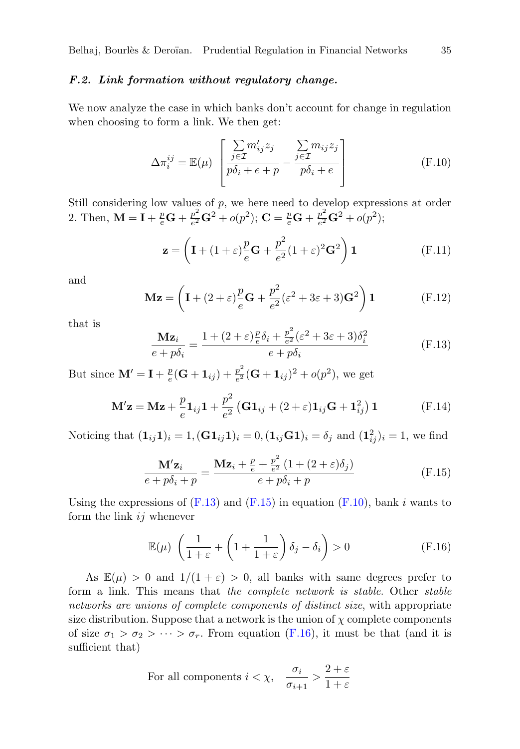### F.2. *Link formation without regulatory change.*

We now analyze the case in which banks don't account for change in regulation when choosing to form a link. We then get:

$$\Delta\pi_i^{ij} = \mathbb{E}(\mu)\left[\frac{\sum_{j\in\mathcal{I}} m'_{ij}z_j}{p\delta_i + e + p} - \frac{\sum_{j\in\mathcal{I}} m_{ij}z_j}{p\delta_i + e}\right] \tag{F.10}$$

Still considering low values of $p$, we here need to develop expressions at order 2. Then, $\mathbf{M} = \mathbf{I} + \frac{p}{e}\mathbf{G} + \frac{p^2}{e^2}\mathbf{G}^2 + o(p^2)$; $\mathbf{C} = \frac{p}{e}\mathbf{G} + \frac{p^2}{e^2}\mathbf{G}^2 + o(p^2)$;

$$\mathbf{z} = \left(\mathbf{I} + (1+\varepsilon)\frac{p}{e}\mathbf{G} + \frac{p^2}{e^2}(1+\varepsilon)^2\mathbf{G}^2\right)\mathbf{1} \tag{F.11}$$

and

$$\mathbf{Mz} = \left(\mathbf{I} + (2+\varepsilon)\frac{p}{e}\mathbf{G} + \frac{p^2}{e^2}(\varepsilon^2 + 3\varepsilon + 3)\mathbf{G}^2\right)\mathbf{1} \tag{F.12}$$

that is

$$\frac{\mathbf{Mz}_i}{e + p\delta_i} = \frac{1 + (2+\varepsilon)\frac{p}{e}\delta_i + \frac{p^2}{e^2}(\varepsilon^2 + 3\varepsilon + 3)\delta_i^2}{e + p\delta_i} \tag{F.13}$$

But since $\mathbf{M}' = \mathbf{I} + \frac{p}{e}(\mathbf{G} + \mathbf{1}_{ij}) + \frac{p^2}{e^2}(\mathbf{G} + \mathbf{1}_{ij})^2 + o(p^2)$, we get

$$\mathbf{M}'\mathbf{z} = \mathbf{Mz} + \frac{p}{e}\mathbf{1}_{ij}\mathbf{1} + \frac{p^2}{e^2}\left(\mathbf{G}\mathbf{1}_{ij} + (2+\varepsilon)\mathbf{1}_{ij}\mathbf{G} + \mathbf{1}_{ij}^2\right)\mathbf{1} \tag{F.14}$$

Noticing that $(\mathbf{1}_{ij}\mathbf{1})_i = 1, (\mathbf{G}\mathbf{1}_{ij}\mathbf{1})_i = 0, (\mathbf{1}_{ij}\mathbf{G}\mathbf{1})_i = \delta_j$ and $(\mathbf{1}_{ij}^2)_i = 1$, we find

$$\frac{\mathbf{M}'\mathbf{z}_i}{e + p\delta_i + p} = \frac{\mathbf{Mz}_i + \frac{p}{e} + \frac{p^2}{e^2}\left(1 + (2+\varepsilon)\delta_j\right)}{e + p\delta_i + p} \tag{F.15}$$

Using the expressions of (F.13) and (F.15) in equation (F.10), bank $i$ wants to form the link $ij$ whenever

$$\mathbb{E}(\mu)\left(\frac{1}{1+\varepsilon} + \left(1 + \frac{1}{1+\varepsilon}\right)\delta_j - \delta_i\right) > 0 \tag{F.16}$$

As $\mathbb{E}(\mu) > 0$ and $1/(1+\varepsilon) > 0$, all banks with same degrees prefer to form a link. This means that *the complete network is stable*. Other *stable networks are unions of complete components of distinct size*, with appropriate size distribution. Suppose that a network is the union of $\chi$ complete components of size $\sigma_1 > \sigma_2 > \cdots > \sigma_r$. From equation (F.16), it must be that (and it is sufficient that)

$$\text{For all components } i < \chi, \quad \frac{\sigma_i}{\sigma_{i+1}} > \frac{2+\varepsilon}{1+\varepsilon}$$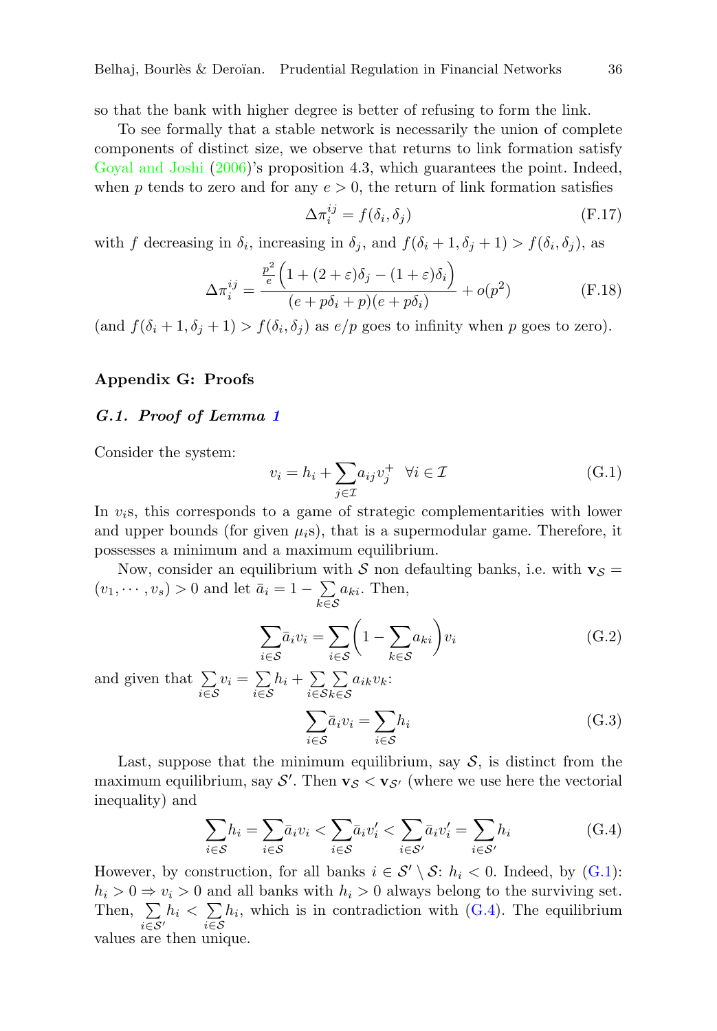so that the bank with higher degree is better of refusing to form the link.

To see formally that a stable network is necessarily the union of complete components of distinct size, we observe that returns to link formation satisfy Goyal and Joshi (2006)'s proposition 4.3, which guarantees the point. Indeed, when $p$ tends to zero and for any $e > 0$, the return of link formation satisfies

$$\Delta\pi_i^{ij} = f(\delta_i, \delta_j) \tag{F.17}$$

with $f$ decreasing in $\delta_i$, increasing in $\delta_j$, and $f(\delta_i + 1, \delta_j + 1) > f(\delta_i, \delta_j)$, as

$$\Delta\pi_i^{ij} = \frac{\frac{p^2}{e}\left(1 + (2+\varepsilon)\delta_j - (1+\varepsilon)\delta_i\right)}{(e + p\delta_i + p)(e + p\delta_i)} + o(p^2) \tag{F.18}$$

(and $f(\delta_i + 1, \delta_j + 1) > f(\delta_i, \delta_j)$ as $e/p$ goes to infinity when $p$ goes to zero).

## Appendix G: Proofs

### *G.1. Proof of Lemma 1*

Consider the system:

$$v_i = h_i + \sum_{j \in \mathcal{I}} a_{ij} v_j^+ \quad \forall i \in \mathcal{I} \tag{G.1}$$

In $v_i$s, this corresponds to a game of strategic complementarities with lower and upper bounds (for given $\mu_i$s), that is a supermodular game. Therefore, it possesses a minimum and a maximum equilibrium.

Now, consider an equilibrium with $\mathcal{S}$ non defaulting banks, i.e. with $\mathbf{v}_\mathcal{S} = (v_1, \cdots, v_s) > 0$ and let $\bar{a}_i = 1 - \sum_{k \in \mathcal{S}} a_{ki}$. Then,

$$\sum_{i \in \mathcal{S}} \bar{a}_i v_i = \sum_{i \in \mathcal{S}} \left(1 - \sum_{k \in \mathcal{S}} a_{ki}\right) v_i \tag{G.2}$$

and given that $\sum_{i \in \mathcal{S}} v_i = \sum_{i \in \mathcal{S}} h_i + \sum_{i \in \mathcal{S}} \sum_{k \in \mathcal{S}} a_{ik} v_k$:

$$\sum_{i \in \mathcal{S}} \bar{a}_i v_i = \sum_{i \in \mathcal{S}} h_i \tag{G.3}$$

Last, suppose that the minimum equilibrium, say $\mathcal{S}$, is distinct from the maximum equilibrium, say $\mathcal{S}'$. Then $\mathbf{v}_\mathcal{S} < \mathbf{v}_{\mathcal{S}'}$ (where we use here the vectorial inequality) and

$$\sum_{i \in \mathcal{S}} h_i = \sum_{i \in \mathcal{S}} \bar{a}_i v_i < \sum_{i \in \mathcal{S}} \bar{a}_i v_i' < \sum_{i \in \mathcal{S}'} \bar{a}_i v_i' = \sum_{i \in \mathcal{S}'} h_i \tag{G.4}$$

However, by construction, for all banks $i \in \mathcal{S}' \setminus \mathcal{S}$: $h_i < 0$. Indeed, by (G.1): $h_i > 0 \Rightarrow v_i > 0$ and all banks with $h_i > 0$ always belong to the surviving set. Then, $\sum_{i \in \mathcal{S}'} h_i < \sum_{i \in \mathcal{S}} h_i$, which is in contradiction with (G.4). The equilibrium values are then unique.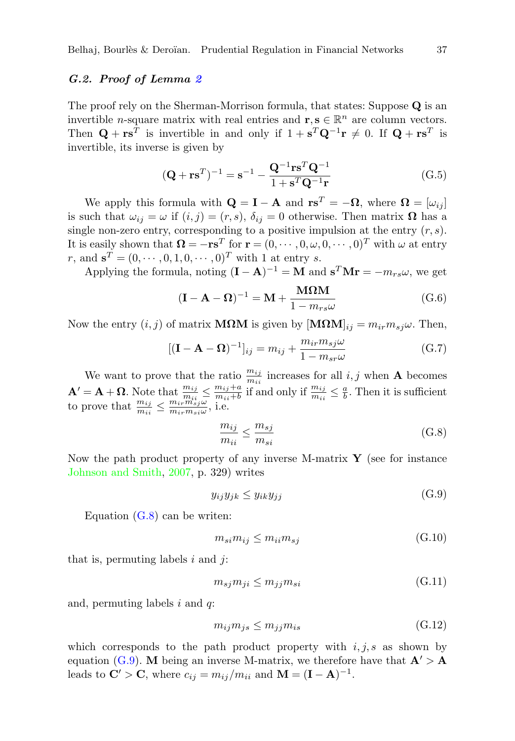### G.2. Proof of Lemma 2

The proof rely on the Sherman-Morrison formula, that states: Suppose $\mathbf{Q}$ is an invertible $n$-square matrix with real entries and $\mathbf{r}, \mathbf{s} \in \mathbb{R}^n$ are column vectors. Then $\mathbf{Q} + \mathbf{r}\mathbf{s}^T$ is invertible in and only if $1 + \mathbf{s}^T \mathbf{Q}^{-1} \mathbf{r} \neq 0$. If $\mathbf{Q} + \mathbf{r}\mathbf{s}^T$ is invertible, its inverse is given by

$$(\mathbf{Q} + \mathbf{r}\mathbf{s}^T)^{-1} = \mathbf{s}^{-1} - \frac{\mathbf{Q}^{-1}\mathbf{r}\mathbf{s}^T\mathbf{Q}^{-1}}{1 + \mathbf{s}^T\mathbf{Q}^{-1}\mathbf{r}} \tag{G.5}$$

We apply this formula with $\mathbf{Q} = \mathbf{I} - \mathbf{A}$ and $\mathbf{r}\mathbf{s}^T = -\mathbf{\Omega}$, where $\mathbf{\Omega} = [\omega_{ij}]$ is such that $\omega_{ij} = \omega$ if $(i,j) = (r,s)$, $\delta_{ij} = 0$ otherwise. Then matrix $\mathbf{\Omega}$ has a single non-zero entry, corresponding to a positive impulsion at the entry $(r,s)$. It is easily shown that $\mathbf{\Omega} = -\mathbf{r}\mathbf{s}^T$ for $\mathbf{r} = (0, \cdots, 0, \omega, 0, \cdots, 0)^T$ with $\omega$ at entry $r$, and $\mathbf{s}^T = (0, \cdots, 0, 1, 0, \cdots, 0)^T$ with 1 at entry $s$.

Applying the formula, noting $(\mathbf{I} - \mathbf{A})^{-1} = \mathbf{M}$ and $\mathbf{s}^T\mathbf{M}\mathbf{r} = -m_{rs}\omega$, we get

$$(\mathbf{I} - \mathbf{A} - \mathbf{\Omega})^{-1} = \mathbf{M} + \frac{\mathbf{M}\mathbf{\Omega}\mathbf{M}}{1 - m_{rs}\omega} \tag{G.6}$$

Now the entry $(i,j)$ of matrix $\mathbf{M}\mathbf{\Omega}\mathbf{M}$ is given by $[\mathbf{M}\mathbf{\Omega}\mathbf{M}]_{ij} = m_{ir}m_{sj}\omega$. Then,

$$[(\mathbf{I} - \mathbf{A} - \mathbf{\Omega})^{-1}]_{ij} = m_{ij} + \frac{m_{ir}m_{sj}\omega}{1 - m_{sr}\omega} \tag{G.7}$$

We want to prove that the ratio $\frac{m_{ij}}{m_{ii}}$ increases for all $i,j$ when $\mathbf{A}$ becomes $\mathbf{A}' = \mathbf{A} + \mathbf{\Omega}$. Note that $\frac{m_{ij}}{m_{ii}} \leq \frac{m_{ij}+a}{m_{ii}+b}$ if and only if $\frac{m_{ij}}{m_{ii}} \leq \frac{a}{b}$. Then it is sufficient to prove that $\frac{m_{ij}}{m_{ii}} \leq \frac{m_{ir}m_{sj}\omega}{m_{ir}m_{si}\omega}$, i.e.

$$\frac{m_{ij}}{m_{ii}} \leq \frac{m_{sj}}{m_{si}} \tag{G.8}$$

Now the path product property of any inverse M-matrix $\mathbf{Y}$ (see for instance Johnson and Smith, 2007, p. 329) writes

$$y_{ij}y_{jk} \leq y_{ik}y_{jj} \tag{G.9}$$

Equation (G.8) can be writen:

$$m_{si}m_{ij} \leq m_{ii}m_{sj} \tag{G.10}$$

that is, permuting labels $i$ and $j$:

$$m_{sj}m_{ji} \leq m_{jj}m_{si} \tag{G.11}$$

and, permuting labels $i$ and $q$:

$$m_{ij}m_{js} \leq m_{jj}m_{is} \tag{G.12}$$

which corresponds to the path product property with $i,j,s$ as shown by equation (G.9). $\mathbf{M}$ being an inverse M-matrix, we therefore have that $\mathbf{A}' > \mathbf{A}$ leads to $\mathbf{C}' > \mathbf{C}$, where $c_{ij} = m_{ij}/m_{ii}$ and $\mathbf{M} = (\mathbf{I} - \mathbf{A})^{-1}$.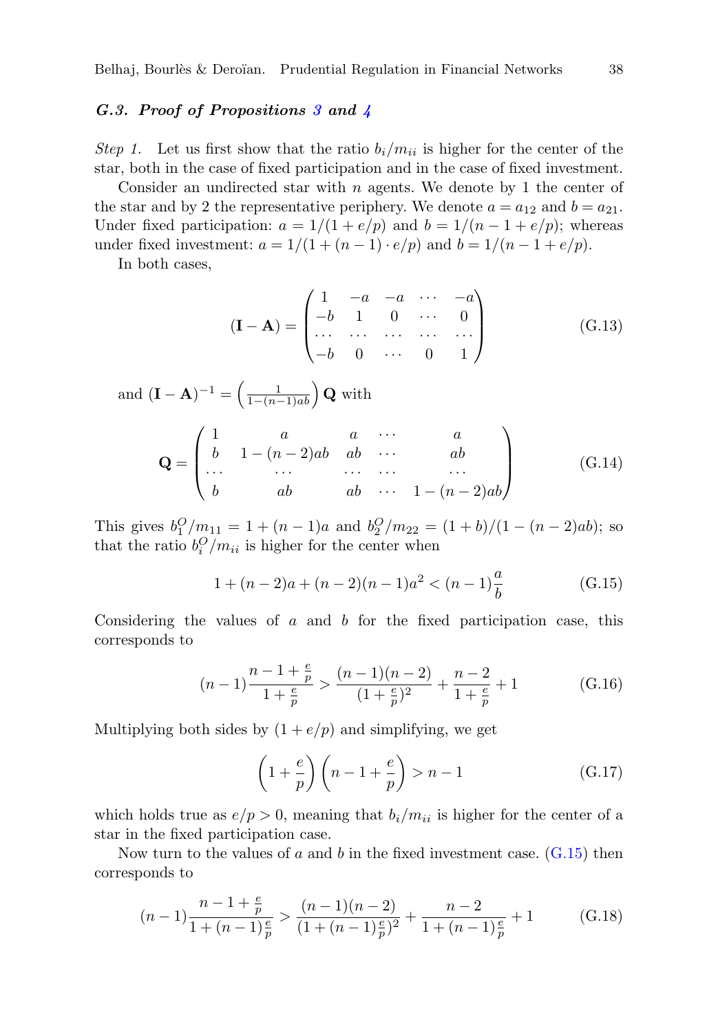### *G.3. Proof of Propositions 3 and 4*

*Step 1.* Let us first show that the ratio $b_i/m_{ii}$ is higher for the center of the star, both in the case of fixed participation and in the case of fixed investment.

Consider an undirected star with $n$ agents. We denote by 1 the center of the star and by 2 the representative periphery. We denote $a = a_{12}$ and $b = a_{21}$. Under fixed participation: $a = 1/(1 + e/p)$ and $b = 1/(n - 1 + e/p)$; whereas under fixed investment: $a = 1/(1 + (n-1) \cdot e/p)$ and $b = 1/(n - 1 + e/p)$.

In both cases,

$$(\mathbf{I} - \mathbf{A}) = \begin{pmatrix} 1 & -a & -a & \cdots & -a \\ -b & 1 & 0 & \cdots & 0 \\ \cdots & \cdots & \cdots & \cdots & \cdots \\ -b & 0 & \cdots & 0 & 1 \end{pmatrix} \tag{G.13}$$

and $(\mathbf{I} - \mathbf{A})^{-1} = \left(\frac{1}{1-(n-1)ab}\right) \mathbf{Q}$ with

$$\mathbf{Q} = \begin{pmatrix} 1 & a & a & \cdots & a \\ b & 1-(n-2)ab & ab & \cdots & ab \\ \cdots & \cdots & \cdots & \cdots & \cdots \\ b & ab & ab & \cdots & 1-(n-2)ab \end{pmatrix} \tag{G.14}$$

This gives $b_1^O/m_{11} = 1 + (n-1)a$ and $b_2^O/m_{22} = (1+b)/(1-(n-2)ab)$; so that the ratio $b_i^O/m_{ii}$ is higher for the center when

$$1 + (n-2)a + (n-2)(n-1)a^2 < (n-1)\frac{a}{b} \tag{G.15}$$

Considering the values of $a$ and $b$ for the fixed participation case, this corresponds to

$$(n-1)\frac{n-1+\frac{e}{p}}{1+\frac{e}{p}} > \frac{(n-1)(n-2)}{(1+\frac{e}{p})^2} + \frac{n-2}{1+\frac{e}{p}} + 1 \tag{G.16}$$

Multiplying both sides by $(1 + e/p)$ and simplifying, we get

$$\left(1+\frac{e}{p}\right)\left(n-1+\frac{e}{p}\right) > n-1 \tag{G.17}$$

which holds true as $e/p > 0$, meaning that $b_i/m_{ii}$ is higher for the center of a star in the fixed participation case.

Now turn to the values of $a$ and $b$ in the fixed investment case. (G.15) then corresponds to

$$(n-1)\frac{n-1+\frac{e}{p}}{1+(n-1)\frac{e}{p}} > \frac{(n-1)(n-2)}{(1+(n-1)\frac{e}{p})^2} + \frac{n-2}{1+(n-1)\frac{e}{p}} + 1 \tag{G.18}$$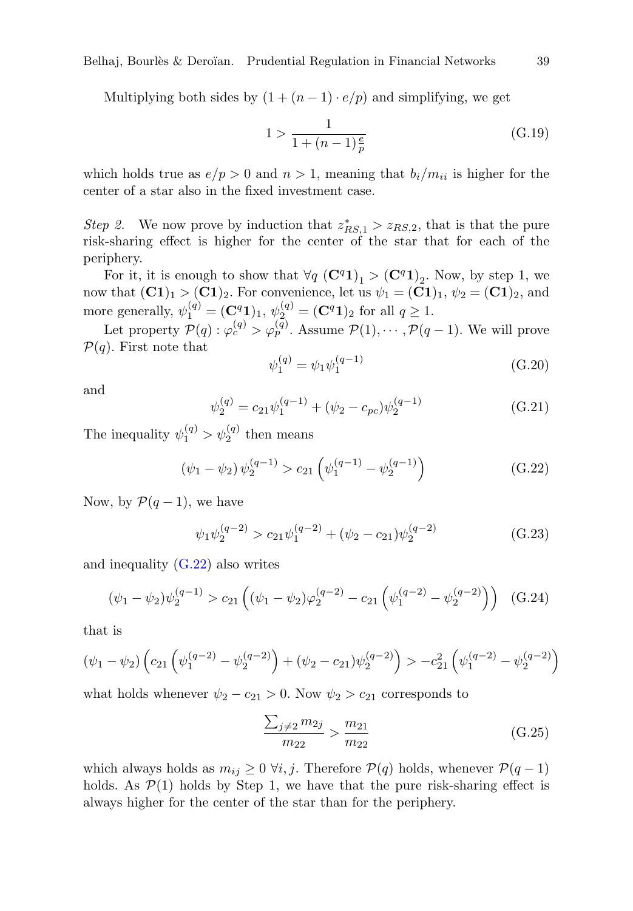Multiplying both sides by $(1 + (n-1) \cdot e/p)$ and simplifying, we get

$$1 > \frac{1}{1 + (n-1)\frac{e}{p}} \tag{G.19}$$

which holds true as $e/p > 0$ and $n > 1$, meaning that $b_i/m_{ii}$ is higher for the center of a star also in the fixed investment case.

*Step 2.* We now prove by induction that $z^*_{RS,1} > z_{RS,2}$, that is that the pure risk-sharing effect is higher for the center of the star that for each of the periphery.

For it, it is enough to show that $\forall q \; (\mathbf{C}^q \mathbf{1})_1 > (\mathbf{C}^q \mathbf{1})_2$. Now, by step 1, we now that $(\mathbf{C1})_1 > (\mathbf{C1})_2$. For convenience, let us $\psi_1 = (\mathbf{C1})_1$, $\psi_2 = (\mathbf{C1})_2$, and more generally, $\psi_1^{(q)} = (\mathbf{C}^q \mathbf{1})_1$, $\psi_2^{(q)} = (\mathbf{C}^q \mathbf{1})_2$ for all $q \geq 1$.

Let property $\mathcal{P}(q) : \varphi_c^{(q)} > \varphi_p^{(q)}$. Assume $\mathcal{P}(1), \cdots, \mathcal{P}(q-1)$. We will prove $\mathcal{P}(q)$. First note that

$$\psi_1^{(q)} = \psi_1 \psi_1^{(q-1)} \tag{G.20}$$

and

$$\psi_2^{(q)} = c_{21} \psi_1^{(q-1)} + (\psi_2 - c_{pc}) \psi_2^{(q-1)} \tag{G.21}$$

The inequality $\psi_1^{(q)} > \psi_2^{(q)}$ then means

$$(\psi_1 - \psi_2) \, \psi_2^{(q-1)} > c_{21} \left( \psi_1^{(q-1)} - \psi_2^{(q-1)} \right) \tag{G.22}$$

Now, by $\mathcal{P}(q-1)$, we have

$$\psi_1 \psi_2^{(q-2)} > c_{21} \psi_1^{(q-2)} + (\psi_2 - c_{21}) \psi_2^{(q-2)} \tag{G.23}$$

and inequality (G.22) also writes

$$(\psi_1 - \psi_2) \psi_2^{(q-1)} > c_{21} \left( (\psi_1 - \psi_2) \varphi_2^{(q-2)} - c_{21} \left( \psi_1^{(q-2)} - \psi_2^{(q-2)} \right) \right) \tag{G.24}$$

that is

$$(\psi_1 - \psi_2) \left( c_{21} \left( \psi_1^{(q-2)} - \psi_2^{(q-2)} \right) + (\psi_2 - c_{21}) \psi_2^{(q-2)} \right) > -c_{21}^2 \left( \psi_1^{(q-2)} - \psi_2^{(q-2)} \right)$$

what holds whenever $\psi_2 - c_{21} > 0$. Now $\psi_2 > c_{21}$ corresponds to

$$\frac{\sum_{j \neq 2} m_{2j}}{m_{22}} > \frac{m_{21}}{m_{22}} \tag{G.25}$$

which always holds as $m_{ij} \geq 0 \; \forall i, j$. Therefore $\mathcal{P}(q)$ holds, whenever $\mathcal{P}(q-1)$ holds. As $\mathcal{P}(1)$ holds by Step 1, we have that the pure risk-sharing effect is always higher for the center of the star than for the periphery.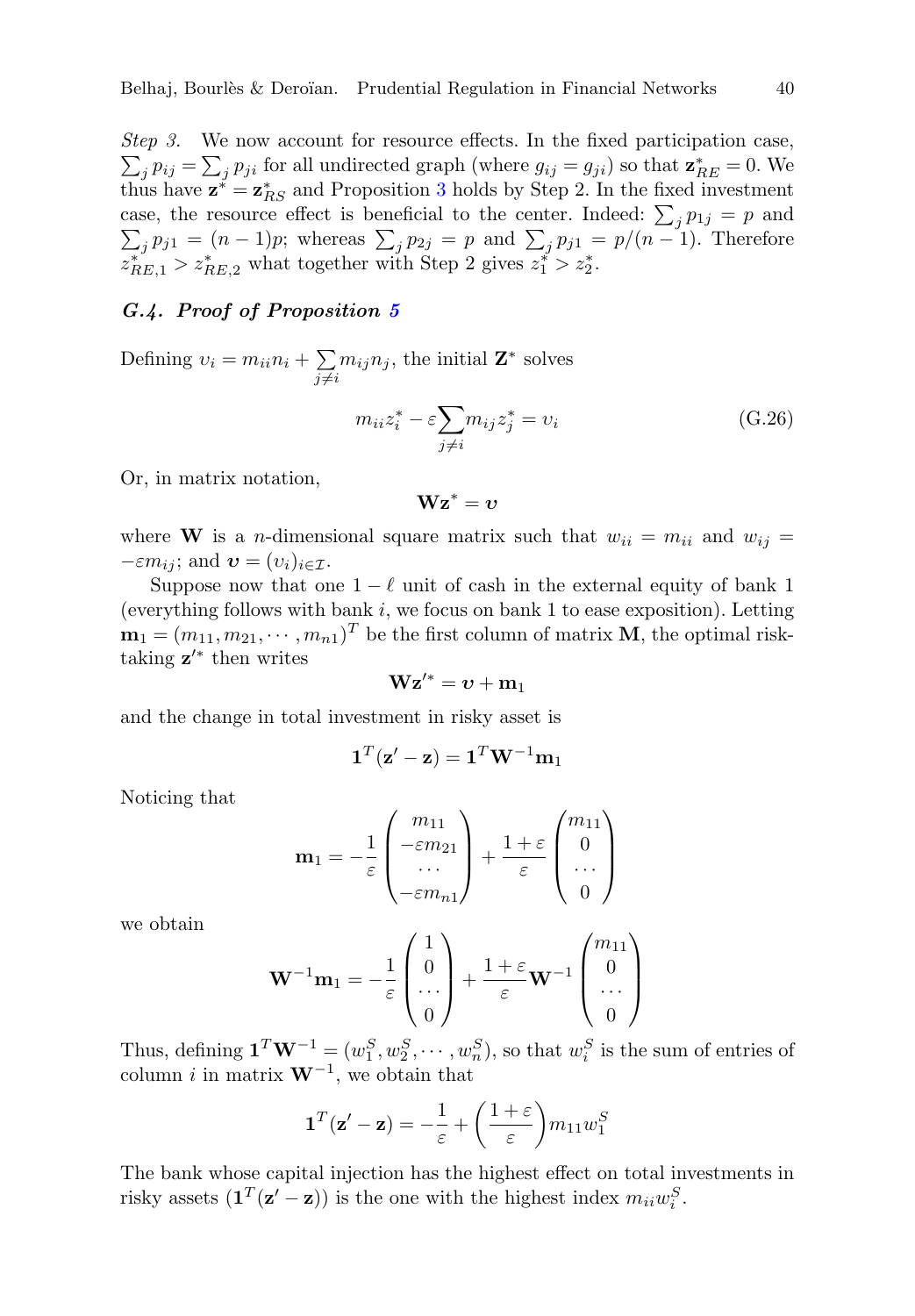*Step 3.* We now account for resource effects. In the fixed participation case, $\sum_j p_{ij} = \sum_j p_{ji}$ for all undirected graph (where $g_{ij} = g_{ji}$) so that $\mathbf{z}^*_{RE} = 0$. We thus have $\mathbf{z}^* = \mathbf{z}^*_{RS}$ and Proposition 3 holds by Step 2. In the fixed investment case, the resource effect is beneficial to the center. Indeed: $\sum_j p_{1j} = p$ and $\sum_j p_{j1} = (n-1)p$; whereas $\sum_j p_{2j} = p$ and $\sum_j p_{j1} = p/(n-1)$. Therefore $z^*_{RE,1} > z^*_{RE,2}$ what together with Step 2 gives $z^*_1 > z^*_2$.

### G.4. Proof of Proposition 5

Defining $\upsilon_i = m_{ii}n_i + \sum_{j \neq i} m_{ij}n_j$, the initial $\mathbf{Z}^*$ solves

$$m_{ii}z^*_i - \varepsilon \sum_{j \neq i} m_{ij} z^*_j = \upsilon_i \tag{G.26}$$

Or, in matrix notation,

$$\mathbf{W}\mathbf{z}^* = \boldsymbol{\upsilon}$$

where $\mathbf{W}$ is a $n$-dimensional square matrix such that $w_{ii} = m_{ii}$ and $w_{ij} = -\varepsilon m_{ij}$; and $\boldsymbol{\upsilon} = (\upsilon_i)_{i \in \mathcal{I}}$.

Suppose now that one $1 - \ell$ unit of cash in the external equity of bank 1 (everything follows with bank $i$, we focus on bank 1 to ease exposition). Letting $\mathbf{m}_1 = (m_{11}, m_{21}, \cdots, m_{n1})^T$ be the first column of matrix $\mathbf{M}$, the optimal risk-taking $\mathbf{z}'^*$ then writes

$$\mathbf{W}\mathbf{z}'^* = \boldsymbol{\upsilon} + \mathbf{m}_1$$

and the change in total investment in risky asset is

$$\mathbf{1}^T(\mathbf{z}' - \mathbf{z}) = \mathbf{1}^T \mathbf{W}^{-1} \mathbf{m}_1$$

Noticing that

$$\mathbf{m}_1 = -\frac{1}{\varepsilon} \begin{pmatrix} m_{11} \\ -\varepsilon m_{21} \\ \cdots \\ -\varepsilon m_{n1} \end{pmatrix} + \frac{1+\varepsilon}{\varepsilon} \begin{pmatrix} m_{11} \\ 0 \\ \cdots \\ 0 \end{pmatrix}$$

we obtain

$$\mathbf{W}^{-1}\mathbf{m}_1 = -\frac{1}{\varepsilon} \begin{pmatrix} 1 \\ 0 \\ \cdots \\ 0 \end{pmatrix} + \frac{1+\varepsilon}{\varepsilon} \mathbf{W}^{-1} \begin{pmatrix} m_{11} \\ 0 \\ \cdots \\ 0 \end{pmatrix}$$

Thus, defining $\mathbf{1}^T \mathbf{W}^{-1} = (w^S_1, w^S_2, \cdots, w^S_n)$, so that $w^S_i$ is the sum of entries of column $i$ in matrix $\mathbf{W}^{-1}$, we obtain that

$$\mathbf{1}^T(\mathbf{z}' - \mathbf{z}) = -\frac{1}{\varepsilon} + \left(\frac{1+\varepsilon}{\varepsilon}\right) m_{11} w^S_1$$

The bank whose capital injection has the highest effect on total investments in risky assets ($\mathbf{1}^T(\mathbf{z}' - \mathbf{z})$) is the one with the highest index $m_{ii}w^S_i$.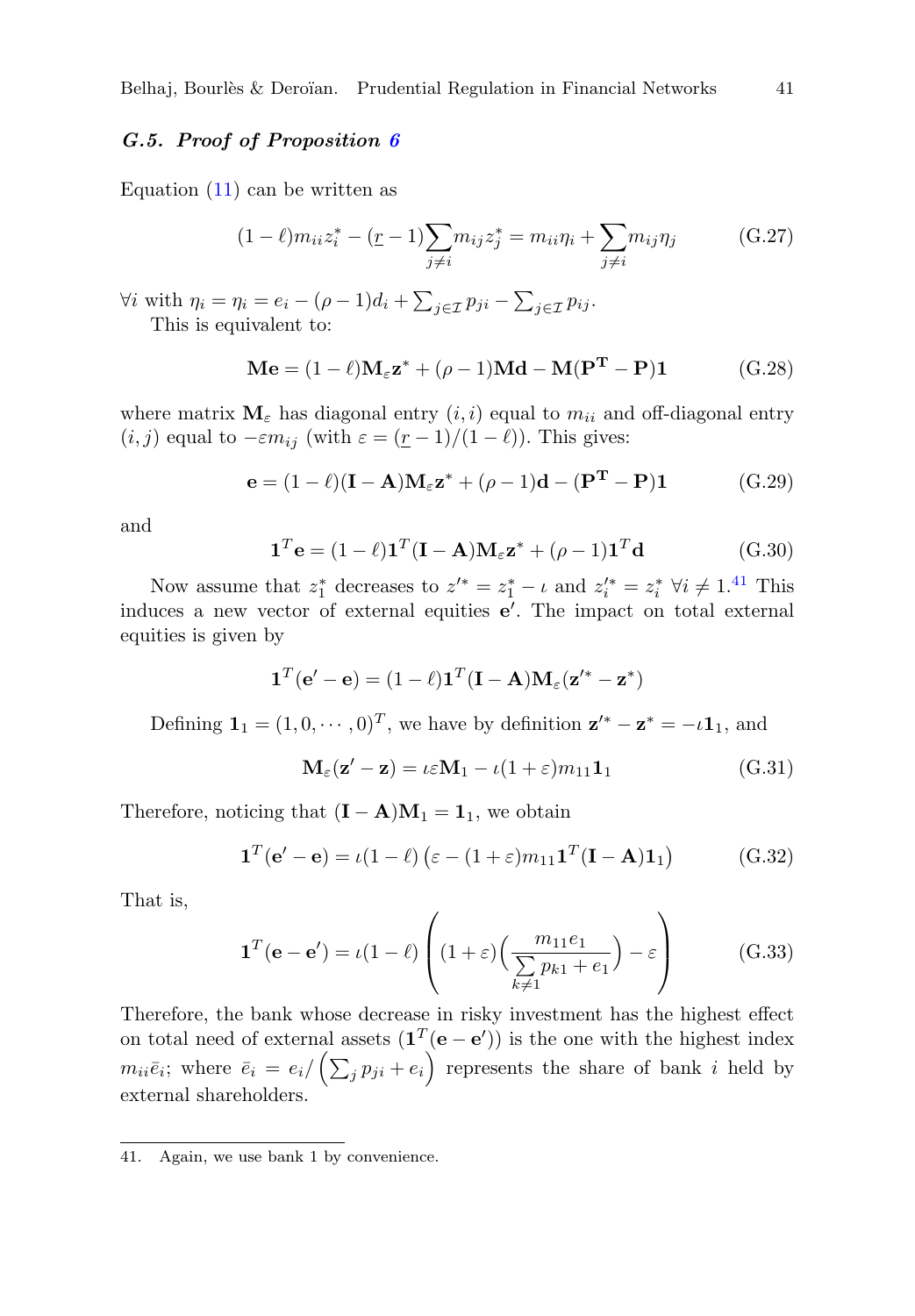### G.5. *Proof of Proposition 6*

Equation (11) can be written as

$$(1-\ell)m_{ii}z_i^* - (\underline{r}-1)\sum_{j\neq i} m_{ij}z_j^* = m_{ii}\eta_i + \sum_{j\neq i} m_{ij}\eta_j \tag{G.27}$$

$\forall i$ with $\eta_i = \eta_i = e_i - (\rho-1)d_i + \sum_{j\in\mathcal{I}} p_{ji} - \sum_{j\in\mathcal{I}} p_{ij}$.

This is equivalent to:

$$\mathbf{Me} = (1-\ell)\mathbf{M}_\varepsilon \mathbf{z}^* + (\rho-1)\mathbf{Md} - \mathbf{M}(\mathbf{P^T}-\mathbf{P})\mathbf{1} \tag{G.28}$$

where matrix $\mathbf{M}_\varepsilon$ has diagonal entry $(i,i)$ equal to $m_{ii}$ and off-diagonal entry $(i,j)$ equal to $-\varepsilon m_{ij}$ (with $\varepsilon = (\underline{r}-1)/(1-\ell)$). This gives:

$$\mathbf{e} = (1-\ell)(\mathbf{I}-\mathbf{A})\mathbf{M}_\varepsilon \mathbf{z}^* + (\rho-1)\mathbf{d} - (\mathbf{P^T}-\mathbf{P})\mathbf{1} \tag{G.29}$$

and

$$\mathbf{1}^T\mathbf{e} = (1-\ell)\mathbf{1}^T(\mathbf{I}-\mathbf{A})\mathbf{M}_\varepsilon \mathbf{z}^* + (\rho-1)\mathbf{1}^T\mathbf{d} \tag{G.30}$$

Now assume that $z_1^*$ decreases to $z'^* = z_1^* - \iota$ and $z_i'^* = z_i^*$ $\forall i \neq 1$.[41] This induces a new vector of external equities $\mathbf{e}'$. The impact on total external equities is given by

$$\mathbf{1}^T(\mathbf{e}'-\mathbf{e}) = (1-\ell)\mathbf{1}^T(\mathbf{I}-\mathbf{A})\mathbf{M}_\varepsilon(\mathbf{z}'^* - \mathbf{z}^*)$$

Defining $\mathbf{1}_1 = (1,0,\cdots,0)^T$, we have by definition $\mathbf{z}'^* - \mathbf{z}^* = -\iota\mathbf{1}_1$, and

$$\mathbf{M}_\varepsilon(\mathbf{z}'-\mathbf{z}) = \iota\varepsilon\mathbf{M}_1 - \iota(1+\varepsilon)m_{11}\mathbf{1}_1 \tag{G.31}$$

Therefore, noticing that $(\mathbf{I}-\mathbf{A})\mathbf{M}_1 = \mathbf{1}_1$, we obtain

$$\mathbf{1}^T(\mathbf{e}'-\mathbf{e}) = \iota(1-\ell)\left(\varepsilon - (1+\varepsilon)m_{11}\mathbf{1}^T(\mathbf{I}-\mathbf{A})\mathbf{1}_1\right) \tag{G.32}$$

That is,

$$\mathbf{1}^T(\mathbf{e}-\mathbf{e}') = \iota(1-\ell)\left((1+\varepsilon)\Big(\frac{m_{11}e_1}{\sum\limits_{k\neq 1} p_{k1} + e_1}\Big) - \varepsilon\right) \tag{G.33}$$

Therefore, the bank whose decrease in risky investment has the highest effect on total need of external assets ($\mathbf{1}^T(\mathbf{e}-\mathbf{e}')$) is the one with the highest index $m_{ii}\bar{e}_i$; where $\bar{e}_i = e_i / \left(\sum_j p_{ji} + e_i\right)$ represents the share of bank $i$ held by external shareholders.

---

41. Again, we use bank 1 by convenience.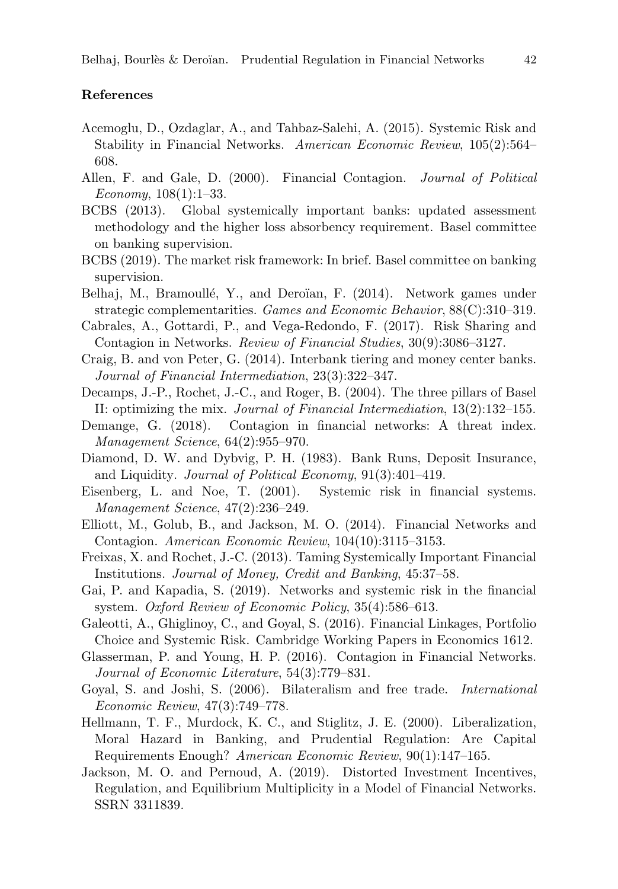## References

Acemoglu, D., Ozdaglar, A., and Tahbaz-Salehi, A. (2015). Systemic Risk and Stability in Financial Networks. *American Economic Review*, 105(2):564–608.

Allen, F. and Gale, D. (2000). Financial Contagion. *Journal of Political Economy*, 108(1):1–33.

BCBS (2013). Global systemically important banks: updated assessment methodology and the higher loss absorbency requirement. Basel committee on banking supervision.

BCBS (2019). The market risk framework: In brief. Basel committee on banking supervision.

Belhaj, M., Bramoullé, Y., and Deroïan, F. (2014). Network games under strategic complementarities. *Games and Economic Behavior*, 88(C):310–319.

Cabrales, A., Gottardi, P., and Vega-Redondo, F. (2017). Risk Sharing and Contagion in Networks. *Review of Financial Studies*, 30(9):3086–3127.

Craig, B. and von Peter, G. (2014). Interbank tiering and money center banks. *Journal of Financial Intermediation*, 23(3):322–347.

Decamps, J.-P., Rochet, J.-C., and Roger, B. (2004). The three pillars of Basel II: optimizing the mix. *Journal of Financial Intermediation*, 13(2):132–155.

Demange, G. (2018). Contagion in financial networks: A threat index. *Management Science*, 64(2):955–970.

Diamond, D. W. and Dybvig, P. H. (1983). Bank Runs, Deposit Insurance, and Liquidity. *Journal of Political Economy*, 91(3):401–419.

Eisenberg, L. and Noe, T. (2001). Systemic risk in financial systems. *Management Science*, 47(2):236–249.

Elliott, M., Golub, B., and Jackson, M. O. (2014). Financial Networks and Contagion. *American Economic Review*, 104(10):3115–3153.

Freixas, X. and Rochet, J.-C. (2013). Taming Systemically Important Financial Institutions. *Journal of Money, Credit and Banking*, 45:37–58.

Gai, P. and Kapadia, S. (2019). Networks and systemic risk in the financial system. *Oxford Review of Economic Policy*, 35(4):586–613.

Galeotti, A., Ghiglinoy, C., and Goyal, S. (2016). Financial Linkages, Portfolio Choice and Systemic Risk. Cambridge Working Papers in Economics 1612.

Glasserman, P. and Young, H. P. (2016). Contagion in Financial Networks. *Journal of Economic Literature*, 54(3):779–831.

Goyal, S. and Joshi, S. (2006). Bilateralism and free trade. *International Economic Review*, 47(3):749–778.

Hellmann, T. F., Murdock, K. C., and Stiglitz, J. E. (2000). Liberalization, Moral Hazard in Banking, and Prudential Regulation: Are Capital Requirements Enough? *American Economic Review*, 90(1):147–165.

Jackson, M. O. and Pernoud, A. (2019). Distorted Investment Incentives, Regulation, and Equilibrium Multiplicity in a Model of Financial Networks. SSRN 3311839.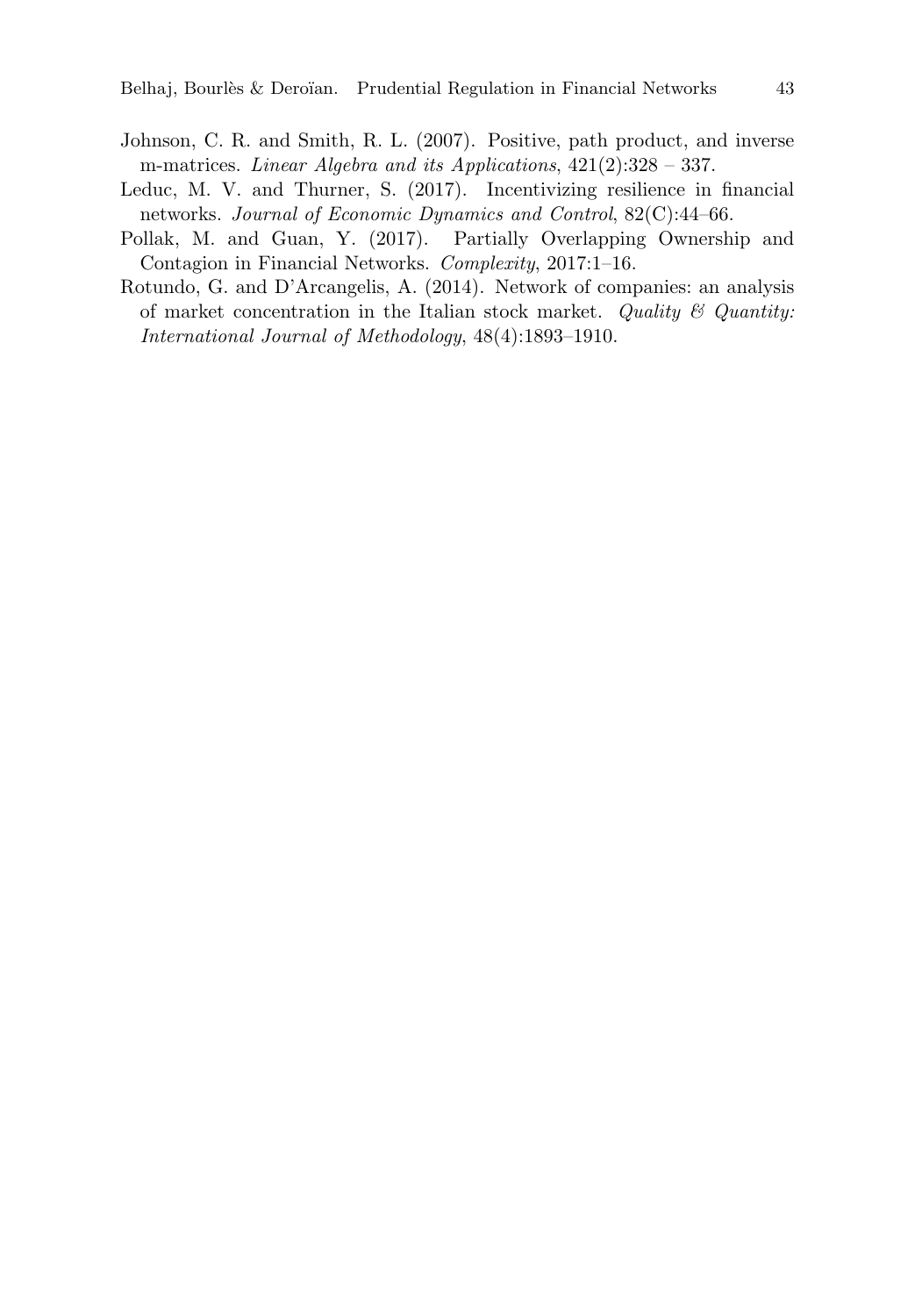Johnson, C. R. and Smith, R. L. (2007). Positive, path product, and inverse m-matrices. *Linear Algebra and its Applications*, 421(2):328 – 337.

Leduc, M. V. and Thurner, S. (2017). Incentivizing resilience in financial networks. *Journal of Economic Dynamics and Control*, 82(C):44–66.

Pollak, M. and Guan, Y. (2017). Partially Overlapping Ownership and Contagion in Financial Networks. *Complexity*, 2017:1–16.

Rotundo, G. and D'Arcangelis, A. (2014). Network of companies: an analysis of market concentration in the Italian stock market. *Quality & Quantity: International Journal of Methodology*, 48(4):1893–1910.